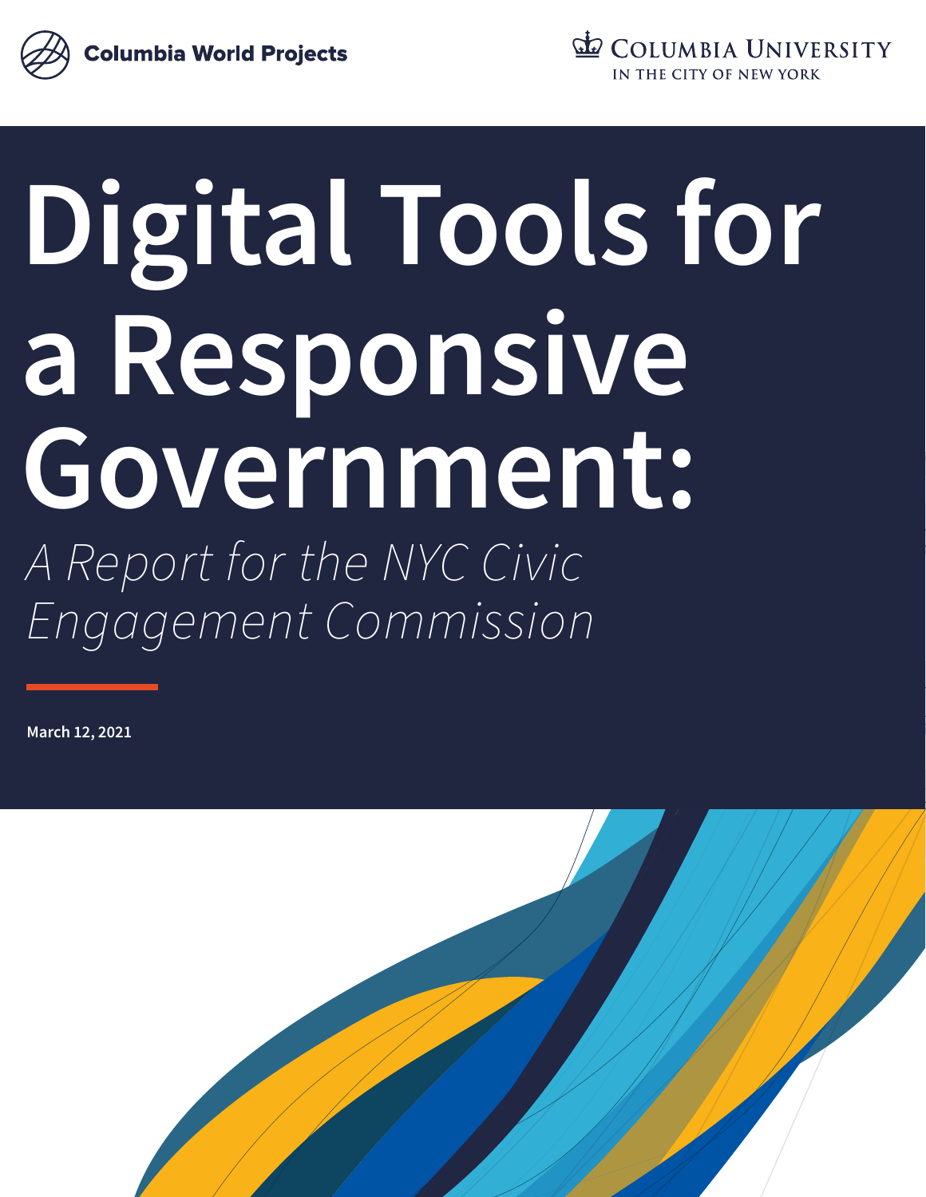Columbia World Projects

COLUMBIA UNIVERSITY IN THE CITY OF NEW YORK

# Digital Tools for a Responsive Government:

*A Report for the NYC Civic Engagement Commission*

**March 12, 2021**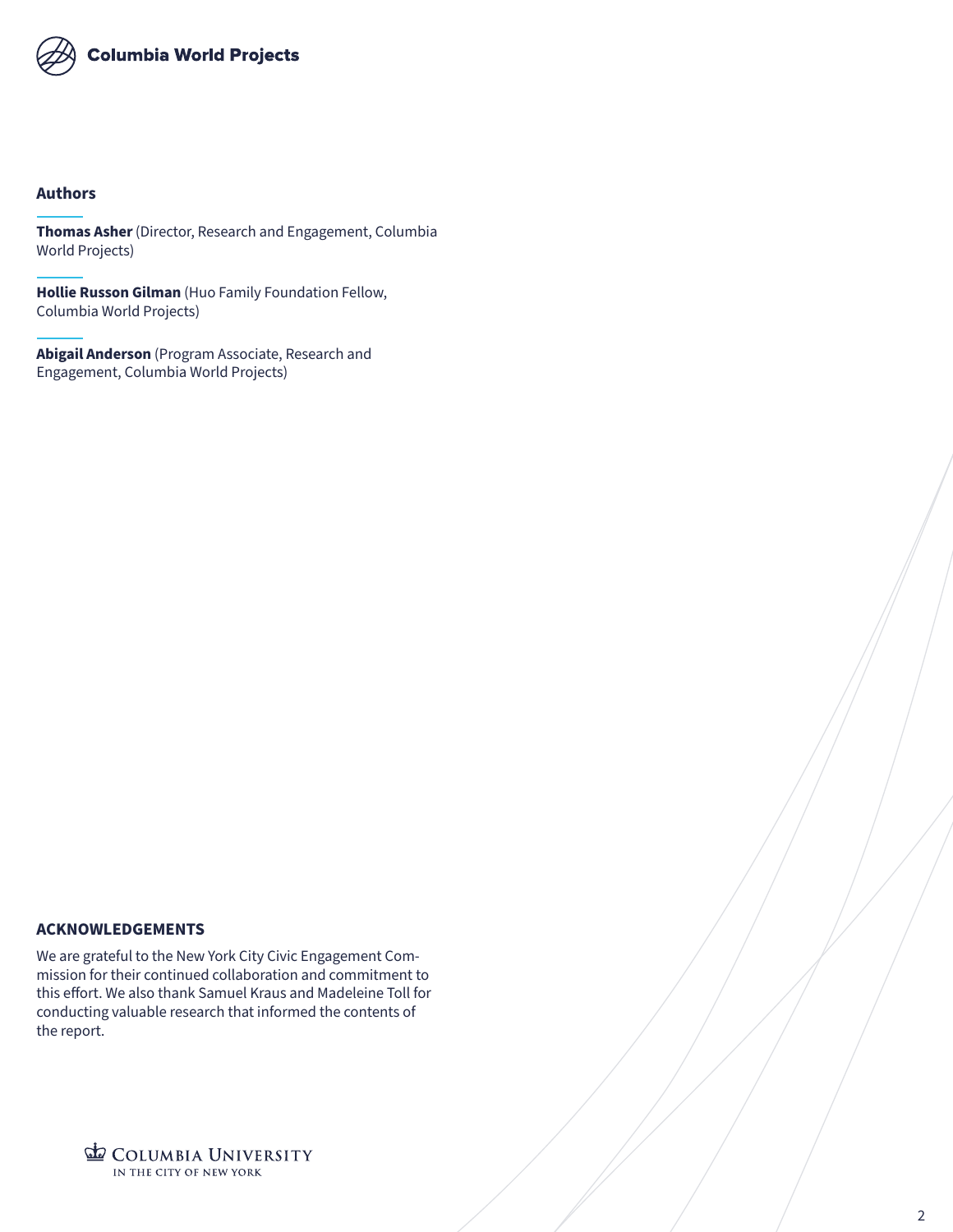## Authors

**Thomas Asher** (Director, Research and Engagement, Columbia World Projects)

**Hollie Russon Gilman** (Huo Family Foundation Fellow, Columbia World Projects)

**Abigail Anderson** (Program Associate, Research and Engagement, Columbia World Projects)

## ACKNOWLEDGEMENTS

We are grateful to the New York City Civic Engagement Commission for their continued collaboration and commitment to this effort. We also thank Samuel Kraus and Madeleine Toll for conducting valuable research that informed the contents of the report.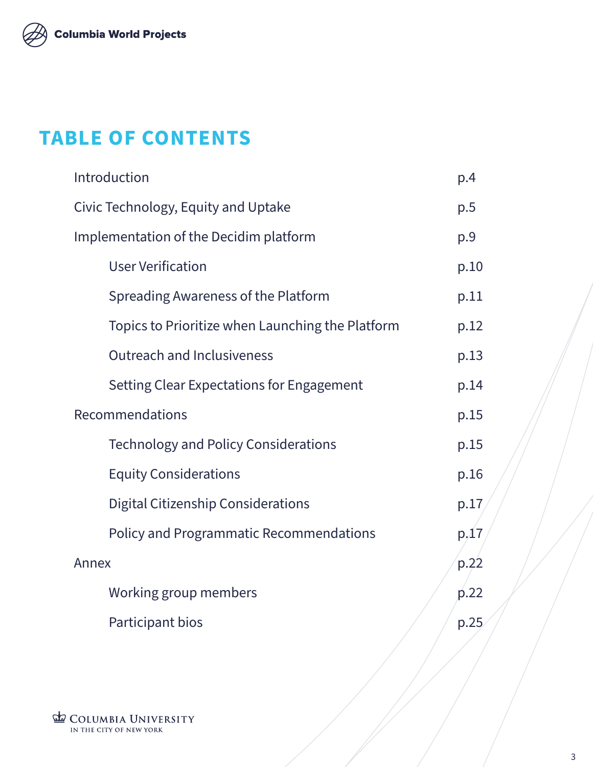# TABLE OF CONTENTS

| | |
|---|---|
| Introduction | p.4 |
| Civic Technology, Equity and Uptake | p.5 |
| Implementation of the Decidim platform | p.9 |
| &nbsp;&nbsp;&nbsp;&nbsp;User Verification | p.10 |
| &nbsp;&nbsp;&nbsp;&nbsp;Spreading Awareness of the Platform | p.11 |
| &nbsp;&nbsp;&nbsp;&nbsp;Topics to Prioritize when Launching the Platform | p.12 |
| &nbsp;&nbsp;&nbsp;&nbsp;Outreach and Inclusiveness | p.13 |
| &nbsp;&nbsp;&nbsp;&nbsp;Setting Clear Expectations for Engagement | p.14 |
| Recommendations | p.15 |
| &nbsp;&nbsp;&nbsp;&nbsp;Technology and Policy Considerations | p.15 |
| &nbsp;&nbsp;&nbsp;&nbsp;Equity Considerations | p.16 |
| &nbsp;&nbsp;&nbsp;&nbsp;Digital Citizenship Considerations | p.17 |
| &nbsp;&nbsp;&nbsp;&nbsp;Policy and Programmatic Recommendations | p.17 |
| Annex | p.22 |
| &nbsp;&nbsp;&nbsp;&nbsp;Working group members | p.22 |
| &nbsp;&nbsp;&nbsp;&nbsp;Participant bios | p.25 |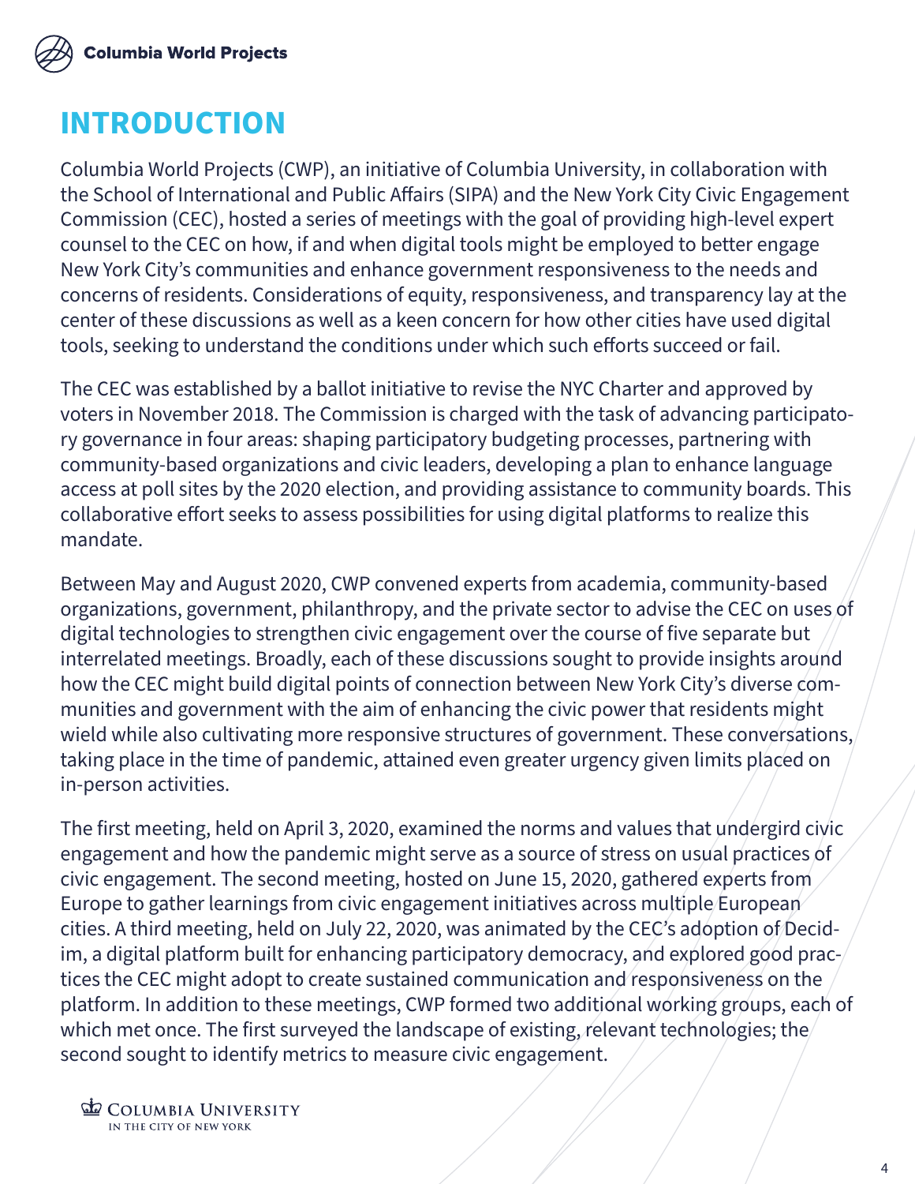# INTRODUCTION

Columbia World Projects (CWP), an initiative of Columbia University, in collaboration with the School of International and Public Affairs (SIPA) and the New York City Civic Engagement Commission (CEC), hosted a series of meetings with the goal of providing high-level expert counsel to the CEC on how, if and when digital tools might be employed to better engage New York City's communities and enhance government responsiveness to the needs and concerns of residents. Considerations of equity, responsiveness, and transparency lay at the center of these discussions as well as a keen concern for how other cities have used digital tools, seeking to understand the conditions under which such efforts succeed or fail.

The CEC was established by a ballot initiative to revise the NYC Charter and approved by voters in November 2018. The Commission is charged with the task of advancing participatory governance in four areas: shaping participatory budgeting processes, partnering with community-based organizations and civic leaders, developing a plan to enhance language access at poll sites by the 2020 election, and providing assistance to community boards. This collaborative effort seeks to assess possibilities for using digital platforms to realize this mandate.

Between May and August 2020, CWP convened experts from academia, community-based organizations, government, philanthropy, and the private sector to advise the CEC on uses of digital technologies to strengthen civic engagement over the course of five separate but interrelated meetings. Broadly, each of these discussions sought to provide insights around how the CEC might build digital points of connection between New York City's diverse communities and government with the aim of enhancing the civic power that residents might wield while also cultivating more responsive structures of government. These conversations, taking place in the time of pandemic, attained even greater urgency given limits placed on in-person activities.

The first meeting, held on April 3, 2020, examined the norms and values that undergird civic engagement and how the pandemic might serve as a source of stress on usual practices of civic engagement. The second meeting, hosted on June 15, 2020, gathered experts from Europe to gather learnings from civic engagement initiatives across multiple European cities. A third meeting, held on July 22, 2020, was animated by the CEC's adoption of Decidim, a digital platform built for enhancing participatory democracy, and explored good practices the CEC might adopt to create sustained communication and responsiveness on the platform. In addition to these meetings, CWP formed two additional working groups, each of which met once. The first surveyed the landscape of existing, relevant technologies; the second sought to identify metrics to measure civic engagement.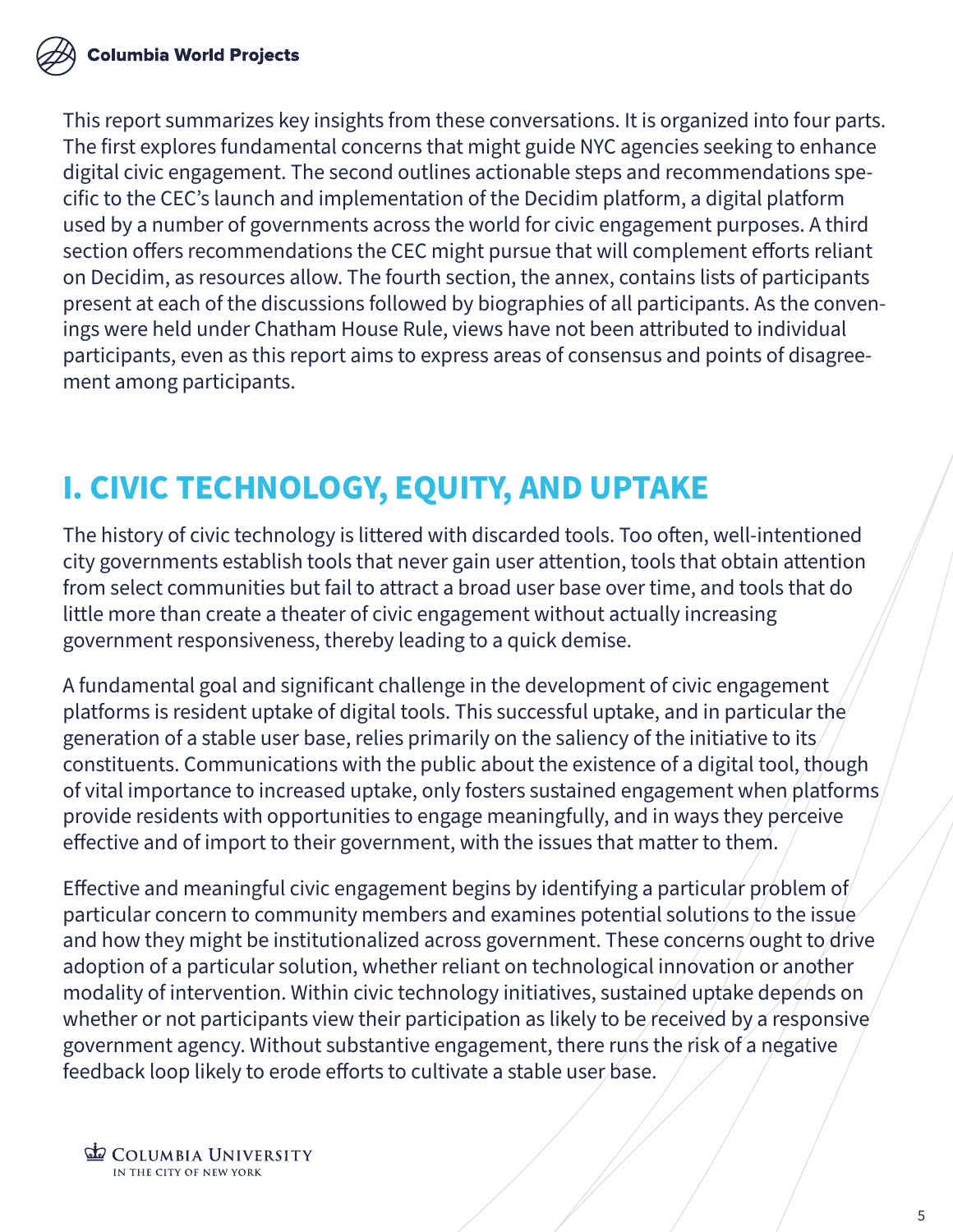This report summarizes key insights from these conversations. It is organized into four parts. The first explores fundamental concerns that might guide NYC agencies seeking to enhance digital civic engagement. The second outlines actionable steps and recommendations specific to the CEC's launch and implementation of the Decidim platform, a digital platform used by a number of governments across the world for civic engagement purposes. A third section offers recommendations the CEC might pursue that will complement efforts reliant on Decidim, as resources allow. The fourth section, the annex, contains lists of participants present at each of the discussions followed by biographies of all participants. As the convenings were held under Chatham House Rule, views have not been attributed to individual participants, even as this report aims to express areas of consensus and points of disagreement among participants.

# I. CIVIC TECHNOLOGY, EQUITY, AND UPTAKE

The history of civic technology is littered with discarded tools. Too often, well-intentioned city governments establish tools that never gain user attention, tools that obtain attention from select communities but fail to attract a broad user base over time, and tools that do little more than create a theater of civic engagement without actually increasing government responsiveness, thereby leading to a quick demise.

A fundamental goal and significant challenge in the development of civic engagement platforms is resident uptake of digital tools. This successful uptake, and in particular the generation of a stable user base, relies primarily on the saliency of the initiative to its constituents. Communications with the public about the existence of a digital tool, though of vital importance to increased uptake, only fosters sustained engagement when platforms provide residents with opportunities to engage meaningfully, and in ways they perceive effective and of import to their government, with the issues that matter to them.

Effective and meaningful civic engagement begins by identifying a particular problem of particular concern to community members and examines potential solutions to the issue and how they might be institutionalized across government. These concerns ought to drive adoption of a particular solution, whether reliant on technological innovation or another modality of intervention. Within civic technology initiatives, sustained uptake depends on whether or not participants view their participation as likely to be received by a responsive government agency. Without substantive engagement, there runs the risk of a negative feedback loop likely to erode efforts to cultivate a stable user base.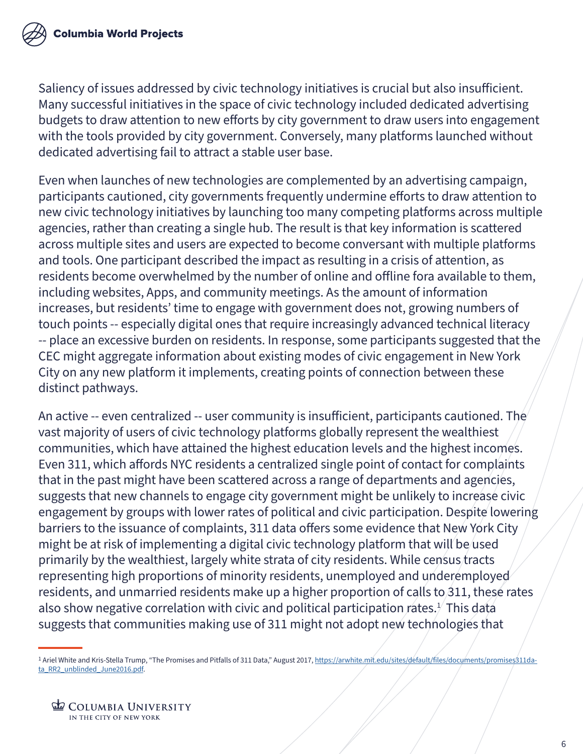Saliency of issues addressed by civic technology initiatives is crucial but also insufficient. Many successful initiatives in the space of civic technology included dedicated advertising budgets to draw attention to new efforts by city government to draw users into engagement with the tools provided by city government. Conversely, many platforms launched without dedicated advertising fail to attract a stable user base.

Even when launches of new technologies are complemented by an advertising campaign, participants cautioned, city governments frequently undermine efforts to draw attention to new civic technology initiatives by launching too many competing platforms across multiple agencies, rather than creating a single hub. The result is that key information is scattered across multiple sites and users are expected to become conversant with multiple platforms and tools. One participant described the impact as resulting in a crisis of attention, as residents become overwhelmed by the number of online and offline fora available to them, including websites, Apps, and community meetings. As the amount of information increases, but residents' time to engage with government does not, growing numbers of touch points -- especially digital ones that require increasingly advanced technical literacy -- place an excessive burden on residents. In response, some participants suggested that the CEC might aggregate information about existing modes of civic engagement in New York City on any new platform it implements, creating points of connection between these distinct pathways.

An active -- even centralized -- user community is insufficient, participants cautioned. The vast majority of users of civic technology platforms globally represent the wealthiest communities, which have attained the highest education levels and the highest incomes. Even 311, which affords NYC residents a centralized single point of contact for complaints that in the past might have been scattered across a range of departments and agencies, suggests that new channels to engage city government might be unlikely to increase civic engagement by groups with lower rates of political and civic participation. Despite lowering barriers to the issuance of complaints, 311 data offers some evidence that New York City might be at risk of implementing a digital civic technology platform that will be used primarily by the wealthiest, largely white strata of city residents. While census tracts representing high proportions of minority residents, unemployed and underemployed residents, and unmarried residents make up a higher proportion of calls to 311, these rates also show negative correlation with civic and political participation rates.[1] This data suggests that communities making use of 311 might not adopt new technologies that

---

[1] Ariel White and Kris-Stella Trump, "The Promises and Pitfalls of 311 Data," August 2017, https://arwhite.mit.edu/sites/default/files/documents/promises311data_RR2_unblinded_June2016.pdf.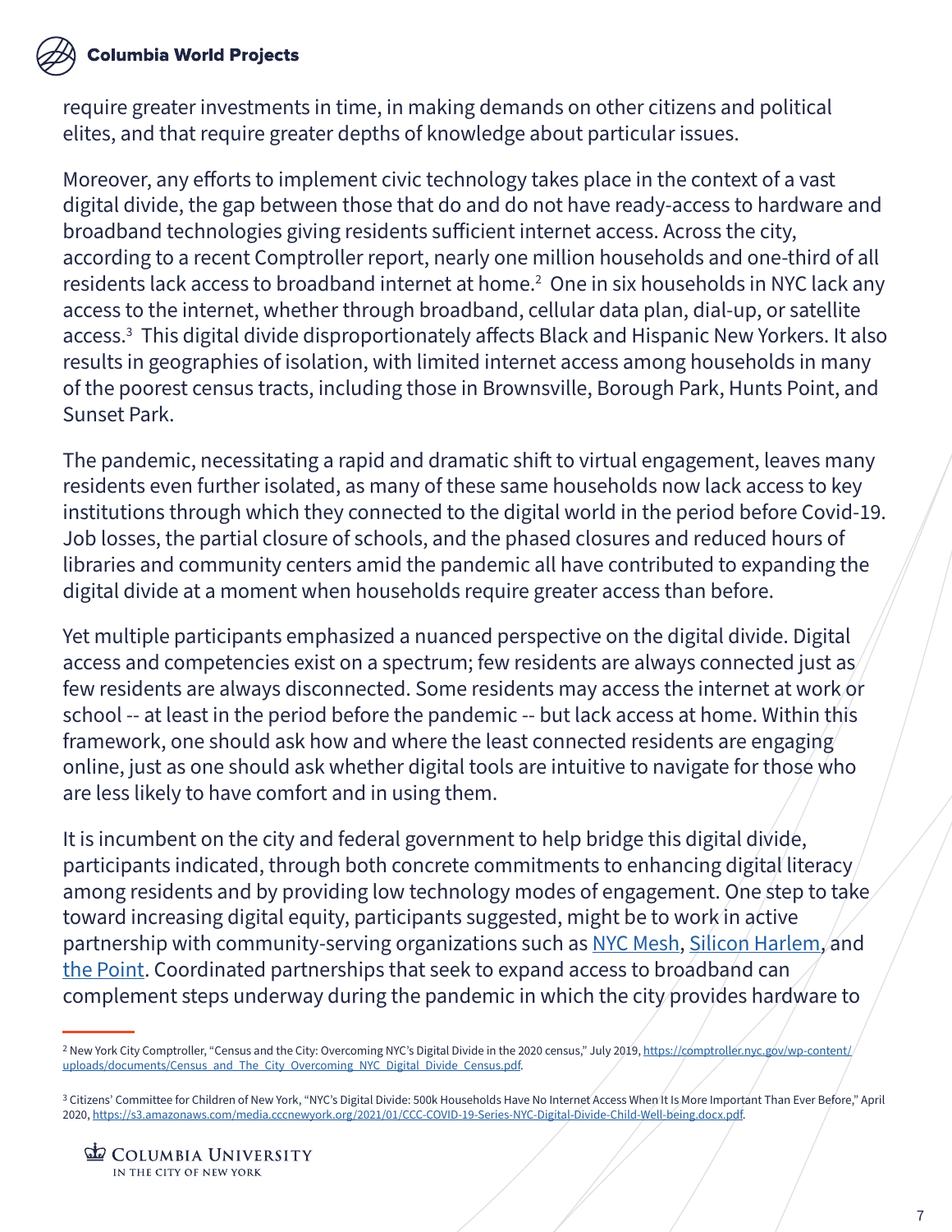require greater investments in time, in making demands on other citizens and political elites, and that require greater depths of knowledge about particular issues.

Moreover, any efforts to implement civic technology takes place in the context of a vast digital divide, the gap between those that do and do not have ready-access to hardware and broadband technologies giving residents sufficient internet access. Across the city, according to a recent Comptroller report, nearly one million households and one-third of all residents lack access to broadband internet at home.[2] One in six households in NYC lack any access to the internet, whether through broadband, cellular data plan, dial-up, or satellite access.[3] This digital divide disproportionately affects Black and Hispanic New Yorkers. It also results in geographies of isolation, with limited internet access among households in many of the poorest census tracts, including those in Brownsville, Borough Park, Hunts Point, and Sunset Park.

The pandemic, necessitating a rapid and dramatic shift to virtual engagement, leaves many residents even further isolated, as many of these same households now lack access to key institutions through which they connected to the digital world in the period before Covid-19. Job losses, the partial closure of schools, and the phased closures and reduced hours of libraries and community centers amid the pandemic all have contributed to expanding the digital divide at a moment when households require greater access than before.

Yet multiple participants emphasized a nuanced perspective on the digital divide. Digital access and competencies exist on a spectrum; few residents are always connected just as few residents are always disconnected. Some residents may access the internet at work or school -- at least in the period before the pandemic -- but lack access at home. Within this framework, one should ask how and where the least connected residents are engaging online, just as one should ask whether digital tools are intuitive to navigate for those who are less likely to have comfort and in using them.

It is incumbent on the city and federal government to help bridge this digital divide, participants indicated, through both concrete commitments to enhancing digital literacy among residents and by providing low technology modes of engagement. One step to take toward increasing digital equity, participants suggested, might be to work in active partnership with community-serving organizations such as [NYC Mesh](), [Silicon Harlem](), and [the Point](). Coordinated partnerships that seek to expand access to broadband can complement steps underway during the pandemic in which the city provides hardware to

---

[2] New York City Comptroller, "Census and the City: Overcoming NYC's Digital Divide in the 2020 census," July 2019, https://comptroller.nyc.gov/wp-content/uploads/documents/Census_and_The_City_Overcoming_NYC_Digital_Divide_Census.pdf.

[3] Citizens' Committee for Children of New York, "NYC's Digital Divide: 500k Households Have No Internet Access When It Is More Important Than Ever Before," April 2020, https://s3.amazonaws.com/media.cccnewyork.org/2021/01/CCC-COVID-19-Series-NYC-Digital-Divide-Child-Well-being.docx.pdf.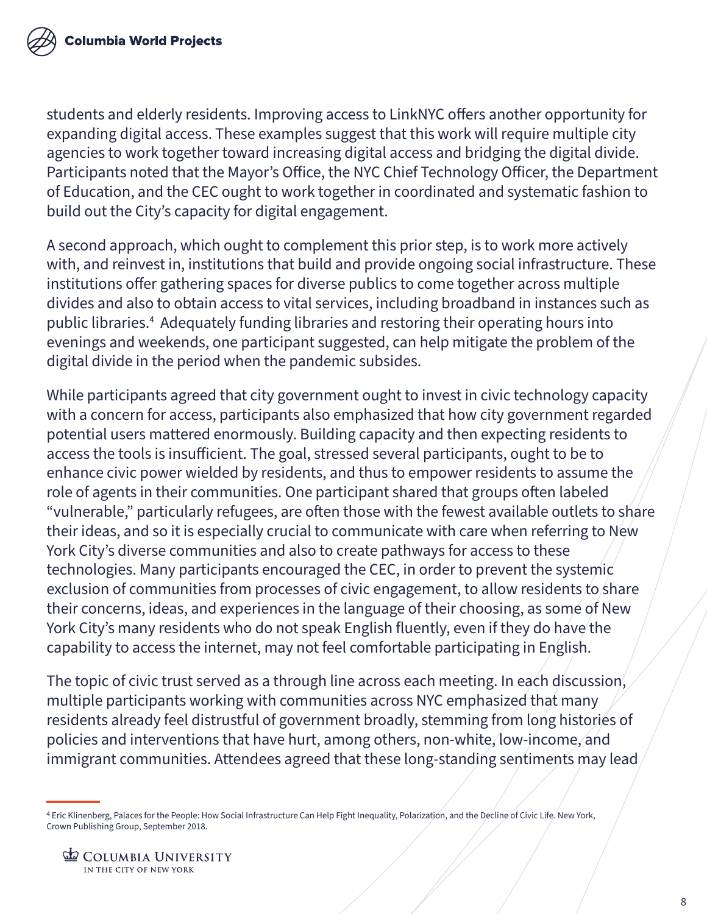students and elderly residents. Improving access to LinkNYC offers another opportunity for expanding digital access. These examples suggest that this work will require multiple city agencies to work together toward increasing digital access and bridging the digital divide. Participants noted that the Mayor's Office, the NYC Chief Technology Officer, the Department of Education, and the CEC ought to work together in coordinated and systematic fashion to build out the City's capacity for digital engagement.

A second approach, which ought to complement this prior step, is to work more actively with, and reinvest in, institutions that build and provide ongoing social infrastructure. These institutions offer gathering spaces for diverse publics to come together across multiple divides and also to obtain access to vital services, including broadband in instances such as public libraries.[4] Adequately funding libraries and restoring their operating hours into evenings and weekends, one participant suggested, can help mitigate the problem of the digital divide in the period when the pandemic subsides.

While participants agreed that city government ought to invest in civic technology capacity with a concern for access, participants also emphasized that how city government regarded potential users mattered enormously. Building capacity and then expecting residents to access the tools is insufficient. The goal, stressed several participants, ought to be to enhance civic power wielded by residents, and thus to empower residents to assume the role of agents in their communities. One participant shared that groups often labeled "vulnerable," particularly refugees, are often those with the fewest available outlets to share their ideas, and so it is especially crucial to communicate with care when referring to New York City's diverse communities and also to create pathways for access to these technologies. Many participants encouraged the CEC, in order to prevent the systemic exclusion of communities from processes of civic engagement, to allow residents to share their concerns, ideas, and experiences in the language of their choosing, as some of New York City's many residents who do not speak English fluently, even if they do have the capability to access the internet, may not feel comfortable participating in English.

The topic of civic trust served as a through line across each meeting. In each discussion, multiple participants working with communities across NYC emphasized that many residents already feel distrustful of government broadly, stemming from long histories of policies and interventions that have hurt, among others, non-white, low-income, and immigrant communities. Attendees agreed that these long-standing sentiments may lead

[4] Eric Klinenberg, Palaces for the People: How Social Infrastructure Can Help Fight Inequality, Polarization, and the Decline of Civic Life. New York, Crown Publishing Group, September 2018.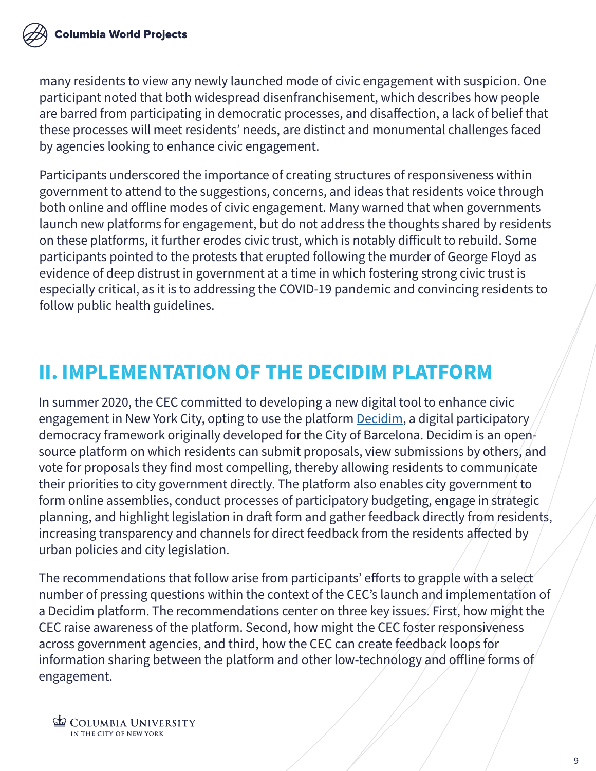many residents to view any newly launched mode of civic engagement with suspicion. One participant noted that both widespread disenfranchisement, which describes how people are barred from participating in democratic processes, and disaffection, a lack of belief that these processes will meet residents' needs, are distinct and monumental challenges faced by agencies looking to enhance civic engagement.

Participants underscored the importance of creating structures of responsiveness within government to attend to the suggestions, concerns, and ideas that residents voice through both online and offline modes of civic engagement. Many warned that when governments launch new platforms for engagement, but do not address the thoughts shared by residents on these platforms, it further erodes civic trust, which is notably difficult to rebuild. Some participants pointed to the protests that erupted following the murder of George Floyd as evidence of deep distrust in government at a time in which fostering strong civic trust is especially critical, as it is to addressing the COVID-19 pandemic and convincing residents to follow public health guidelines.

## II. IMPLEMENTATION OF THE DECIDIM PLATFORM

In summer 2020, the CEC committed to developing a new digital tool to enhance civic engagement in New York City, opting to use the platform Decidim, a digital participatory democracy framework originally developed for the City of Barcelona. Decidim is an open-source platform on which residents can submit proposals, view submissions by others, and vote for proposals they find most compelling, thereby allowing residents to communicate their priorities to city government directly. The platform also enables city government to form online assemblies, conduct processes of participatory budgeting, engage in strategic planning, and highlight legislation in draft form and gather feedback directly from residents, increasing transparency and channels for direct feedback from the residents affected by urban policies and city legislation.

The recommendations that follow arise from participants' efforts to grapple with a select number of pressing questions within the context of the CEC's launch and implementation of a Decidim platform. The recommendations center on three key issues. First, how might the CEC raise awareness of the platform. Second, how might the CEC foster responsiveness across government agencies, and third, how the CEC can create feedback loops for information sharing between the platform and other low-technology and offline forms of engagement.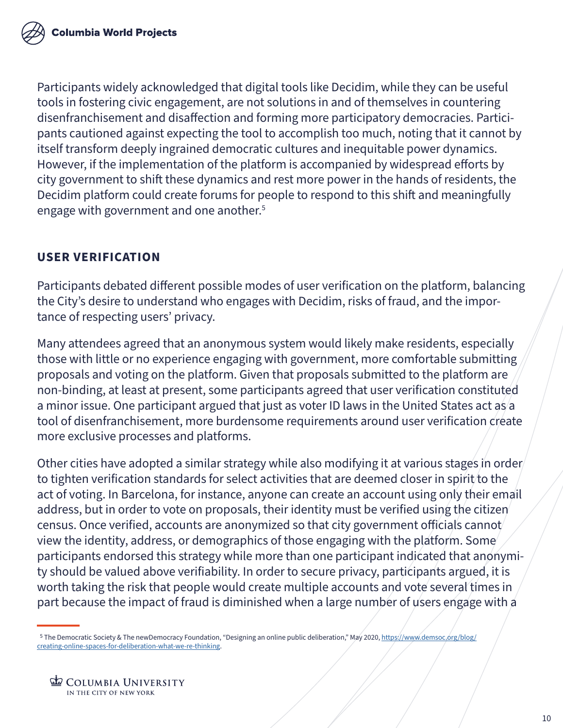Participants widely acknowledged that digital tools like Decidim, while they can be useful tools in fostering civic engagement, are not solutions in and of themselves in countering disenfranchisement and disaffection and forming more participatory democracies. Participants cautioned against expecting the tool to accomplish too much, noting that it cannot by itself transform deeply ingrained democratic cultures and inequitable power dynamics. However, if the implementation of the platform is accompanied by widespread efforts by city government to shift these dynamics and rest more power in the hands of residents, the Decidim platform could create forums for people to respond to this shift and meaningfully engage with government and one another.[5]

## USER VERIFICATION

Participants debated different possible modes of user verification on the platform, balancing the City's desire to understand who engages with Decidim, risks of fraud, and the importance of respecting users' privacy.

Many attendees agreed that an anonymous system would likely make residents, especially those with little or no experience engaging with government, more comfortable submitting proposals and voting on the platform. Given that proposals submitted to the platform are non-binding, at least at present, some participants agreed that user verification constituted a minor issue. One participant argued that just as voter ID laws in the United States act as a tool of disenfranchisement, more burdensome requirements around user verification create more exclusive processes and platforms.

Other cities have adopted a similar strategy while also modifying it at various stages in order to tighten verification standards for select activities that are deemed closer in spirit to the act of voting. In Barcelona, for instance, anyone can create an account using only their email address, but in order to vote on proposals, their identity must be verified using the citizen census. Once verified, accounts are anonymized so that city government officials cannot view the identity, address, or demographics of those engaging with the platform. Some participants endorsed this strategy while more than one participant indicated that anonymity should be valued above verifiability. In order to secure privacy, participants argued, it is worth taking the risk that people would create multiple accounts and vote several times in part because the impact of fraud is diminished when a large number of users engage with a

---

[5] The Democratic Society & The newDemocracy Foundation, "Designing an online public deliberation," May 2020, https://www.demsoc.org/blog/creating-online-spaces-for-deliberation-what-we-re-thinking.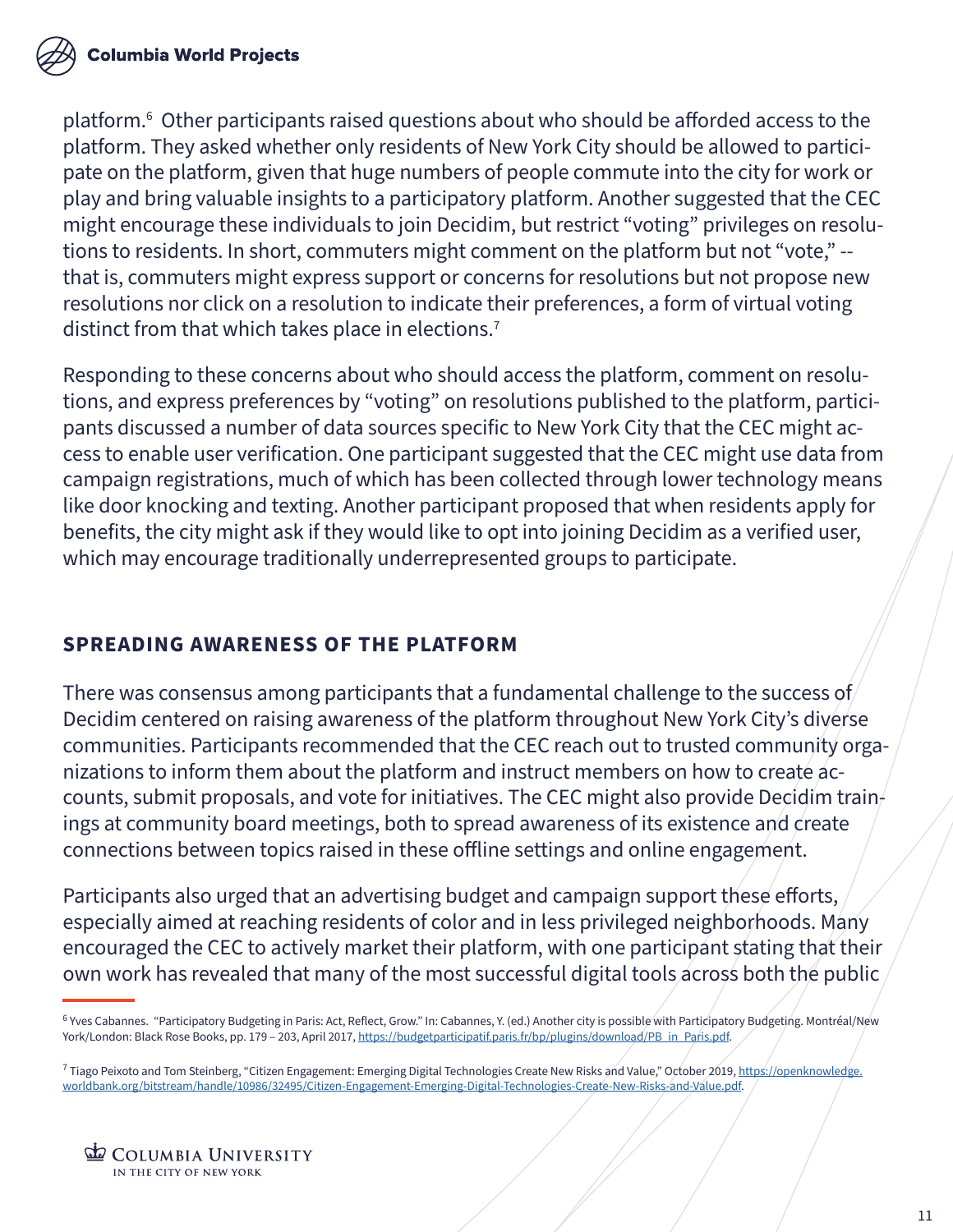platform.[6] Other participants raised questions about who should be afforded access to the platform. They asked whether only residents of New York City should be allowed to participate on the platform, given that huge numbers of people commute into the city for work or play and bring valuable insights to a participatory platform. Another suggested that the CEC might encourage these individuals to join Decidim, but restrict "voting" privileges on resolutions to residents. In short, commuters might comment on the platform but not "vote," -- that is, commuters might express support or concerns for resolutions but not propose new resolutions nor click on a resolution to indicate their preferences, a form of virtual voting distinct from that which takes place in elections.[7]

Responding to these concerns about who should access the platform, comment on resolutions, and express preferences by "voting" on resolutions published to the platform, participants discussed a number of data sources specific to New York City that the CEC might access to enable user verification. One participant suggested that the CEC might use data from campaign registrations, much of which has been collected through lower technology means like door knocking and texting. Another participant proposed that when residents apply for benefits, the city might ask if they would like to opt into joining Decidim as a verified user, which may encourage traditionally underrepresented groups to participate.

## SPREADING AWARENESS OF THE PLATFORM

There was consensus among participants that a fundamental challenge to the success of Decidim centered on raising awareness of the platform throughout New York City's diverse communities. Participants recommended that the CEC reach out to trusted community organizations to inform them about the platform and instruct members on how to create accounts, submit proposals, and vote for initiatives. The CEC might also provide Decidim trainings at community board meetings, both to spread awareness of its existence and create connections between topics raised in these offline settings and online engagement.

Participants also urged that an advertising budget and campaign support these efforts, especially aimed at reaching residents of color and in less privileged neighborhoods. Many encouraged the CEC to actively market their platform, with one participant stating that their own work has revealed that many of the most successful digital tools across both the public

---

[6] Yves Cabannes. "Participatory Budgeting in Paris: Act, Reflect, Grow." In: Cabannes, Y. (ed.) Another city is possible with Participatory Budgeting. Montréal/New York/London: Black Rose Books, pp. 179 – 203, April 2017, https://budgetparticipatif.paris.fr/bp/plugins/download/PB_in_Paris.pdf.

[7] Tiago Peixoto and Tom Steinberg, "Citizen Engagement: Emerging Digital Technologies Create New Risks and Value," October 2019, https://openknowledge.worldbank.org/bitstream/handle/10986/32495/Citizen-Engagement-Emerging-Digital-Technologies-Create-New-Risks-and-Value.pdf.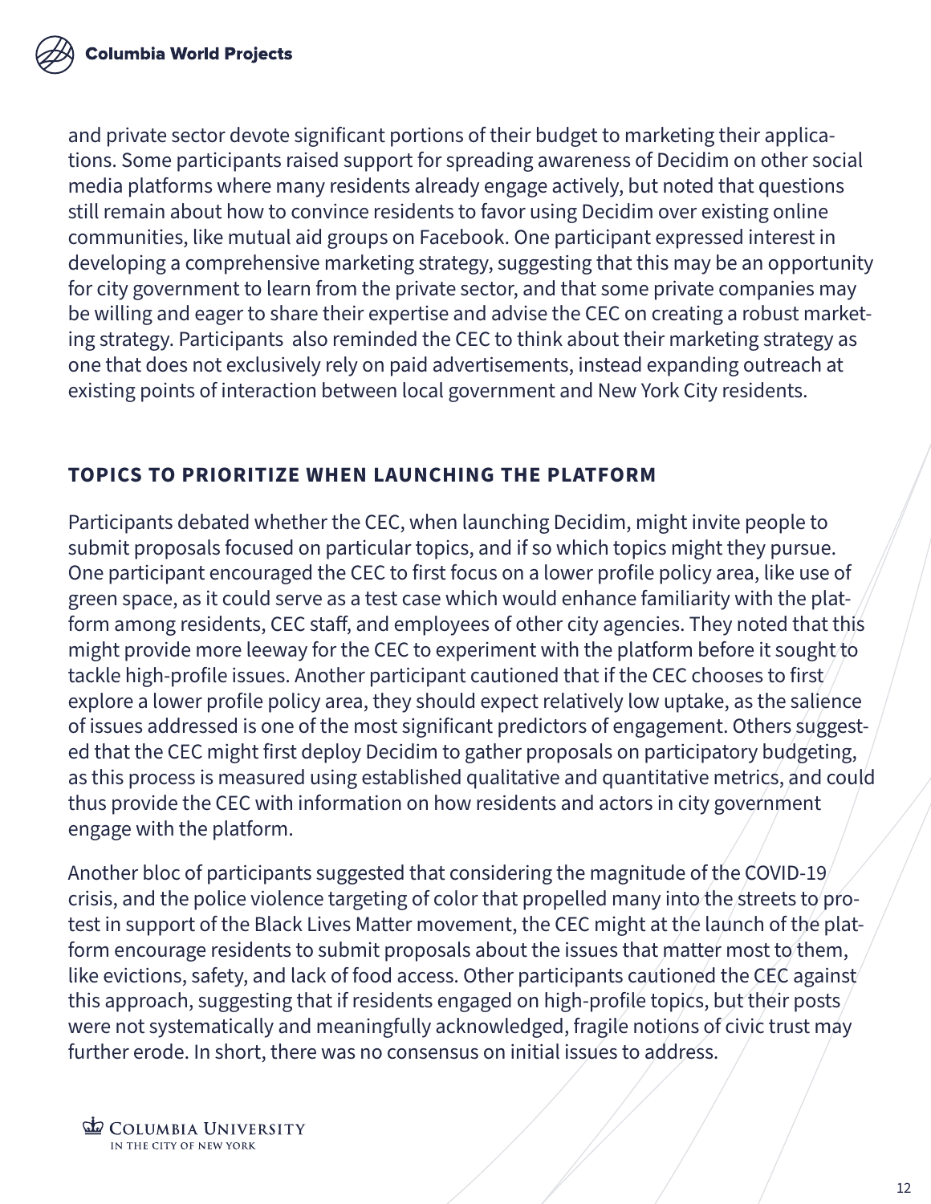and private sector devote significant portions of their budget to marketing their applications. Some participants raised support for spreading awareness of Decidim on other social media platforms where many residents already engage actively, but noted that questions still remain about how to convince residents to favor using Decidim over existing online communities, like mutual aid groups on Facebook. One participant expressed interest in developing a comprehensive marketing strategy, suggesting that this may be an opportunity for city government to learn from the private sector, and that some private companies may be willing and eager to share their expertise and advise the CEC on creating a robust marketing strategy. Participants  also reminded the CEC to think about their marketing strategy as one that does not exclusively rely on paid advertisements, instead expanding outreach at existing points of interaction between local government and New York City residents.

## TOPICS TO PRIORITIZE WHEN LAUNCHING THE PLATFORM

Participants debated whether the CEC, when launching Decidim, might invite people to submit proposals focused on particular topics, and if so which topics might they pursue. One participant encouraged the CEC to first focus on a lower profile policy area, like use of green space, as it could serve as a test case which would enhance familiarity with the platform among residents, CEC staff, and employees of other city agencies. They noted that this might provide more leeway for the CEC to experiment with the platform before it sought to tackle high-profile issues. Another participant cautioned that if the CEC chooses to first explore a lower profile policy area, they should expect relatively low uptake, as the salience of issues addressed is one of the most significant predictors of engagement. Others suggested that the CEC might first deploy Decidim to gather proposals on participatory budgeting, as this process is measured using established qualitative and quantitative metrics, and could thus provide the CEC with information on how residents and actors in city government engage with the platform.

Another bloc of participants suggested that considering the magnitude of the COVID-19 crisis, and the police violence targeting of color that propelled many into the streets to protest in support of the Black Lives Matter movement, the CEC might at the launch of the platform encourage residents to submit proposals about the issues that matter most to them, like evictions, safety, and lack of food access. Other participants cautioned the CEC against this approach, suggesting that if residents engaged on high-profile topics, but their posts were not systematically and meaningfully acknowledged, fragile notions of civic trust may further erode. In short, there was no consensus on initial issues to address.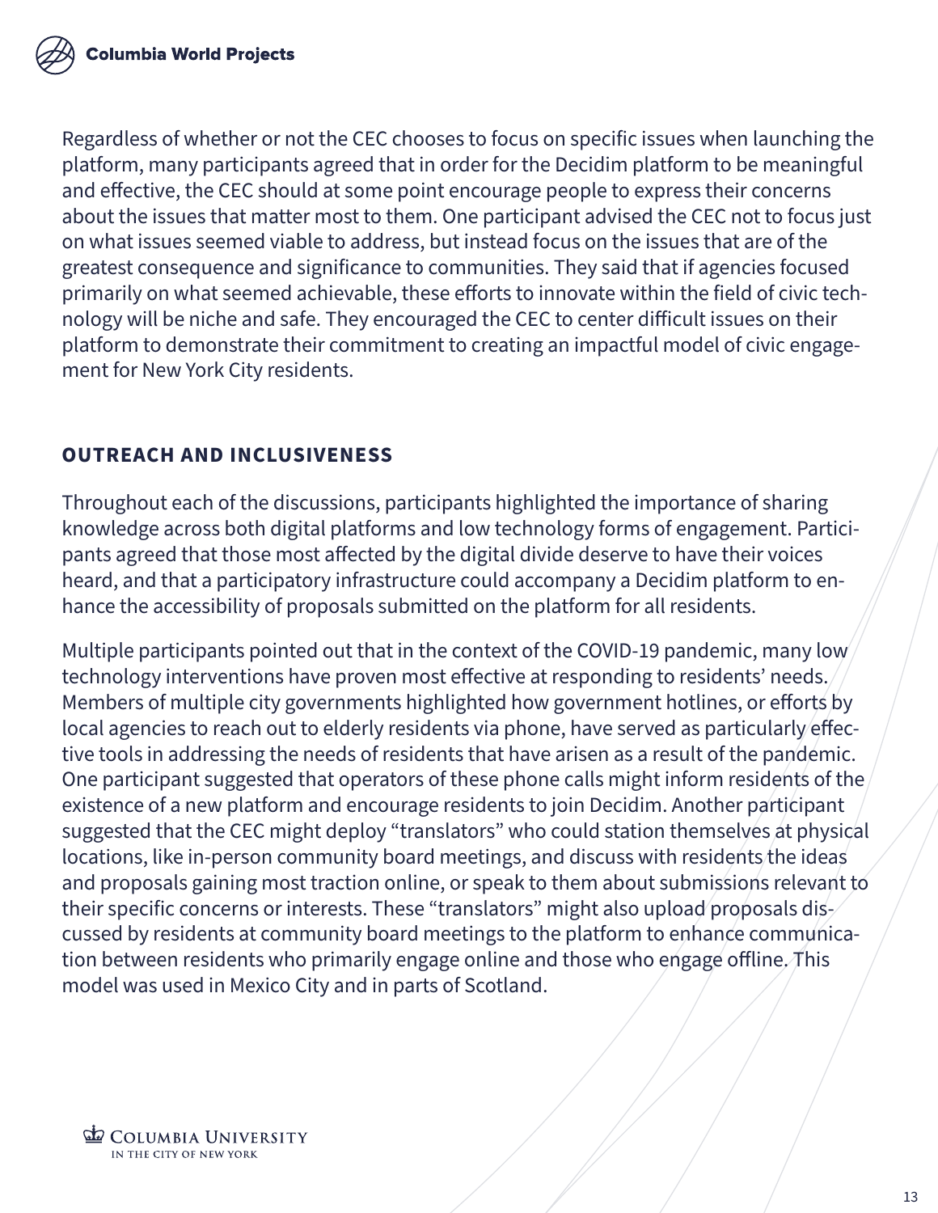Regardless of whether or not the CEC chooses to focus on specific issues when launching the platform, many participants agreed that in order for the Decidim platform to be meaningful and effective, the CEC should at some point encourage people to express their concerns about the issues that matter most to them. One participant advised the CEC not to focus just on what issues seemed viable to address, but instead focus on the issues that are of the greatest consequence and significance to communities. They said that if agencies focused primarily on what seemed achievable, these efforts to innovate within the field of civic technology will be niche and safe. They encouraged the CEC to center difficult issues on their platform to demonstrate their commitment to creating an impactful model of civic engagement for New York City residents.

## OUTREACH AND INCLUSIVENESS

Throughout each of the discussions, participants highlighted the importance of sharing knowledge across both digital platforms and low technology forms of engagement. Participants agreed that those most affected by the digital divide deserve to have their voices heard, and that a participatory infrastructure could accompany a Decidim platform to enhance the accessibility of proposals submitted on the platform for all residents.

Multiple participants pointed out that in the context of the COVID-19 pandemic, many low technology interventions have proven most effective at responding to residents' needs. Members of multiple city governments highlighted how government hotlines, or efforts by local agencies to reach out to elderly residents via phone, have served as particularly effective tools in addressing the needs of residents that have arisen as a result of the pandemic. One participant suggested that operators of these phone calls might inform residents of the existence of a new platform and encourage residents to join Decidim. Another participant suggested that the CEC might deploy "translators" who could station themselves at physical locations, like in-person community board meetings, and discuss with residents the ideas and proposals gaining most traction online, or speak to them about submissions relevant to their specific concerns or interests. These "translators" might also upload proposals discussed by residents at community board meetings to the platform to enhance communication between residents who primarily engage online and those who engage offline. This model was used in Mexico City and in parts of Scotland.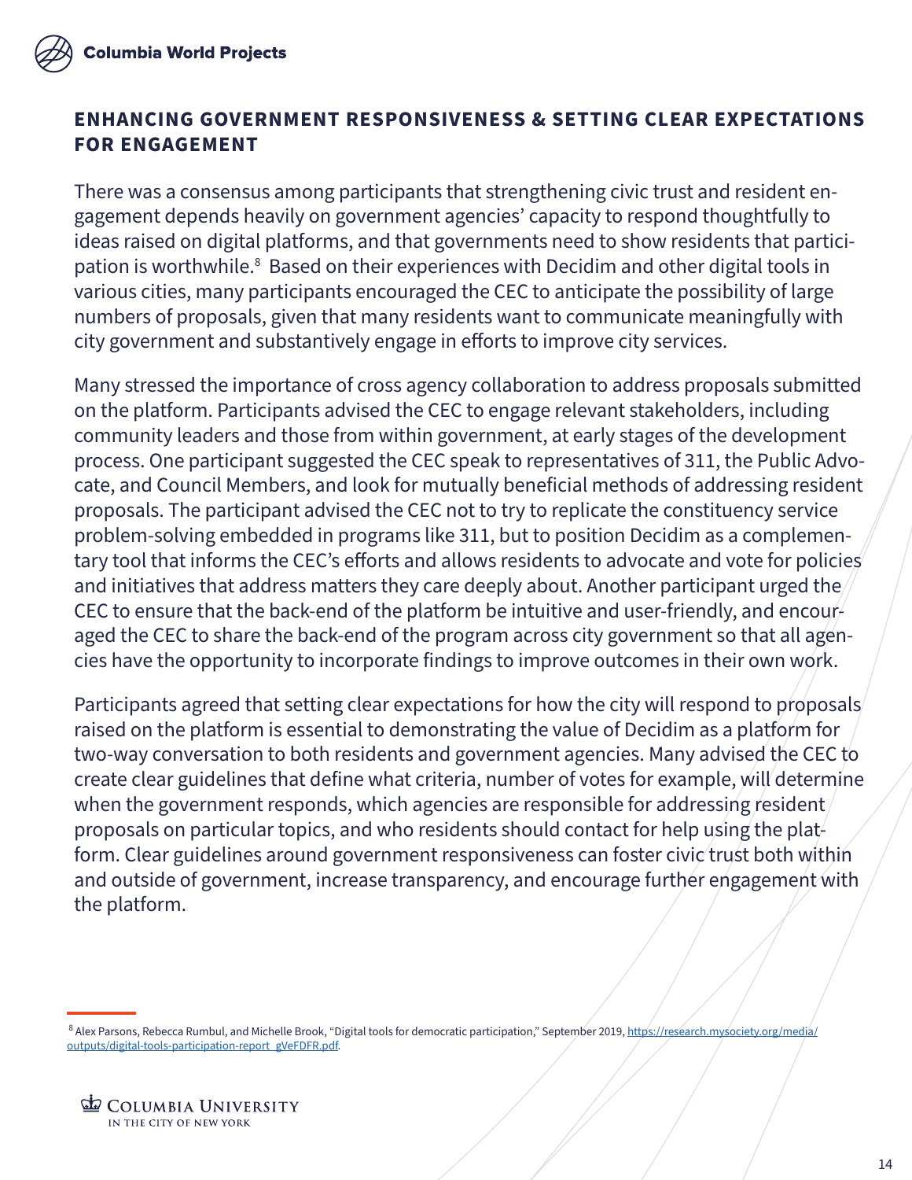## ENHANCING GOVERNMENT RESPONSIVENESS & SETTING CLEAR EXPECTATIONS FOR ENGAGEMENT

There was a consensus among participants that strengthening civic trust and resident engagement depends heavily on government agencies' capacity to respond thoughtfully to ideas raised on digital platforms, and that governments need to show residents that participation is worthwhile.[8] Based on their experiences with Decidim and other digital tools in various cities, many participants encouraged the CEC to anticipate the possibility of large numbers of proposals, given that many residents want to communicate meaningfully with city government and substantively engage in efforts to improve city services.

Many stressed the importance of cross agency collaboration to address proposals submitted on the platform. Participants advised the CEC to engage relevant stakeholders, including community leaders and those from within government, at early stages of the development process. One participant suggested the CEC speak to representatives of 311, the Public Advocate, and Council Members, and look for mutually beneficial methods of addressing resident proposals. The participant advised the CEC not to try to replicate the constituency service problem-solving embedded in programs like 311, but to position Decidim as a complementary tool that informs the CEC's efforts and allows residents to advocate and vote for policies and initiatives that address matters they care deeply about. Another participant urged the CEC to ensure that the back-end of the platform be intuitive and user-friendly, and encouraged the CEC to share the back-end of the program across city government so that all agencies have the opportunity to incorporate findings to improve outcomes in their own work.

Participants agreed that setting clear expectations for how the city will respond to proposals raised on the platform is essential to demonstrating the value of Decidim as a platform for two-way conversation to both residents and government agencies. Many advised the CEC to create clear guidelines that define what criteria, number of votes for example, will determine when the government responds, which agencies are responsible for addressing resident proposals on particular topics, and who residents should contact for help using the platform. Clear guidelines around government responsiveness can foster civic trust both within and outside of government, increase transparency, and encourage further engagement with the platform.

---

[8] Alex Parsons, Rebecca Rumbul, and Michelle Brook, "Digital tools for democratic participation," September 2019, https://research.mysociety.org/media/outputs/digital-tools-participation-report_gVeFDFR.pdf.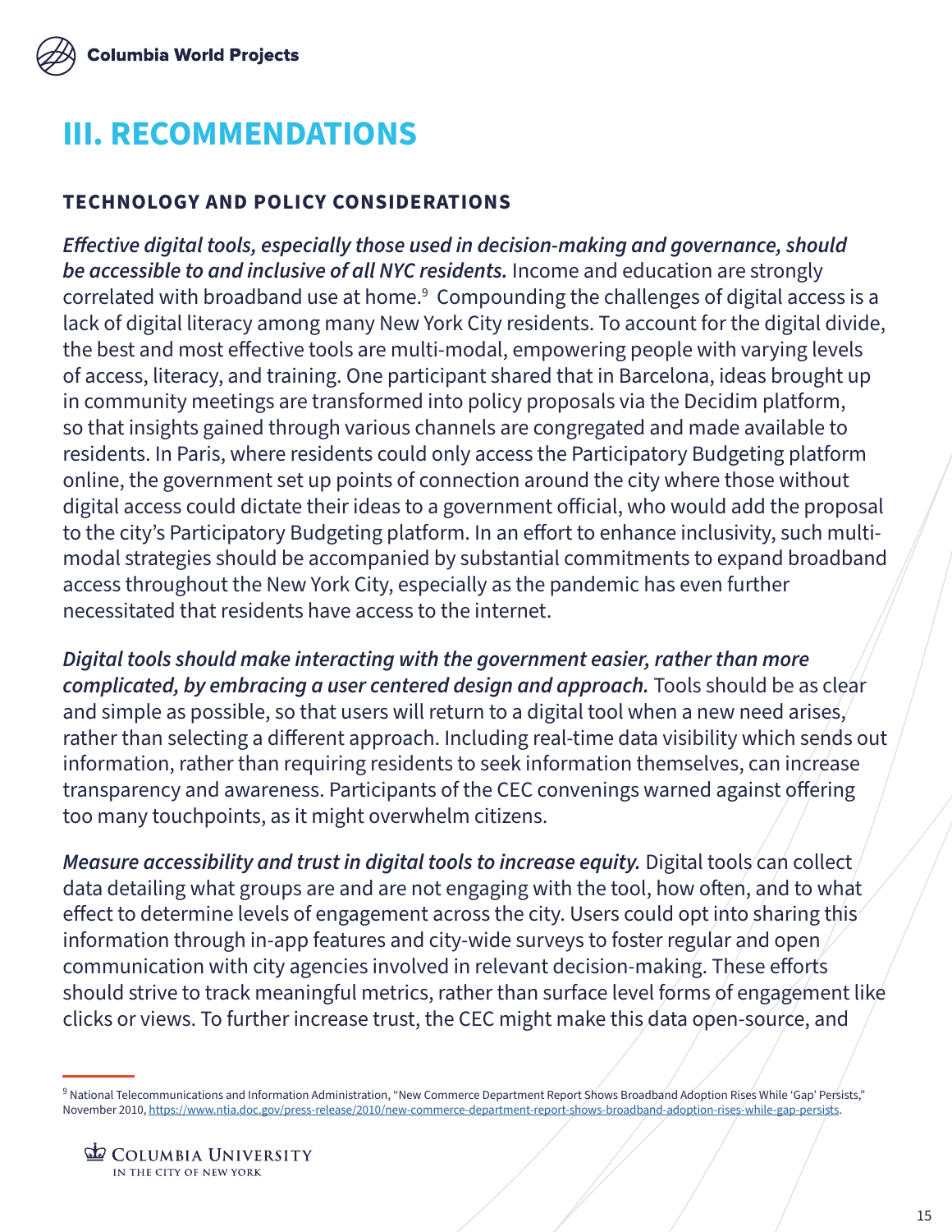# III. RECOMMENDATIONS

## TECHNOLOGY AND POLICY CONSIDERATIONS

***Effective digital tools, especially those used in decision-making and governance, should be accessible to and inclusive of all NYC residents.*** Income and education are strongly correlated with broadband use at home.[9] Compounding the challenges of digital access is a lack of digital literacy among many New York City residents. To account for the digital divide, the best and most effective tools are multi-modal, empowering people with varying levels of access, literacy, and training. One participant shared that in Barcelona, ideas brought up in community meetings are transformed into policy proposals via the Decidim platform, so that insights gained through various channels are congregated and made available to residents. In Paris, where residents could only access the Participatory Budgeting platform online, the government set up points of connection around the city where those without digital access could dictate their ideas to a government official, who would add the proposal to the city's Participatory Budgeting platform. In an effort to enhance inclusivity, such multi-modal strategies should be accompanied by substantial commitments to expand broadband access throughout the New York City, especially as the pandemic has even further necessitated that residents have access to the internet.

***Digital tools should make interacting with the government easier, rather than more complicated, by embracing a user centered design and approach.*** Tools should be as clear and simple as possible, so that users will return to a digital tool when a new need arises, rather than selecting a different approach. Including real-time data visibility which sends out information, rather than requiring residents to seek information themselves, can increase transparency and awareness. Participants of the CEC convenings warned against offering too many touchpoints, as it might overwhelm citizens.

***Measure accessibility and trust in digital tools to increase equity.*** Digital tools can collect data detailing what groups are and are not engaging with the tool, how often, and to what effect to determine levels of engagement across the city. Users could opt into sharing this information through in-app features and city-wide surveys to foster regular and open communication with city agencies involved in relevant decision-making. These efforts should strive to track meaningful metrics, rather than surface level forms of engagement like clicks or views. To further increase trust, the CEC might make this data open-source, and

---

[9] National Telecommunications and Information Administration, "New Commerce Department Report Shows Broadband Adoption Rises While 'Gap' Persists," November 2010, https://www.ntia.doc.gov/press-release/2010/new-commerce-department-report-shows-broadband-adoption-rises-while-gap-persists.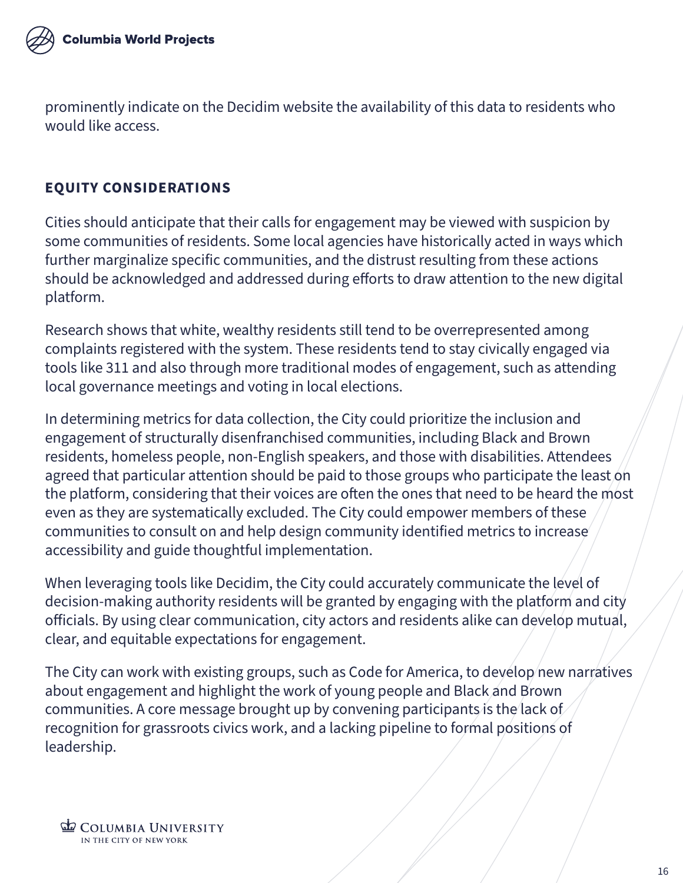prominently indicate on the Decidim website the availability of this data to residents who would like access.

## EQUITY CONSIDERATIONS

Cities should anticipate that their calls for engagement may be viewed with suspicion by some communities of residents. Some local agencies have historically acted in ways which further marginalize specific communities, and the distrust resulting from these actions should be acknowledged and addressed during efforts to draw attention to the new digital platform.

Research shows that white, wealthy residents still tend to be overrepresented among complaints registered with the system. These residents tend to stay civically engaged via tools like 311 and also through more traditional modes of engagement, such as attending local governance meetings and voting in local elections.

In determining metrics for data collection, the City could prioritize the inclusion and engagement of structurally disenfranchised communities, including Black and Brown residents, homeless people, non-English speakers, and those with disabilities. Attendees agreed that particular attention should be paid to those groups who participate the least on the platform, considering that their voices are often the ones that need to be heard the most even as they are systematically excluded. The City could empower members of these communities to consult on and help design community identified metrics to increase accessibility and guide thoughtful implementation.

When leveraging tools like Decidim, the City could accurately communicate the level of decision-making authority residents will be granted by engaging with the platform and city officials. By using clear communication, city actors and residents alike can develop mutual, clear, and equitable expectations for engagement.

The City can work with existing groups, such as Code for America, to develop new narratives about engagement and highlight the work of young people and Black and Brown communities. A core message brought up by convening participants is the lack of recognition for grassroots civics work, and a lacking pipeline to formal positions of leadership.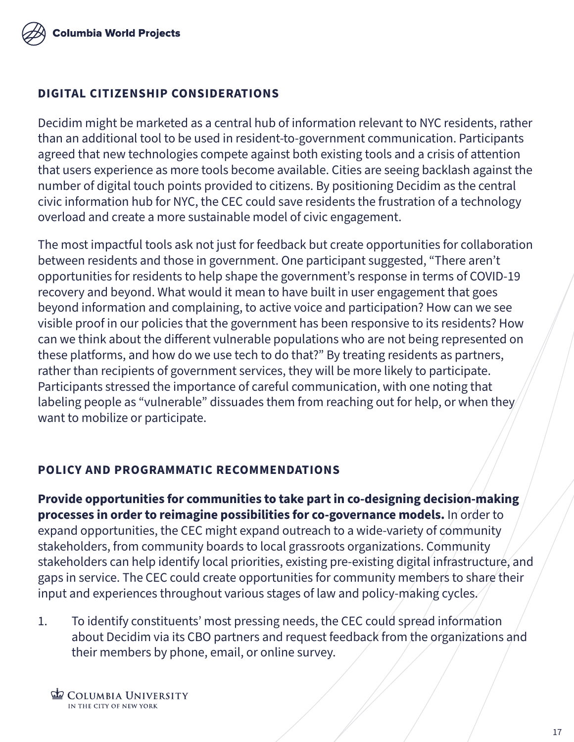## DIGITAL CITIZENSHIP CONSIDERATIONS

Decidim might be marketed as a central hub of information relevant to NYC residents, rather than an additional tool to be used in resident-to-government communication. Participants agreed that new technologies compete against both existing tools and a crisis of attention that users experience as more tools become available. Cities are seeing backlash against the number of digital touch points provided to citizens. By positioning Decidim as the central civic information hub for NYC, the CEC could save residents the frustration of a technology overload and create a more sustainable model of civic engagement.

The most impactful tools ask not just for feedback but create opportunities for collaboration between residents and those in government. One participant suggested, "There aren't opportunities for residents to help shape the government's response in terms of COVID-19 recovery and beyond. What would it mean to have built in user engagement that goes beyond information and complaining, to active voice and participation? How can we see visible proof in our policies that the government has been responsive to its residents? How can we think about the different vulnerable populations who are not being represented on these platforms, and how do we use tech to do that?" By treating residents as partners, rather than recipients of government services, they will be more likely to participate. Participants stressed the importance of careful communication, with one noting that labeling people as "vulnerable" dissuades them from reaching out for help, or when they want to mobilize or participate.

## POLICY AND PROGRAMMATIC RECOMMENDATIONS

**Provide opportunities for communities to take part in co-designing decision-making processes in order to reimagine possibilities for co-governance models.** In order to expand opportunities, the CEC might expand outreach to a wide-variety of community stakeholders, from community boards to local grassroots organizations. Community stakeholders can help identify local priorities, existing pre-existing digital infrastructure, and gaps in service. The CEC could create opportunities for community members to share their input and experiences throughout various stages of law and policy-making cycles.

1. To identify constituents' most pressing needs, the CEC could spread information about Decidim via its CBO partners and request feedback from the organizations and their members by phone, email, or online survey.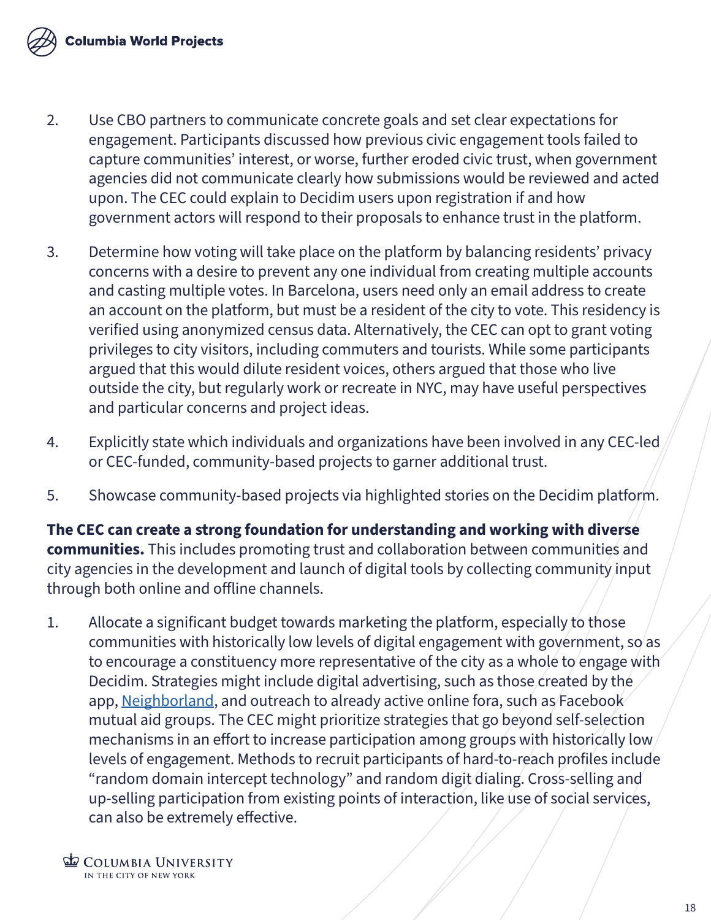2. Use CBO partners to communicate concrete goals and set clear expectations for engagement. Participants discussed how previous civic engagement tools failed to capture communities' interest, or worse, further eroded civic trust, when government agencies did not communicate clearly how submissions would be reviewed and acted upon. The CEC could explain to Decidim users upon registration if and how government actors will respond to their proposals to enhance trust in the platform.

3. Determine how voting will take place on the platform by balancing residents' privacy concerns with a desire to prevent any one individual from creating multiple accounts and casting multiple votes. In Barcelona, users need only an email address to create an account on the platform, but must be a resident of the city to vote. This residency is verified using anonymized census data. Alternatively, the CEC can opt to grant voting privileges to city visitors, including commuters and tourists. While some participants argued that this would dilute resident voices, others argued that those who live outside the city, but regularly work or recreate in NYC, may have useful perspectives and particular concerns and project ideas.

4. Explicitly state which individuals and organizations have been involved in any CEC-led or CEC-funded, community-based projects to garner additional trust.

5. Showcase community-based projects via highlighted stories on the Decidim platform.

**The CEC can create a strong foundation for understanding and working with diverse communities.** This includes promoting trust and collaboration between communities and city agencies in the development and launch of digital tools by collecting community input through both online and offline channels.

1. Allocate a significant budget towards marketing the platform, especially to those communities with historically low levels of digital engagement with government, so as to encourage a constituency more representative of the city as a whole to engage with Decidim. Strategies might include digital advertising, such as those created by the app, [Neighborland](), and outreach to already active online fora, such as Facebook mutual aid groups. The CEC might prioritize strategies that go beyond self-selection mechanisms in an effort to increase participation among groups with historically low levels of engagement. Methods to recruit participants of hard-to-reach profiles include "random domain intercept technology" and random digit dialing. Cross-selling and up-selling participation from existing points of interaction, like use of social services, can also be extremely effective.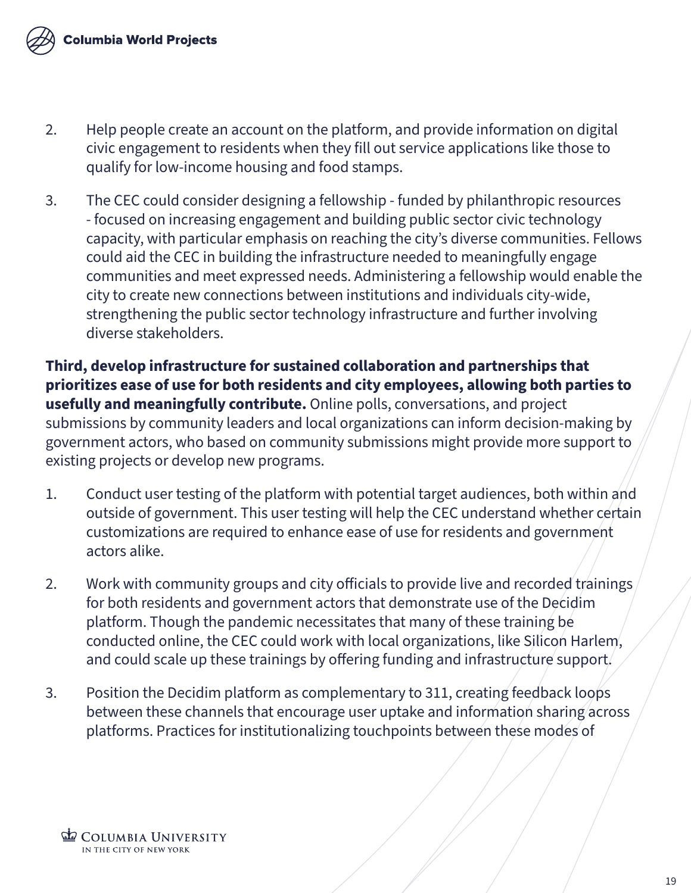2. Help people create an account on the platform, and provide information on digital civic engagement to residents when they fill out service applications like those to qualify for low-income housing and food stamps.

3. The CEC could consider designing a fellowship - funded by philanthropic resources - focused on increasing engagement and building public sector civic technology capacity, with particular emphasis on reaching the city's diverse communities. Fellows could aid the CEC in building the infrastructure needed to meaningfully engage communities and meet expressed needs. Administering a fellowship would enable the city to create new connections between institutions and individuals city-wide, strengthening the public sector technology infrastructure and further involving diverse stakeholders.

**Third, develop infrastructure for sustained collaboration and partnerships that prioritizes ease of use for both residents and city employees, allowing both parties to usefully and meaningfully contribute.** Online polls, conversations, and project submissions by community leaders and local organizations can inform decision-making by government actors, who based on community submissions might provide more support to existing projects or develop new programs.

1. Conduct user testing of the platform with potential target audiences, both within and outside of government. This user testing will help the CEC understand whether certain customizations are required to enhance ease of use for residents and government actors alike.

2. Work with community groups and city officials to provide live and recorded trainings for both residents and government actors that demonstrate use of the Decidim platform. Though the pandemic necessitates that many of these training be conducted online, the CEC could work with local organizations, like Silicon Harlem, and could scale up these trainings by offering funding and infrastructure support.

3. Position the Decidim platform as complementary to 311, creating feedback loops between these channels that encourage user uptake and information sharing across platforms. Practices for institutionalizing touchpoints between these modes of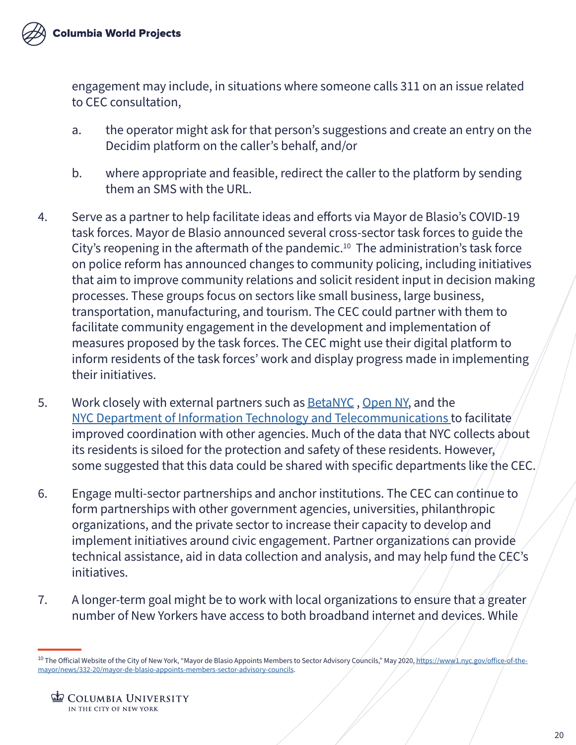engagement may include, in situations where someone calls 311 on an issue related to CEC consultation,

a. the operator might ask for that person's suggestions and create an entry on the Decidim platform on the caller's behalf, and/or

b. where appropriate and feasible, redirect the caller to the platform by sending them an SMS with the URL.

4. Serve as a partner to help facilitate ideas and efforts via Mayor de Blasio's COVID-19 task forces. Mayor de Blasio announced several cross-sector task forces to guide the City's reopening in the aftermath of the pandemic.[10] The administration's task force on police reform has announced changes to community policing, including initiatives that aim to improve community relations and solicit resident input in decision making processes. These groups focus on sectors like small business, large business, transportation, manufacturing, and tourism. The CEC could partner with them to facilitate community engagement in the development and implementation of measures proposed by the task forces. The CEC might use their digital platform to inform residents of the task forces' work and display progress made in implementing their initiatives.

5. Work closely with external partners such as BetaNYC , Open NY, and the NYC Department of Information Technology and Telecommunications to facilitate improved coordination with other agencies. Much of the data that NYC collects about its residents is siloed for the protection and safety of these residents. However, some suggested that this data could be shared with specific departments like the CEC.

6. Engage multi-sector partnerships and anchor institutions. The CEC can continue to form partnerships with other government agencies, universities, philanthropic organizations, and the private sector to increase their capacity to develop and implement initiatives around civic engagement. Partner organizations can provide technical assistance, aid in data collection and analysis, and may help fund the CEC's initiatives.

7. A longer-term goal might be to work with local organizations to ensure that a greater number of New Yorkers have access to both broadband internet and devices. While

[10] The Official Website of the City of New York, "Mayor de Blasio Appoints Members to Sector Advisory Councils," May 2020, https://www1.nyc.gov/office-of-the-mayor/news/332-20/mayor-de-blasio-appoints-members-sector-advisory-councils.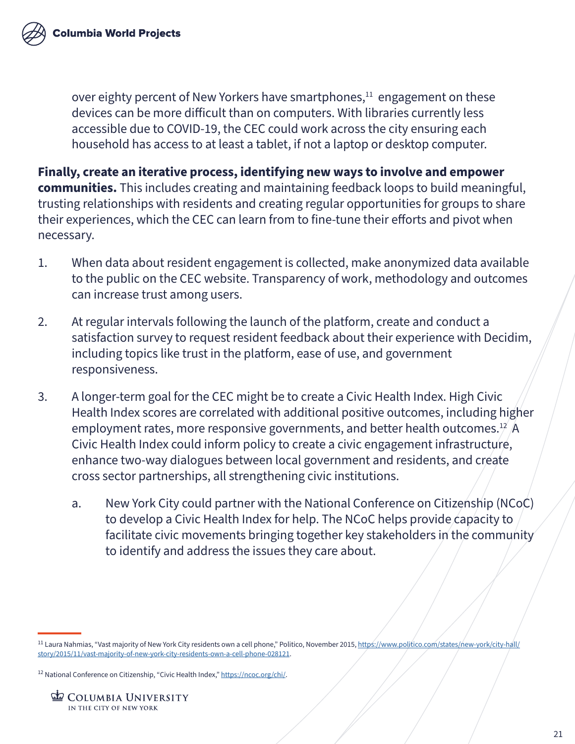over eighty percent of New Yorkers have smartphones,[11] engagement on these devices can be more difficult than on computers. With libraries currently less accessible due to COVID-19, the CEC could work across the city ensuring each household has access to at least a tablet, if not a laptop or desktop computer.

**Finally, create an iterative process, identifying new ways to involve and empower communities.** This includes creating and maintaining feedback loops to build meaningful, trusting relationships with residents and creating regular opportunities for groups to share their experiences, which the CEC can learn from to fine-tune their efforts and pivot when necessary.

1. When data about resident engagement is collected, make anonymized data available to the public on the CEC website. Transparency of work, methodology and outcomes can increase trust among users.

2. At regular intervals following the launch of the platform, create and conduct a satisfaction survey to request resident feedback about their experience with Decidim, including topics like trust in the platform, ease of use, and government responsiveness.

3. A longer-term goal for the CEC might be to create a Civic Health Index. High Civic Health Index scores are correlated with additional positive outcomes, including higher employment rates, more responsive governments, and better health outcomes.[12] A Civic Health Index could inform policy to create a civic engagement infrastructure, enhance two-way dialogues between local government and residents, and create cross sector partnerships, all strengthening civic institutions.

    a. New York City could partner with the National Conference on Citizenship (NCoC) to develop a Civic Health Index for help. The NCoC helps provide capacity to facilitate civic movements bringing together key stakeholders in the community to identify and address the issues they care about.

---

[11] Laura Nahmias, "Vast majority of New York City residents own a cell phone," Politico, November 2015, https://www.politico.com/states/new-york/city-hall/story/2015/11/vast-majority-of-new-york-city-residents-own-a-cell-phone-028121.

[12] National Conference on Citizenship, "Civic Health Index," https://ncoc.org/chi/.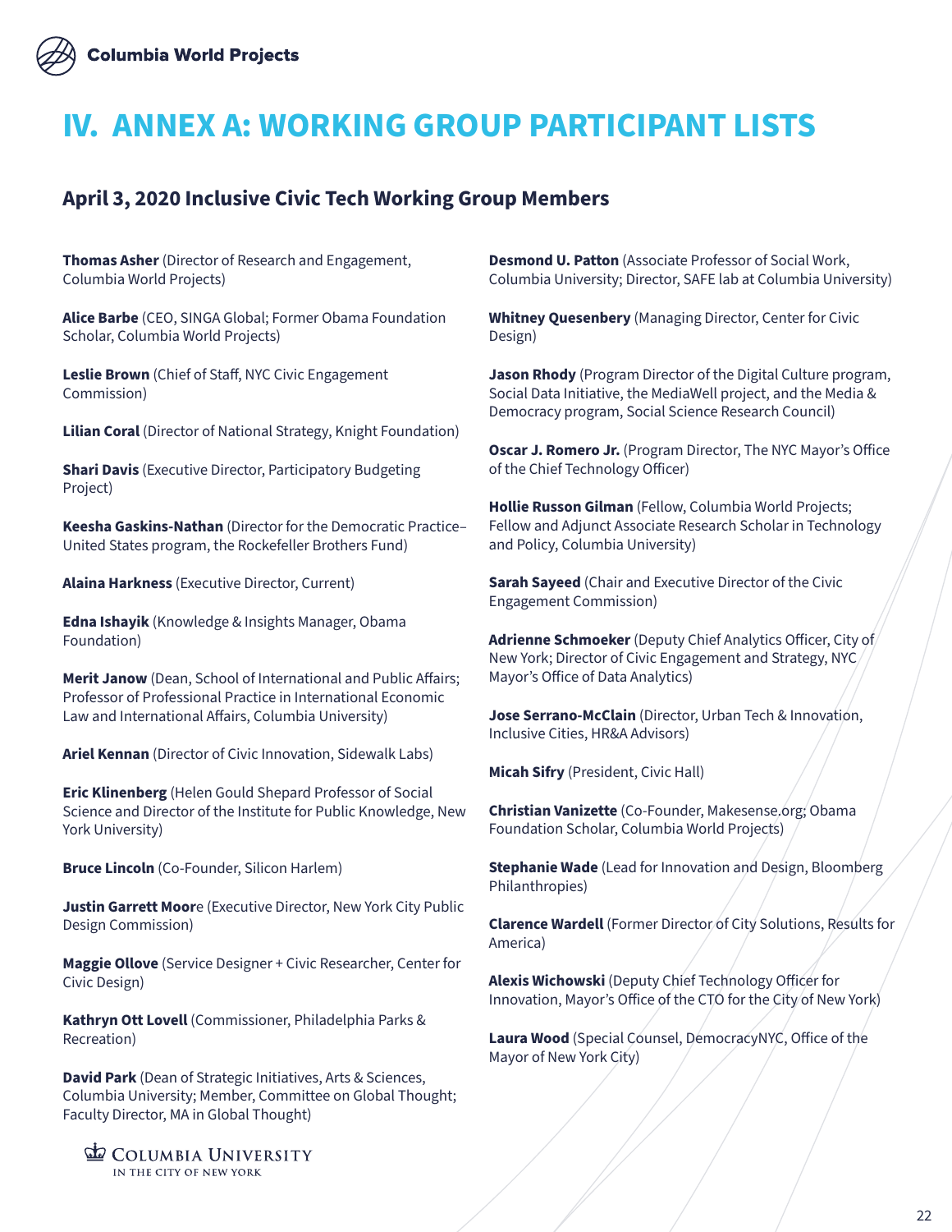# IV. ANNEX A: WORKING GROUP PARTICIPANT LISTS

## April 3, 2020 Inclusive Civic Tech Working Group Members

**Thomas Asher** (Director of Research and Engagement, Columbia World Projects)

**Alice Barbe** (CEO, SINGA Global; Former Obama Foundation Scholar, Columbia World Projects)

**Leslie Brown** (Chief of Staff, NYC Civic Engagement Commission)

**Lilian Coral** (Director of National Strategy, Knight Foundation)

**Shari Davis** (Executive Director, Participatory Budgeting Project)

**Keesha Gaskins-Nathan** (Director for the Democratic Practice–United States program, the Rockefeller Brothers Fund)

**Alaina Harkness** (Executive Director, Current)

**Edna Ishayik** (Knowledge & Insights Manager, Obama Foundation)

**Merit Janow** (Dean, School of International and Public Affairs; Professor of Professional Practice in International Economic Law and International Affairs, Columbia University)

**Ariel Kennan** (Director of Civic Innovation, Sidewalk Labs)

**Eric Klinenberg** (Helen Gould Shepard Professor of Social Science and Director of the Institute for Public Knowledge, New York University)

**Bruce Lincoln** (Co-Founder, Silicon Harlem)

**Justin Garrett Moore** (Executive Director, New York City Public Design Commission)

**Maggie Ollove** (Service Designer + Civic Researcher, Center for Civic Design)

**Kathryn Ott Lovell** (Commissioner, Philadelphia Parks & Recreation)

**David Park** (Dean of Strategic Initiatives, Arts & Sciences, Columbia University; Member, Committee on Global Thought; Faculty Director, MA in Global Thought)

**Desmond U. Patton** (Associate Professor of Social Work, Columbia University; Director, SAFE lab at Columbia University)

**Whitney Quesenbery** (Managing Director, Center for Civic Design)

**Jason Rhody** (Program Director of the Digital Culture program, Social Data Initiative, the MediaWell project, and the Media & Democracy program, Social Science Research Council)

**Oscar J. Romero Jr.** (Program Director, The NYC Mayor's Office of the Chief Technology Officer)

**Hollie Russon Gilman** (Fellow, Columbia World Projects; Fellow and Adjunct Associate Research Scholar in Technology and Policy, Columbia University)

**Sarah Sayeed** (Chair and Executive Director of the Civic Engagement Commission)

**Adrienne Schmoeker** (Deputy Chief Analytics Officer, City of New York; Director of Civic Engagement and Strategy, NYC Mayor's Office of Data Analytics)

**Jose Serrano-McClain** (Director, Urban Tech & Innovation, Inclusive Cities, HR&A Advisors)

**Micah Sifry** (President, Civic Hall)

**Christian Vanizette** (Co-Founder, Makesense.org; Obama Foundation Scholar, Columbia World Projects)

**Stephanie Wade** (Lead for Innovation and Design, Bloomberg Philanthropies)

**Clarence Wardell** (Former Director of City Solutions, Results for America)

**Alexis Wichowski** (Deputy Chief Technology Officer for Innovation, Mayor's Office of the CTO for the City of New York)

**Laura Wood** (Special Counsel, DemocracyNYC, Office of the Mayor of New York City)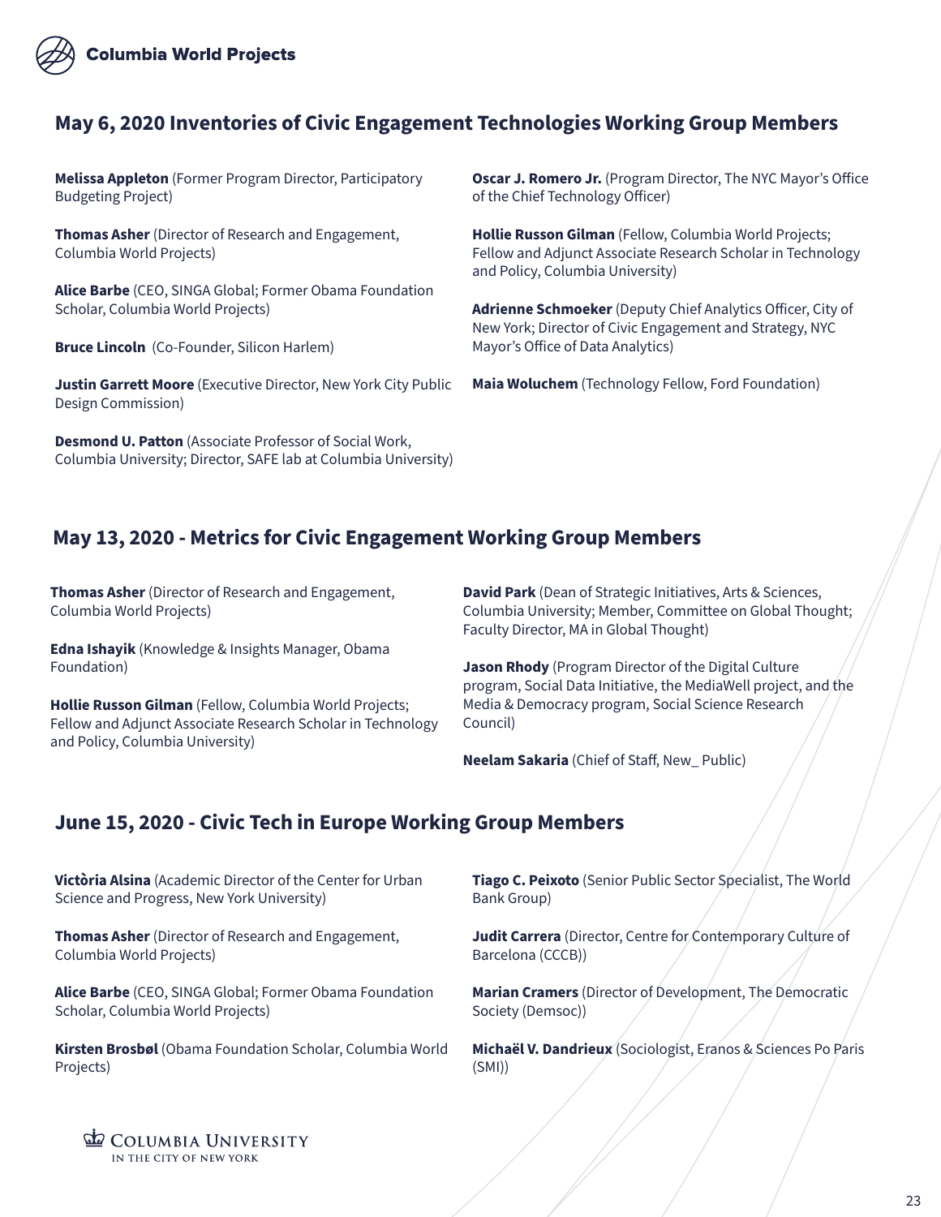## May 6, 2020 Inventories of Civic Engagement Technologies Working Group Members

**Melissa Appleton** (Former Program Director, Participatory Budgeting Project)

**Thomas Asher** (Director of Research and Engagement, Columbia World Projects)

**Alice Barbe** (CEO, SINGA Global; Former Obama Foundation Scholar, Columbia World Projects)

**Bruce Lincoln** (Co-Founder, Silicon Harlem)

**Justin Garrett Moore** (Executive Director, New York City Public Design Commission)

**Desmond U. Patton** (Associate Professor of Social Work, Columbia University; Director, SAFE lab at Columbia University)

**Oscar J. Romero Jr.** (Program Director, The NYC Mayor's Office of the Chief Technology Officer)

**Hollie Russon Gilman** (Fellow, Columbia World Projects; Fellow and Adjunct Associate Research Scholar in Technology and Policy, Columbia University)

**Adrienne Schmoeker** (Deputy Chief Analytics Officer, City of New York; Director of Civic Engagement and Strategy, NYC Mayor's Office of Data Analytics)

**Maia Woluchem** (Technology Fellow, Ford Foundation)

## May 13, 2020 - Metrics for Civic Engagement Working Group Members

**Thomas Asher** (Director of Research and Engagement, Columbia World Projects)

**Edna Ishayik** (Knowledge & Insights Manager, Obama Foundation)

**Hollie Russon Gilman** (Fellow, Columbia World Projects; Fellow and Adjunct Associate Research Scholar in Technology and Policy, Columbia University)

**David Park** (Dean of Strategic Initiatives, Arts & Sciences, Columbia University; Member, Committee on Global Thought; Faculty Director, MA in Global Thought)

**Jason Rhody** (Program Director of the Digital Culture program, Social Data Initiative, the MediaWell project, and the Media & Democracy program, Social Science Research Council)

**Neelam Sakaria** (Chief of Staff, New_ Public)

## June 15, 2020 - Civic Tech in Europe Working Group Members

**Victòria Alsina** (Academic Director of the Center for Urban Science and Progress, New York University)

**Thomas Asher** (Director of Research and Engagement, Columbia World Projects)

**Alice Barbe** (CEO, SINGA Global; Former Obama Foundation Scholar, Columbia World Projects)

**Kirsten Brosbøl** (Obama Foundation Scholar, Columbia World Projects)

**Tiago C. Peixoto** (Senior Public Sector Specialist, The World Bank Group)

**Judit Carrera** (Director, Centre for Contemporary Culture of Barcelona (CCCB))

**Marian Cramers** (Director of Development, The Democratic Society (Demsoc))

**Michaël V. Dandrieux** (Sociologist, Eranos & Sciences Po Paris (SMI))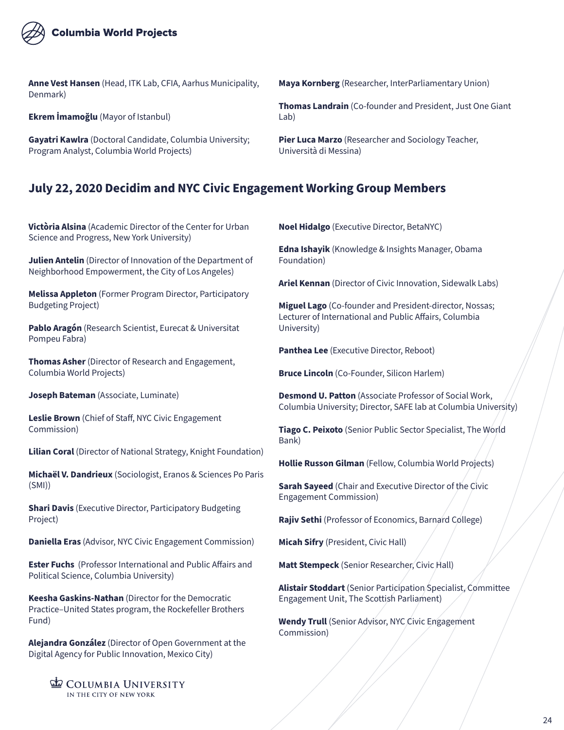**Anne Vest Hansen** (Head, ITK Lab, CFIA, Aarhus Municipality, Denmark)

**Ekrem İmamoğlu** (Mayor of Istanbul)

**Gayatri Kawlra** (Doctoral Candidate, Columbia University; Program Analyst, Columbia World Projects)

**Maya Kornberg** (Researcher, InterParliamentary Union)

**Thomas Landrain** (Co-founder and President, Just One Giant Lab)

**Pier Luca Marzo** (Researcher and Sociology Teacher, Università di Messina)

## July 22, 2020 Decidim and NYC Civic Engagement Working Group Members

**Victòria Alsina** (Academic Director of the Center for Urban Science and Progress, New York University)

**Julien Antelin** (Director of Innovation of the Department of Neighborhood Empowerment, the City of Los Angeles)

**Melissa Appleton** (Former Program Director, Participatory Budgeting Project)

**Pablo Aragón** (Research Scientist, Eurecat & Universitat Pompeu Fabra)

**Thomas Asher** (Director of Research and Engagement, Columbia World Projects)

**Joseph Bateman** (Associate, Luminate)

**Leslie Brown** (Chief of Staff, NYC Civic Engagement Commission)

**Lilian Coral** (Director of National Strategy, Knight Foundation)

**Michaël V. Dandrieux** (Sociologist, Eranos & Sciences Po Paris (SMI))

**Shari Davis** (Executive Director, Participatory Budgeting Project)

**Daniella Eras** (Advisor, NYC Civic Engagement Commission)

**Ester Fuchs** (Professor International and Public Affairs and Political Science, Columbia University)

**Keesha Gaskins-Nathan** (Director for the Democratic Practice–United States program, the Rockefeller Brothers Fund)

**Alejandra González** (Director of Open Government at the Digital Agency for Public Innovation, Mexico City)

**Noel Hidalgo** (Executive Director, BetaNYC)

**Edna Ishayik** (Knowledge & Insights Manager, Obama Foundation)

**Ariel Kennan** (Director of Civic Innovation, Sidewalk Labs)

**Miguel Lago** (Co-founder and President-director, Nossas; Lecturer of International and Public Affairs, Columbia University)

**Panthea Lee** (Executive Director, Reboot)

**Bruce Lincoln** (Co-Founder, Silicon Harlem)

**Desmond U. Patton** (Associate Professor of Social Work, Columbia University; Director, SAFE lab at Columbia University)

**Tiago C. Peixoto** (Senior Public Sector Specialist, The World Bank)

**Hollie Russon Gilman** (Fellow, Columbia World Projects)

**Sarah Sayeed** (Chair and Executive Director of the Civic Engagement Commission)

**Rajiv Sethi** (Professor of Economics, Barnard College)

**Micah Sifry** (President, Civic Hall)

**Matt Stempeck** (Senior Researcher, Civic Hall)

**Alistair Stoddart** (Senior Participation Specialist, Committee Engagement Unit, The Scottish Parliament)

**Wendy Trull** (Senior Advisor, NYC Civic Engagement Commission)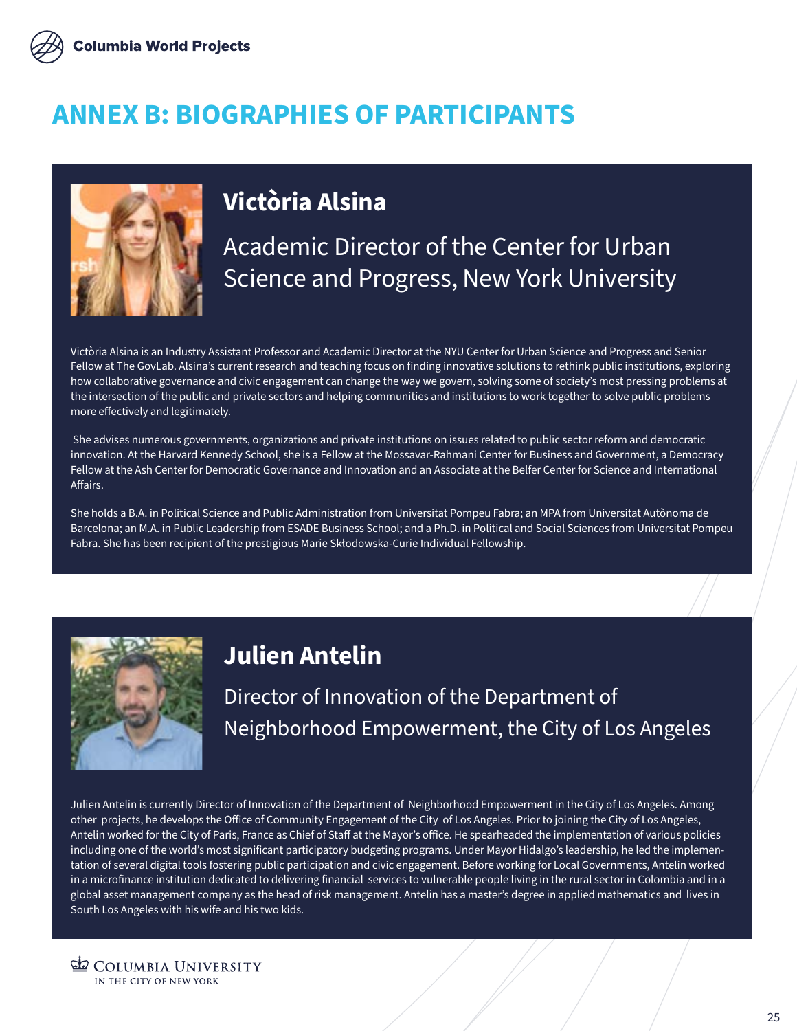# ANNEX B: BIOGRAPHIES OF PARTICIPANTS

## Victòria Alsina

### Academic Director of the Center for Urban Science and Progress, New York University

Victòria Alsina is an Industry Assistant Professor and Academic Director at the NYU Center for Urban Science and Progress and Senior Fellow at The GovLab. Alsina's current research and teaching focus on finding innovative solutions to rethink public institutions, exploring how collaborative governance and civic engagement can change the way we govern, solving some of society's most pressing problems at the intersection of the public and private sectors and helping communities and institutions to work together to solve public problems more effectively and legitimately.

She advises numerous governments, organizations and private institutions on issues related to public sector reform and democratic innovation. At the Harvard Kennedy School, she is a Fellow at the Mossavar-Rahmani Center for Business and Government, a Democracy Fellow at the Ash Center for Democratic Governance and Innovation and an Associate at the Belfer Center for Science and International Affairs.

She holds a B.A. in Political Science and Public Administration from Universitat Pompeu Fabra; an MPA from Universitat Autònoma de Barcelona; an M.A. in Public Leadership from ESADE Business School; and a Ph.D. in Political and Social Sciences from Universitat Pompeu Fabra. She has been recipient of the prestigious Marie Skłodowska-Curie Individual Fellowship.

## Julien Antelin

### Director of Innovation of the Department of Neighborhood Empowerment, the City of Los Angeles

Julien Antelin is currently Director of Innovation of the Department of Neighborhood Empowerment in the City of Los Angeles. Among other projects, he develops the Office of Community Engagement of the City of Los Angeles. Prior to joining the City of Los Angeles, Antelin worked for the City of Paris, France as Chief of Staff at the Mayor's office. He spearheaded the implementation of various policies including one of the world's most significant participatory budgeting programs. Under Mayor Hidalgo's leadership, he led the implementation of several digital tools fostering public participation and civic engagement. Before working for Local Governments, Antelin worked in a microfinance institution dedicated to delivering financial services to vulnerable people living in the rural sector in Colombia and in a global asset management company as the head of risk management. Antelin has a master's degree in applied mathematics and lives in South Los Angeles with his wife and his two kids.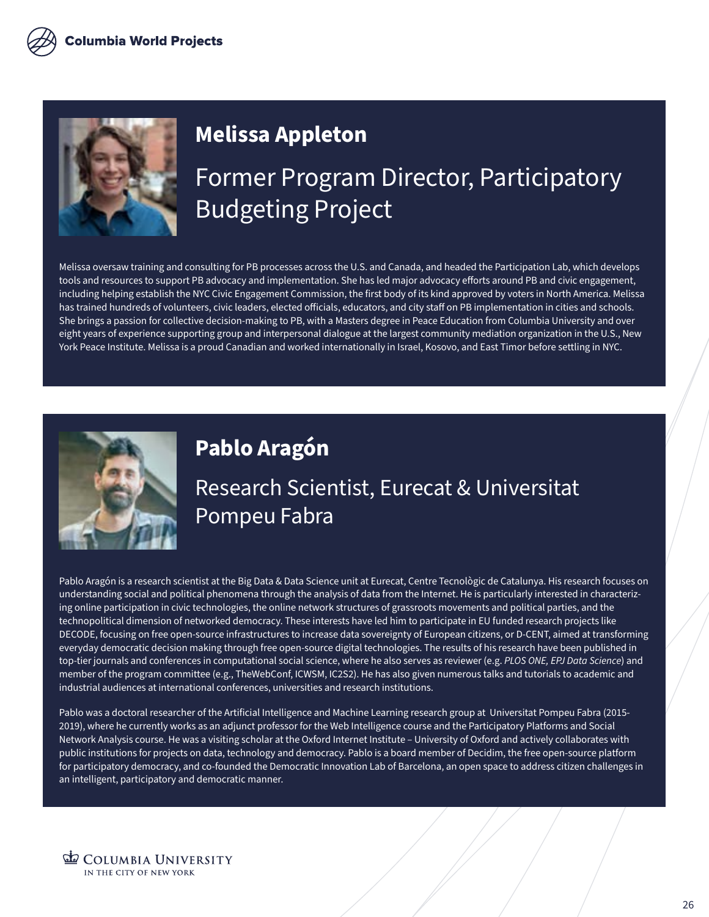## Melissa Appleton

### Former Program Director, Participatory Budgeting Project

Melissa oversaw training and consulting for PB processes across the U.S. and Canada, and headed the Participation Lab, which develops tools and resources to support PB advocacy and implementation. She has led major advocacy efforts around PB and civic engagement, including helping establish the NYC Civic Engagement Commission, the first body of its kind approved by voters in North America. Melissa has trained hundreds of volunteers, civic leaders, elected officials, educators, and city staff on PB implementation in cities and schools. She brings a passion for collective decision-making to PB, with a Masters degree in Peace Education from Columbia University and over eight years of experience supporting group and interpersonal dialogue at the largest community mediation organization in the U.S., New York Peace Institute. Melissa is a proud Canadian and worked internationally in Israel, Kosovo, and East Timor before settling in NYC.

## Pablo Aragón

### Research Scientist, Eurecat & Universitat Pompeu Fabra

Pablo Aragón is a research scientist at the Big Data & Data Science unit at Eurecat, Centre Tecnològic de Catalunya. His research focuses on understanding social and political phenomena through the analysis of data from the Internet. He is particularly interested in characterizing online participation in civic technologies, the online network structures of grassroots movements and political parties, and the technopolitical dimension of networked democracy. These interests have led him to participate in EU funded research projects like DECODE, focusing on free open-source infrastructures to increase data sovereignty of European citizens, or D-CENT, aimed at transforming everyday democratic decision making through free open-source digital technologies. The results of his research have been published in top-tier journals and conferences in computational social science, where he also serves as reviewer (e.g. *PLOS ONE, EPJ Data Science*) and member of the program committee (e.g., TheWebConf, ICWSM, IC2S2). He has also given numerous talks and tutorials to academic and industrial audiences at international conferences, universities and research institutions.

Pablo was a doctoral researcher of the Artificial Intelligence and Machine Learning research group at Universitat Pompeu Fabra (2015-2019), where he currently works as an adjunct professor for the Web Intelligence course and the Participatory Platforms and Social Network Analysis course. He was a visiting scholar at the Oxford Internet Institute – University of Oxford and actively collaborates with public institutions for projects on data, technology and democracy. Pablo is a board member of Decidim, the free open-source platform for participatory democracy, and co-founded the Democratic Innovation Lab of Barcelona, an open space to address citizen challenges in an intelligent, participatory and democratic manner.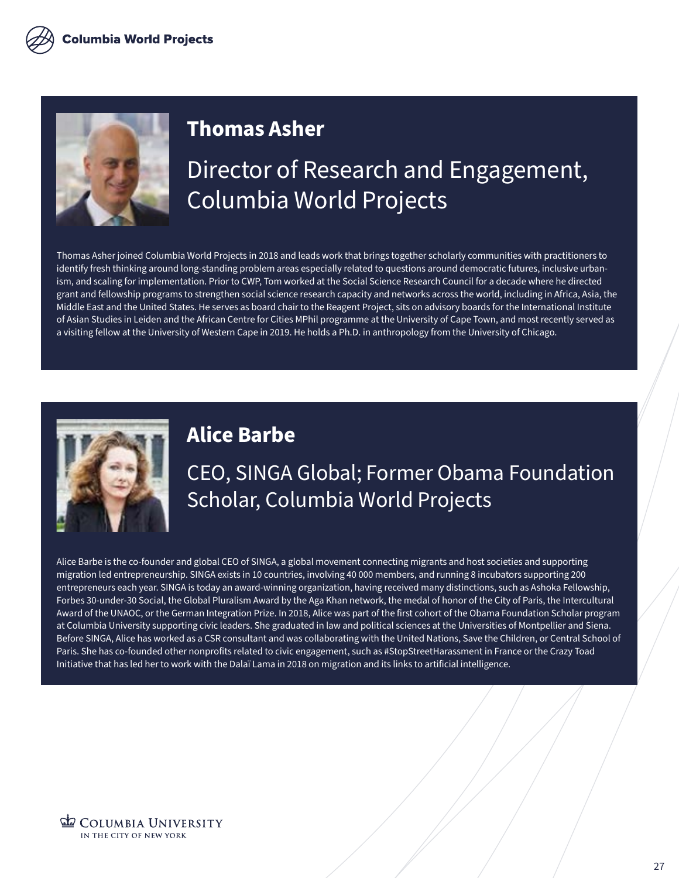## Thomas Asher

### Director of Research and Engagement, Columbia World Projects

Thomas Asher joined Columbia World Projects in 2018 and leads work that brings together scholarly communities with practitioners to identify fresh thinking around long-standing problem areas especially related to questions around democratic futures, inclusive urbanism, and scaling for implementation. Prior to CWP, Tom worked at the Social Science Research Council for a decade where he directed grant and fellowship programs to strengthen social science research capacity and networks across the world, including in Africa, Asia, the Middle East and the United States. He serves as board chair to the Reagent Project, sits on advisory boards for the International Institute of Asian Studies in Leiden and the African Centre for Cities MPhil programme at the University of Cape Town, and most recently served as a visiting fellow at the University of Western Cape in 2019. He holds a Ph.D. in anthropology from the University of Chicago.

## Alice Barbe

### CEO, SINGA Global; Former Obama Foundation Scholar, Columbia World Projects

Alice Barbe is the co-founder and global CEO of SINGA, a global movement connecting migrants and host societies and supporting migration led entrepreneurship. SINGA exists in 10 countries, involving 40 000 members, and running 8 incubators supporting 200 entrepreneurs each year. SINGA is today an award-winning organization, having received many distinctions, such as Ashoka Fellowship, Forbes 30-under-30 Social, the Global Pluralism Award by the Aga Khan network, the medal of honor of the City of Paris, the Intercultural Award of the UNAOC, or the German Integration Prize. In 2018, Alice was part of the first cohort of the Obama Foundation Scholar program at Columbia University supporting civic leaders. She graduated in law and political sciences at the Universities of Montpellier and Siena. Before SINGA, Alice has worked as a CSR consultant and was collaborating with the United Nations, Save the Children, or Central School of Paris. She has co-founded other nonprofits related to civic engagement, such as #StopStreetHarassment in France or the Crazy Toad Initiative that has led her to work with the Dalaï Lama in 2018 on migration and its links to artificial intelligence.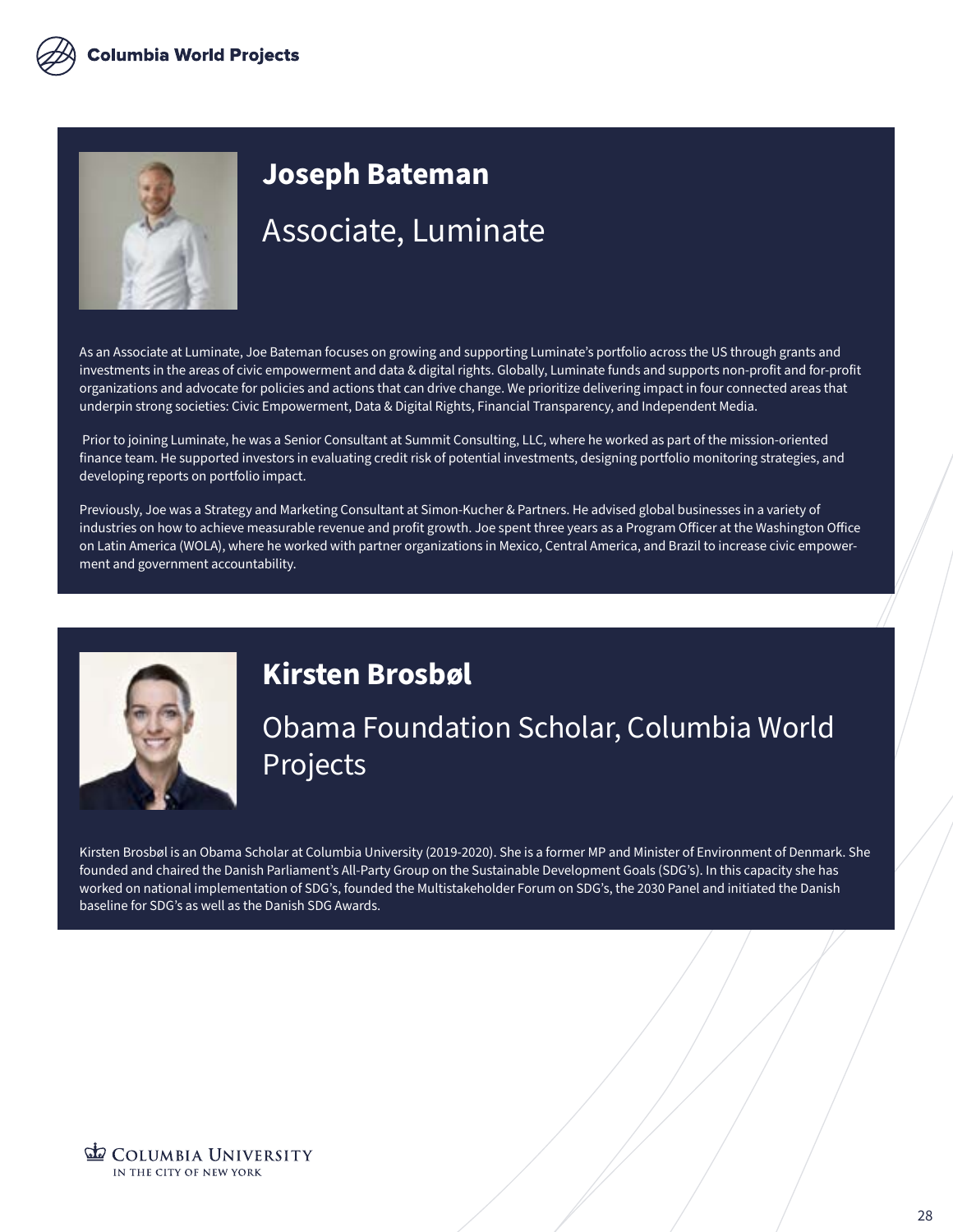## Joseph Bateman

### Associate, Luminate

As an Associate at Luminate, Joe Bateman focuses on growing and supporting Luminate's portfolio across the US through grants and investments in the areas of civic empowerment and data & digital rights. Globally, Luminate funds and supports non-profit and for-profit organizations and advocate for policies and actions that can drive change. We prioritize delivering impact in four connected areas that underpin strong societies: Civic Empowerment, Data & Digital Rights, Financial Transparency, and Independent Media.

Prior to joining Luminate, he was a Senior Consultant at Summit Consulting, LLC, where he worked as part of the mission-oriented finance team. He supported investors in evaluating credit risk of potential investments, designing portfolio monitoring strategies, and developing reports on portfolio impact.

Previously, Joe was a Strategy and Marketing Consultant at Simon-Kucher & Partners. He advised global businesses in a variety of industries on how to achieve measurable revenue and profit growth. Joe spent three years as a Program Officer at the Washington Office on Latin America (WOLA), where he worked with partner organizations in Mexico, Central America, and Brazil to increase civic empowerment and government accountability.

## Kirsten Brosbøl

### Obama Foundation Scholar, Columbia World Projects

Kirsten Brosbøl is an Obama Scholar at Columbia University (2019-2020). She is a former MP and Minister of Environment of Denmark. She founded and chaired the Danish Parliament's All-Party Group on the Sustainable Development Goals (SDG's). In this capacity she has worked on national implementation of SDG's, founded the Multistakeholder Forum on SDG's, the 2030 Panel and initiated the Danish baseline for SDG's as well as the Danish SDG Awards.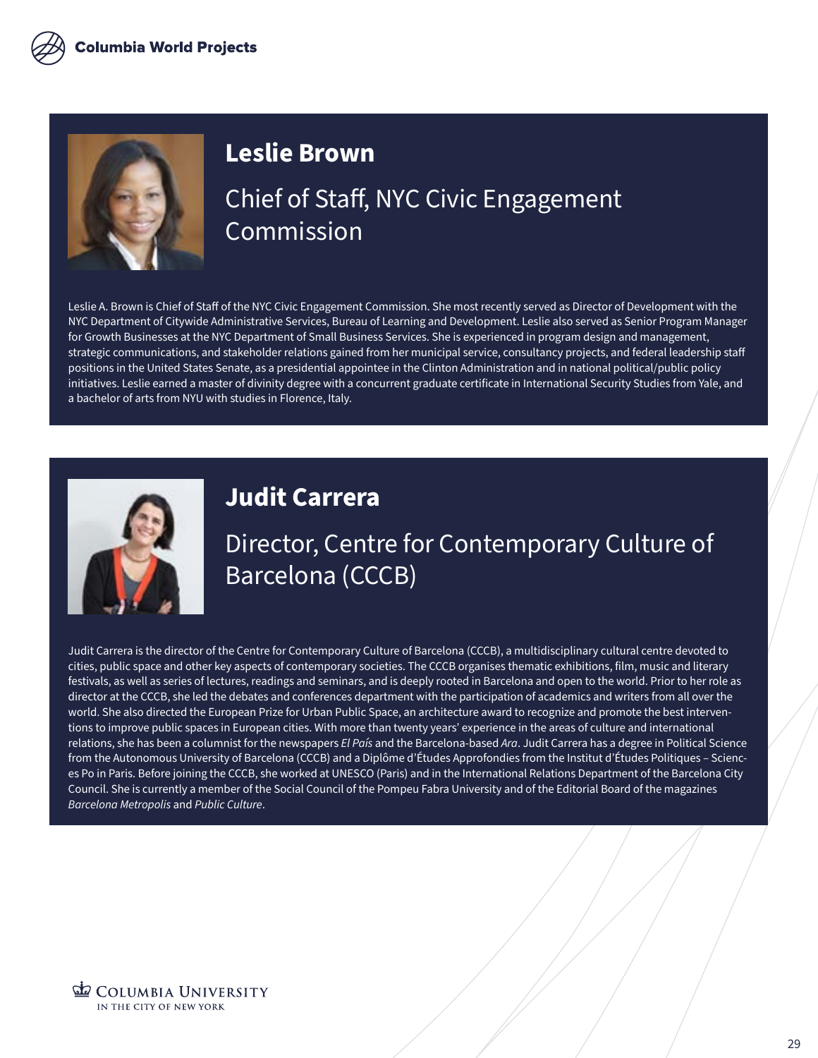## Leslie Brown

### Chief of Staff, NYC Civic Engagement Commission

Leslie A. Brown is Chief of Staff of the NYC Civic Engagement Commission. She most recently served as Director of Development with the NYC Department of Citywide Administrative Services, Bureau of Learning and Development. Leslie also served as Senior Program Manager for Growth Businesses at the NYC Department of Small Business Services. She is experienced in program design and management, strategic communications, and stakeholder relations gained from her municipal service, consultancy projects, and federal leadership staff positions in the United States Senate, as a presidential appointee in the Clinton Administration and in national political/public policy initiatives. Leslie earned a master of divinity degree with a concurrent graduate certificate in International Security Studies from Yale, and a bachelor of arts from NYU with studies in Florence, Italy.

## Judit Carrera

### Director, Centre for Contemporary Culture of Barcelona (CCCB)

Judit Carrera is the director of the Centre for Contemporary Culture of Barcelona (CCCB), a multidisciplinary cultural centre devoted to cities, public space and other key aspects of contemporary societies. The CCCB organises thematic exhibitions, film, music and literary festivals, as well as series of lectures, readings and seminars, and is deeply rooted in Barcelona and open to the world. Prior to her role as director at the CCCB, she led the debates and conferences department with the participation of academics and writers from all over the world. She also directed the European Prize for Urban Public Space, an architecture award to recognize and promote the best interventions to improve public spaces in European cities. With more than twenty years' experience in the areas of culture and international relations, she has been a columnist for the newspapers *El País* and the Barcelona-based *Ara*. Judit Carrera has a degree in Political Science from the Autonomous University of Barcelona (CCCB) and a Diplôme d'Études Approfondies from the Institut d'Études Politiques – Sciences Po in Paris. Before joining the CCCB, she worked at UNESCO (Paris) and in the International Relations Department of the Barcelona City Council. She is currently a member of the Social Council of the Pompeu Fabra University and of the Editorial Board of the magazines *Barcelona Metropolis* and *Public Culture*.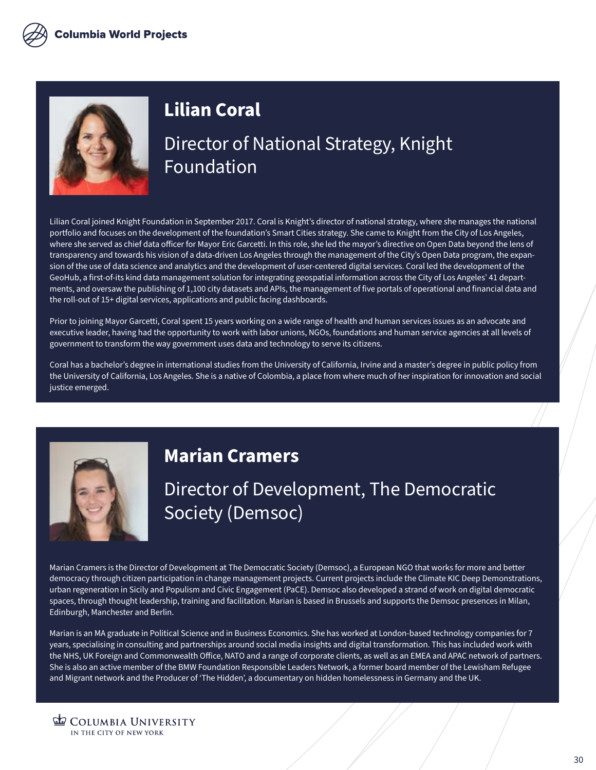## Lilian Coral

### Director of National Strategy, Knight Foundation

Lilian Coral joined Knight Foundation in September 2017. Coral is Knight's director of national strategy, where she manages the national portfolio and focuses on the development of the foundation's Smart Cities strategy. She came to Knight from the City of Los Angeles, where she served as chief data officer for Mayor Eric Garcetti. In this role, she led the mayor's directive on Open Data beyond the lens of transparency and towards his vision of a data-driven Los Angeles through the management of the City's Open Data program, the expansion of the use of data science and analytics and the development of user-centered digital services. Coral led the development of the GeoHub, a first-of-its kind data management solution for integrating geospatial information across the City of Los Angeles' 41 departments, and oversaw the publishing of 1,100 city datasets and APIs, the management of five portals of operational and financial data and the roll-out of 15+ digital services, applications and public facing dashboards.

Prior to joining Mayor Garcetti, Coral spent 15 years working on a wide range of health and human services issues as an advocate and executive leader, having had the opportunity to work with labor unions, NGOs, foundations and human service agencies at all levels of government to transform the way government uses data and technology to serve its citizens.

Coral has a bachelor's degree in international studies from the University of California, Irvine and a master's degree in public policy from the University of California, Los Angeles. She is a native of Colombia, a place from where much of her inspiration for innovation and social justice emerged.

## Marian Cramers

### Director of Development, The Democratic Society (Demsoc)

Marian Cramers is the Director of Development at The Democratic Society (Demsoc), a European NGO that works for more and better democracy through citizen participation in change management projects. Current projects include the Climate KIC Deep Demonstrations, urban regeneration in Sicily and Populism and Civic Engagement (PaCE). Demsoc also developed a strand of work on digital democratic spaces, through thought leadership, training and facilitation. Marian is based in Brussels and supports the Demsoc presences in Milan, Edinburgh, Manchester and Berlin.

Marian is an MA graduate in Political Science and in Business Economics. She has worked at London-based technology companies for 7 years, specialising in consulting and partnerships around social media insights and digital transformation. This has included work with the NHS, UK Foreign and Commonwealth Office, NATO and a range of corporate clients, as well as an EMEA and APAC network of partners. She is also an active member of the BMW Foundation Responsible Leaders Network, a former board member of the Lewisham Refugee and Migrant network and the Producer of 'The Hidden', a documentary on hidden homelessness in Germany and the UK.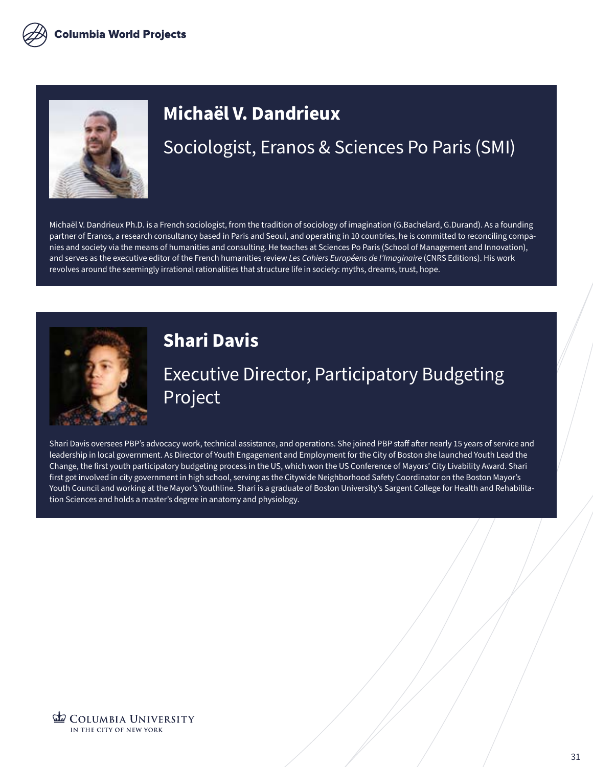## Michaël V. Dandrieux

### Sociologist, Eranos & Sciences Po Paris (SMI)

Michaël V. Dandrieux Ph.D. is a French sociologist, from the tradition of sociology of imagination (G.Bachelard, G.Durand). As a founding partner of Eranos, a research consultancy based in Paris and Seoul, and operating in 10 countries, he is committed to reconciling companies and society via the means of humanities and consulting. He teaches at Sciences Po Paris (School of Management and Innovation), and serves as the executive editor of the French humanities review *Les Cahiers Européens de l'Imaginaire* (CNRS Editions). His work revolves around the seemingly irrational rationalities that structure life in society: myths, dreams, trust, hope.

## Shari Davis

### Executive Director, Participatory Budgeting Project

Shari Davis oversees PBP's advocacy work, technical assistance, and operations. She joined PBP staff after nearly 15 years of service and leadership in local government. As Director of Youth Engagement and Employment for the City of Boston she launched Youth Lead the Change, the first youth participatory budgeting process in the US, which won the US Conference of Mayors' City Livability Award. Shari first got involved in city government in high school, serving as the Citywide Neighborhood Safety Coordinator on the Boston Mayor's Youth Council and working at the Mayor's Youthline. Shari is a graduate of Boston University's Sargent College for Health and Rehabilitation Sciences and holds a master's degree in anatomy and physiology.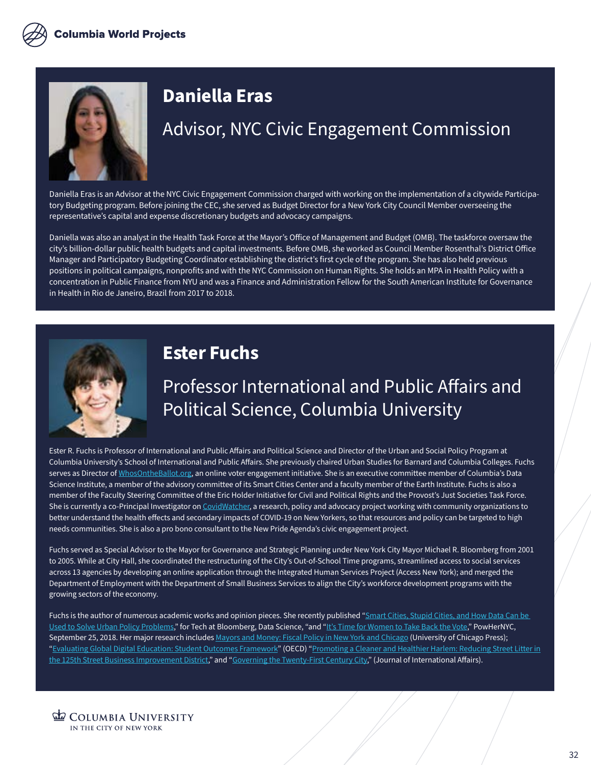## Daniella Eras

### Advisor, NYC Civic Engagement Commission

Daniella Eras is an Advisor at the NYC Civic Engagement Commission charged with working on the implementation of a citywide Participatory Budgeting program. Before joining the CEC, she served as Budget Director for a New York City Council Member overseeing the representative's capital and expense discretionary budgets and advocacy campaigns.

Daniella was also an analyst in the Health Task Force at the Mayor's Office of Management and Budget (OMB). The taskforce oversaw the city's billion-dollar public health budgets and capital investments. Before OMB, she worked as Council Member Rosenthal's District Office Manager and Participatory Budgeting Coordinator establishing the district's first cycle of the program. She has also held previous positions in political campaigns, nonprofits and with the NYC Commission on Human Rights. She holds an MPA in Health Policy with a concentration in Public Finance from NYU and was a Finance and Administration Fellow for the South American Institute for Governance in Health in Rio de Janeiro, Brazil from 2017 to 2018.

## Ester Fuchs

### Professor International and Public Affairs and Political Science, Columbia University

Ester R. Fuchs is Professor of International and Public Affairs and Political Science and Director of the Urban and Social Policy Program at Columbia University's School of International and Public Affairs. She previously chaired Urban Studies for Barnard and Columbia Colleges. Fuchs serves as Director of WhosOntheBallot.org, an online voter engagement initiative. She is an executive committee member of Columbia's Data Science Institute, a member of the advisory committee of its Smart Cities Center and a faculty member of the Earth Institute. Fuchs is also a member of the Faculty Steering Committee of the Eric Holder Initiative for Civil and Political Rights and the Provost's Just Societies Task Force. She is currently a co-Principal Investigator on CovidWatcher, a research, policy and advocacy project working with community organizations to better understand the health effects and secondary impacts of COVID-19 on New Yorkers, so that resources and policy can be targeted to high needs communities. She is also a pro bono consultant to the New Pride Agenda's civic engagement project.

Fuchs served as Special Advisor to the Mayor for Governance and Strategic Planning under New York City Mayor Michael R. Bloomberg from 2001 to 2005. While at City Hall, she coordinated the restructuring of the City's Out-of-School Time programs, streamlined access to social services across 13 agencies by developing an online application through the Integrated Human Services Project (Access New York); and merged the Department of Employment with the Department of Small Business Services to align the City's workforce development programs with the growing sectors of the economy.

Fuchs is the author of numerous academic works and opinion pieces. She recently published "Smart Cities, Stupid Cities, and How Data Can be Used to Solve Urban Policy Problems," for Tech at Bloomberg, Data Science, "and "It's Time for Women to Take Back the Vote," PowHerNYC, September 25, 2018. Her major research includes Mayors and Money: Fiscal Policy in New York and Chicago (University of Chicago Press); "Evaluating Global Digital Education: Student Outcomes Framework" (OECD) "Promoting a Cleaner and Healthier Harlem: Reducing Street Litter in the 125th Street Business Improvement District," and "Governing the Twenty-First Century City," (Journal of International Affairs).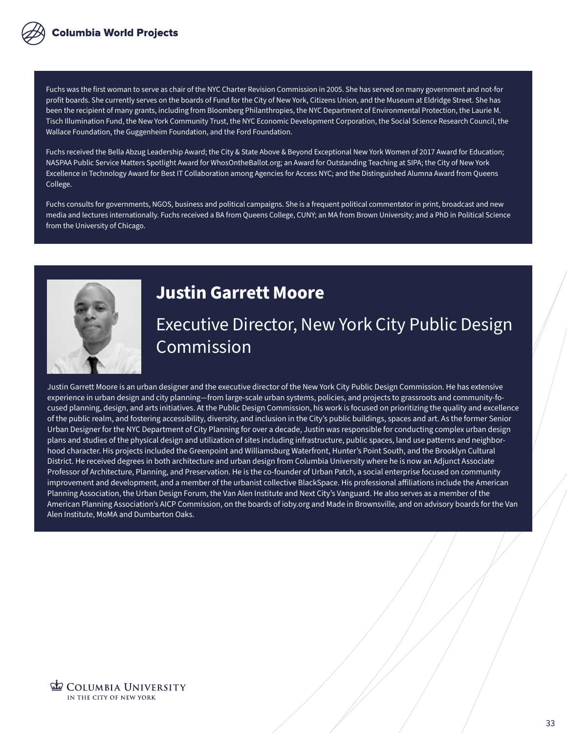Fuchs was the first woman to serve as chair of the NYC Charter Revision Commission in 2005. She has served on many government and not-for profit boards. She currently serves on the boards of Fund for the City of New York, Citizens Union, and the Museum at Eldridge Street. She has been the recipient of many grants, including from Bloomberg Philanthropies, the NYC Department of Environmental Protection, the Laurie M. Tisch Illumination Fund, the New York Community Trust, the NYC Economic Development Corporation, the Social Science Research Council, the Wallace Foundation, the Guggenheim Foundation, and the Ford Foundation.

Fuchs received the Bella Abzug Leadership Award; the City & State Above & Beyond Exceptional New York Women of 2017 Award for Education; NASPAA Public Service Matters Spotlight Award for WhosOntheBallot.org; an Award for Outstanding Teaching at SIPA; the City of New York Excellence in Technology Award for Best IT Collaboration among Agencies for Access NYC; and the Distinguished Alumna Award from Queens College.

Fuchs consults for governments, NGOS, business and political campaigns. She is a frequent political commentator in print, broadcast and new media and lectures internationally. Fuchs received a BA from Queens College, CUNY; an MA from Brown University; and a PhD in Political Science from the University of Chicago.

## Justin Garrett Moore

### Executive Director, New York City Public Design Commission

Justin Garrett Moore is an urban designer and the executive director of the New York City Public Design Commission. He has extensive experience in urban design and city planning—from large-scale urban systems, policies, and projects to grassroots and community-focused planning, design, and arts initiatives. At the Public Design Commission, his work is focused on prioritizing the quality and excellence of the public realm, and fostering accessibility, diversity, and inclusion in the City's public buildings, spaces and art. As the former Senior Urban Designer for the NYC Department of City Planning for over a decade, Justin was responsible for conducting complex urban design plans and studies of the physical design and utilization of sites including infrastructure, public spaces, land use patterns and neighborhood character. His projects included the Greenpoint and Williamsburg Waterfront, Hunter's Point South, and the Brooklyn Cultural District. He received degrees in both architecture and urban design from Columbia University where he is now an Adjunct Associate Professor of Architecture, Planning, and Preservation. He is the co-founder of Urban Patch, a social enterprise focused on community improvement and development, and a member of the urbanist collective BlackSpace. His professional affiliations include the American Planning Association, the Urban Design Forum, the Van Alen Institute and Next City's Vanguard. He also serves as a member of the American Planning Association's AICP Commission, on the boards of ioby.org and Made in Brownsville, and on advisory boards for the Van Alen Institute, MoMA and Dumbarton Oaks.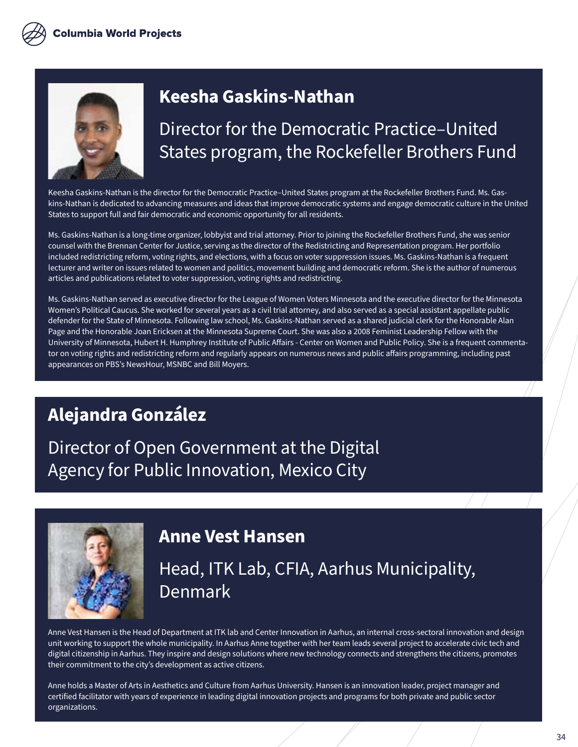## Keesha Gaskins-Nathan

### Director for the Democratic Practice–United States program, the Rockefeller Brothers Fund

Keesha Gaskins-Nathan is the director for the Democratic Practice–United States program at the Rockefeller Brothers Fund. Ms. Gaskins-Nathan is dedicated to advancing measures and ideas that improve democratic systems and engage democratic culture in the United States to support full and fair democratic and economic opportunity for all residents.

Ms. Gaskins-Nathan is a long-time organizer, lobbyist and trial attorney. Prior to joining the Rockefeller Brothers Fund, she was senior counsel with the Brennan Center for Justice, serving as the director of the Redistricting and Representation program. Her portfolio included redistricting reform, voting rights, and elections, with a focus on voter suppression issues. Ms. Gaskins-Nathan is a frequent lecturer and writer on issues related to women and politics, movement building and democratic reform. She is the author of numerous articles and publications related to voter suppression, voting rights and redistricting.

Ms. Gaskins-Nathan served as executive director for the League of Women Voters Minnesota and the executive director for the Minnesota Women's Political Caucus. She worked for several years as a civil trial attorney, and also served as a special assistant appellate public defender for the State of Minnesota. Following law school, Ms. Gaskins-Nathan served as a shared judicial clerk for the Honorable Alan Page and the Honorable Joan Ericksen at the Minnesota Supreme Court. She was also a 2008 Feminist Leadership Fellow with the University of Minnesota, Hubert H. Humphrey Institute of Public Affairs - Center on Women and Public Policy. She is a frequent commentator on voting rights and redistricting reform and regularly appears on numerous news and public affairs programming, including past appearances on PBS's NewsHour, MSNBC and Bill Moyers.

## Alejandra González

### Director of Open Government at the Digital Agency for Public Innovation, Mexico City

## Anne Vest Hansen

### Head, ITK Lab, CFIA, Aarhus Municipality, Denmark

Anne Vest Hansen is the Head of Department at ITK lab and Center Innovation in Aarhus, an internal cross-sectoral innovation and design unit working to support the whole municipality. In Aarhus Anne together with her team leads several project to accelerate civic tech and digital citizenship in Aarhus. They inspire and design solutions where new technology connects and strengthens the citizens, promotes their commitment to the city's development as active citizens.

Anne holds a Master of Arts in Aesthetics and Culture from Aarhus University. Hansen is an innovation leader, project manager and certified facilitator with years of experience in leading digital innovation projects and programs for both private and public sector organizations.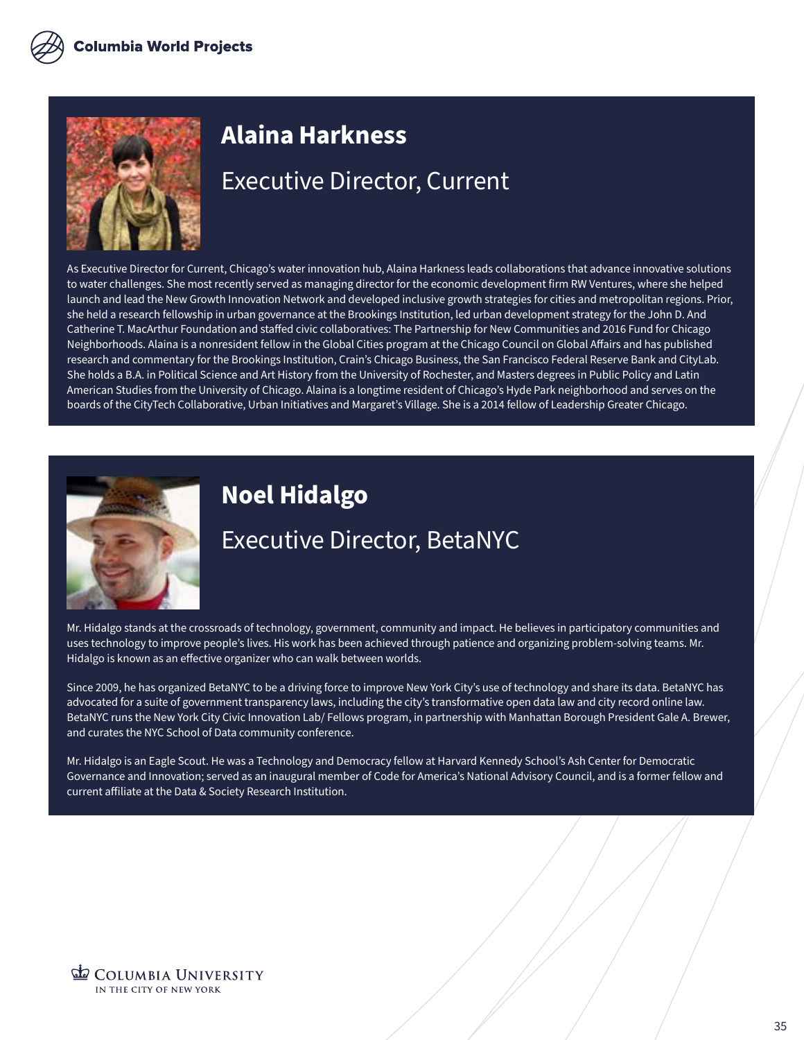## Alaina Harkness

### Executive Director, Current

As Executive Director for Current, Chicago's water innovation hub, Alaina Harkness leads collaborations that advance innovative solutions to water challenges. She most recently served as managing director for the economic development firm RW Ventures, where she helped launch and lead the New Growth Innovation Network and developed inclusive growth strategies for cities and metropolitan regions. Prior, she held a research fellowship in urban governance at the Brookings Institution, led urban development strategy for the John D. And Catherine T. MacArthur Foundation and staffed civic collaboratives: The Partnership for New Communities and 2016 Fund for Chicago Neighborhoods. Alaina is a nonresident fellow in the Global Cities program at the Chicago Council on Global Affairs and has published research and commentary for the Brookings Institution, Crain's Chicago Business, the San Francisco Federal Reserve Bank and CityLab. She holds a B.A. in Political Science and Art History from the University of Rochester, and Masters degrees in Public Policy and Latin American Studies from the University of Chicago. Alaina is a longtime resident of Chicago's Hyde Park neighborhood and serves on the boards of the CityTech Collaborative, Urban Initiatives and Margaret's Village. She is a 2014 fellow of Leadership Greater Chicago.

## Noel Hidalgo

### Executive Director, BetaNYC

Mr. Hidalgo stands at the crossroads of technology, government, community and impact. He believes in participatory communities and uses technology to improve people's lives. His work has been achieved through patience and organizing problem-solving teams. Mr. Hidalgo is known as an effective organizer who can walk between worlds.

Since 2009, he has organized BetaNYC to be a driving force to improve New York City's use of technology and share its data. BetaNYC has advocated for a suite of government transparency laws, including the city's transformative open data law and city record online law. BetaNYC runs the New York City Civic Innovation Lab/ Fellows program, in partnership with Manhattan Borough President Gale A. Brewer, and curates the NYC School of Data community conference.

Mr. Hidalgo is an Eagle Scout. He was a Technology and Democracy fellow at Harvard Kennedy School's Ash Center for Democratic Governance and Innovation; served as an inaugural member of Code for America's National Advisory Council, and is a former fellow and current affiliate at the Data & Society Research Institution.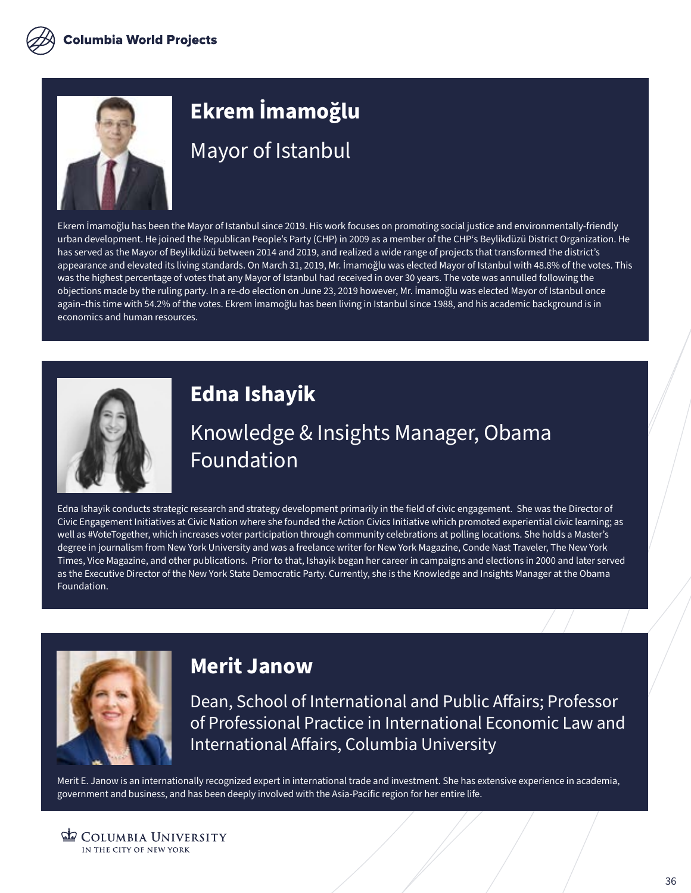## Ekrem İmamoğlu

### Mayor of Istanbul

Ekrem İmamoğlu has been the Mayor of Istanbul since 2019. His work focuses on promoting social justice and environmentally-friendly urban development. He joined the Republican People's Party (CHP) in 2009 as a member of the CHP's Beylikdüzü District Organization. He has served as the Mayor of Beylikdüzü between 2014 and 2019, and realized a wide range of projects that transformed the district's appearance and elevated its living standards. On March 31, 2019, Mr. İmamoğlu was elected Mayor of Istanbul with 48.8% of the votes. This was the highest percentage of votes that any Mayor of Istanbul had received in over 30 years. The vote was annulled following the objections made by the ruling party. In a re-do election on June 23, 2019 however, Mr. İmamoğlu was elected Mayor of Istanbul once again–this time with 54.2% of the votes. Ekrem İmamoğlu has been living in Istanbul since 1988, and his academic background is in economics and human resources.

## Edna Ishayik

### Knowledge & Insights Manager, Obama Foundation

Edna Ishayik conducts strategic research and strategy development primarily in the field of civic engagement. She was the Director of Civic Engagement Initiatives at Civic Nation where she founded the Action Civics Initiative which promoted experiential civic learning; as well as #VoteTogether, which increases voter participation through community celebrations at polling locations. She holds a Master's degree in journalism from New York University and was a freelance writer for New York Magazine, Conde Nast Traveler, The New York Times, Vice Magazine, and other publications. Prior to that, Ishayik began her career in campaigns and elections in 2000 and later served as the Executive Director of the New York State Democratic Party. Currently, she is the Knowledge and Insights Manager at the Obama Foundation.

## Merit Janow

### Dean, School of International and Public Affairs; Professor of Professional Practice in International Economic Law and International Affairs, Columbia University

Merit E. Janow is an internationally recognized expert in international trade and investment. She has extensive experience in academia, government and business, and has been deeply involved with the Asia-Pacific region for her entire life.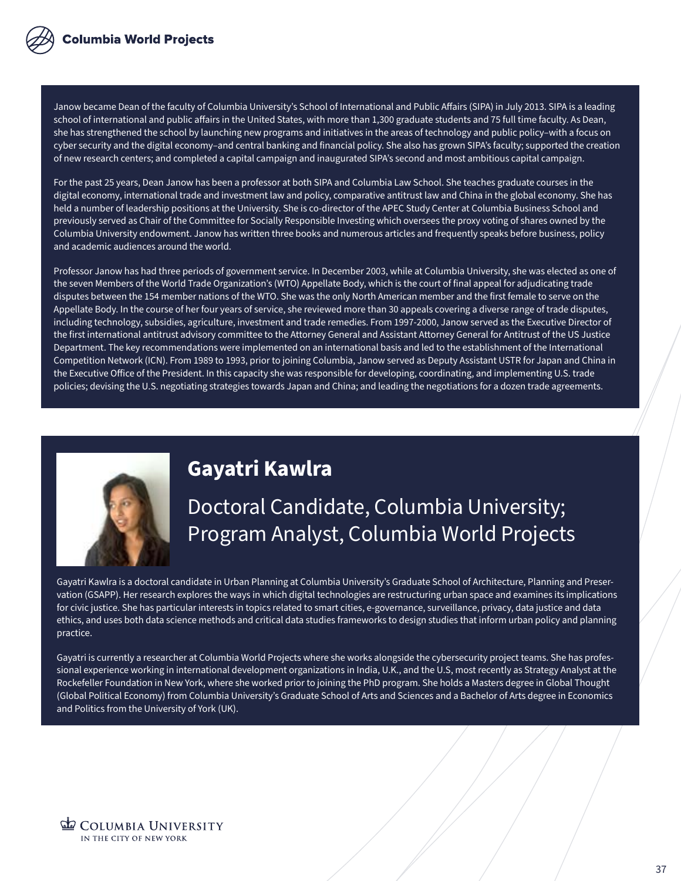Janow became Dean of the faculty of Columbia University's School of International and Public Affairs (SIPA) in July 2013. SIPA is a leading school of international and public affairs in the United States, with more than 1,300 graduate students and 75 full time faculty. As Dean, she has strengthened the school by launching new programs and initiatives in the areas of technology and public policy–with a focus on cyber security and the digital economy–and central banking and financial policy. She also has grown SIPA's faculty; supported the creation of new research centers; and completed a capital campaign and inaugurated SIPA's second and most ambitious capital campaign.

For the past 25 years, Dean Janow has been a professor at both SIPA and Columbia Law School. She teaches graduate courses in the digital economy, international trade and investment law and policy, comparative antitrust law and China in the global economy. She has held a number of leadership positions at the University. She is co-director of the APEC Study Center at Columbia Business School and previously served as Chair of the Committee for Socially Responsible Investing which oversees the proxy voting of shares owned by the Columbia University endowment. Janow has written three books and numerous articles and frequently speaks before business, policy and academic audiences around the world.

Professor Janow has had three periods of government service. In December 2003, while at Columbia University, she was elected as one of the seven Members of the World Trade Organization's (WTO) Appellate Body, which is the court of final appeal for adjudicating trade disputes between the 154 member nations of the WTO. She was the only North American member and the first female to serve on the Appellate Body. In the course of her four years of service, she reviewed more than 30 appeals covering a diverse range of trade disputes, including technology, subsidies, agriculture, investment and trade remedies. From 1997-2000, Janow served as the Executive Director of the first international antitrust advisory committee to the Attorney General and Assistant Attorney General for Antitrust of the US Justice Department. The key recommendations were implemented on an international basis and led to the establishment of the International Competition Network (ICN). From 1989 to 1993, prior to joining Columbia, Janow served as Deputy Assistant USTR for Japan and China in the Executive Office of the President. In this capacity she was responsible for developing, coordinating, and implementing U.S. trade policies; devising the U.S. negotiating strategies towards Japan and China; and leading the negotiations for a dozen trade agreements.

## Gayatri Kawlra

### Doctoral Candidate, Columbia University; Program Analyst, Columbia World Projects

Gayatri Kawlra is a doctoral candidate in Urban Planning at Columbia University's Graduate School of Architecture, Planning and Preservation (GSAPP). Her research explores the ways in which digital technologies are restructuring urban space and examines its implications for civic justice. She has particular interests in topics related to smart cities, e-governance, surveillance, privacy, data justice and data ethics, and uses both data science methods and critical data studies frameworks to design studies that inform urban policy and planning practice.

Gayatri is currently a researcher at Columbia World Projects where she works alongside the cybersecurity project teams. She has professional experience working in international development organizations in India, U.K., and the U.S, most recently as Strategy Analyst at the Rockefeller Foundation in New York, where she worked prior to joining the PhD program. She holds a Masters degree in Global Thought (Global Political Economy) from Columbia University's Graduate School of Arts and Sciences and a Bachelor of Arts degree in Economics and Politics from the University of York (UK).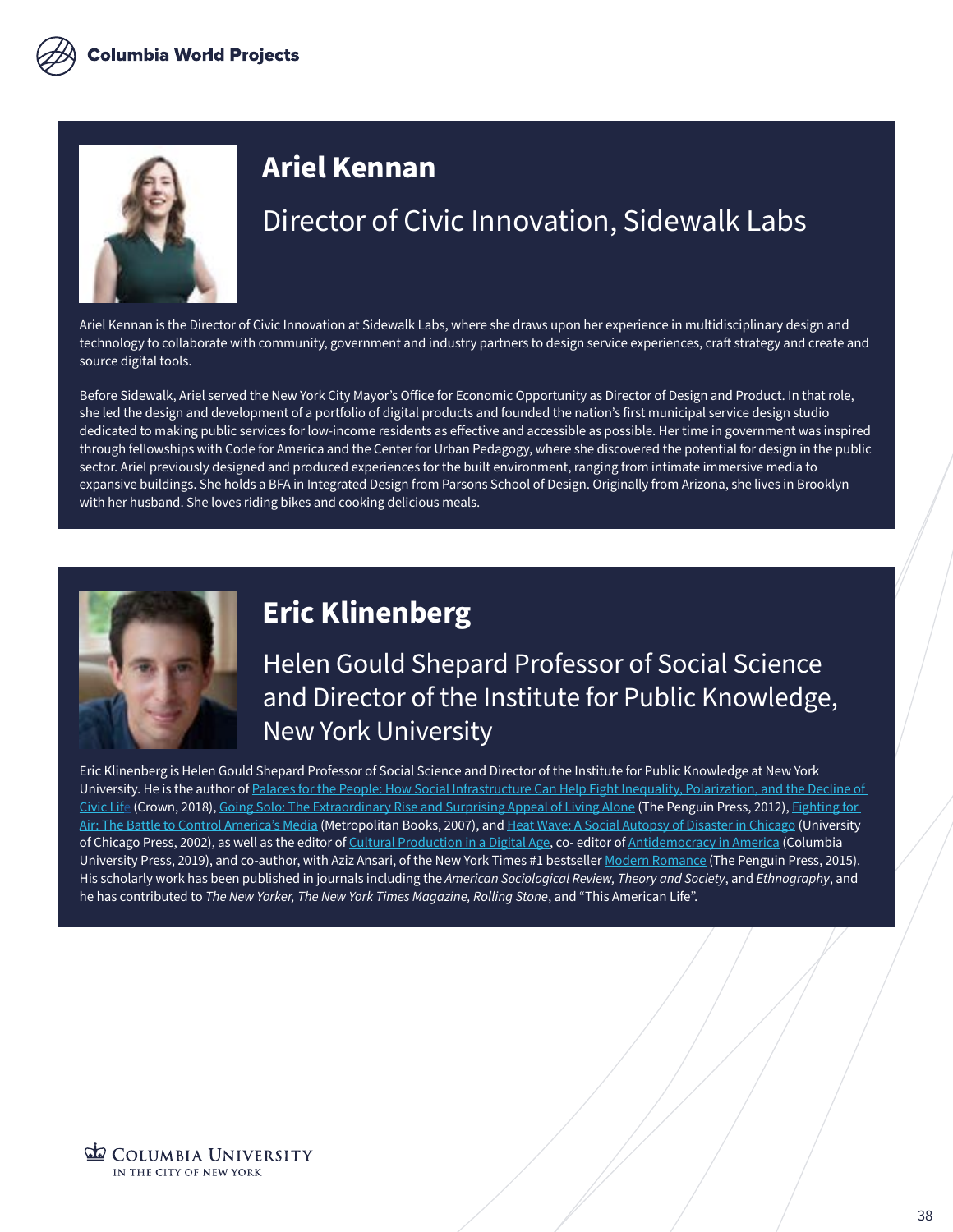## Ariel Kennan

### Director of Civic Innovation, Sidewalk Labs

Ariel Kennan is the Director of Civic Innovation at Sidewalk Labs, where she draws upon her experience in multidisciplinary design and technology to collaborate with community, government and industry partners to design service experiences, craft strategy and create and source digital tools.

Before Sidewalk, Ariel served the New York City Mayor's Office for Economic Opportunity as Director of Design and Product. In that role, she led the design and development of a portfolio of digital products and founded the nation's first municipal service design studio dedicated to making public services for low-income residents as effective and accessible as possible. Her time in government was inspired through fellowships with Code for America and the Center for Urban Pedagogy, where she discovered the potential for design in the public sector. Ariel previously designed and produced experiences for the built environment, ranging from intimate immersive media to expansive buildings. She holds a BFA in Integrated Design from Parsons School of Design. Originally from Arizona, she lives in Brooklyn with her husband. She loves riding bikes and cooking delicious meals.

## Eric Klinenberg

### Helen Gould Shepard Professor of Social Science and Director of the Institute for Public Knowledge, New York University

Eric Klinenberg is Helen Gould Shepard Professor of Social Science and Director of the Institute for Public Knowledge at New York University. He is the author of Palaces for the People: How Social Infrastructure Can Help Fight Inequality, Polarization, and the Decline of Civic Life (Crown, 2018), Going Solo: The Extraordinary Rise and Surprising Appeal of Living Alone (The Penguin Press, 2012), Fighting for Air: The Battle to Control America's Media (Metropolitan Books, 2007), and Heat Wave: A Social Autopsy of Disaster in Chicago (University of Chicago Press, 2002), as well as the editor of Cultural Production in a Digital Age, co- editor of Antidemocracy in America (Columbia University Press, 2019), and co-author, with Aziz Ansari, of the New York Times #1 bestseller Modern Romance (The Penguin Press, 2015). His scholarly work has been published in journals including the *American Sociological Review, Theory and Society*, and *Ethnography*, and he has contributed to *The New Yorker, The New York Times Magazine, Rolling Stone*, and "This American Life".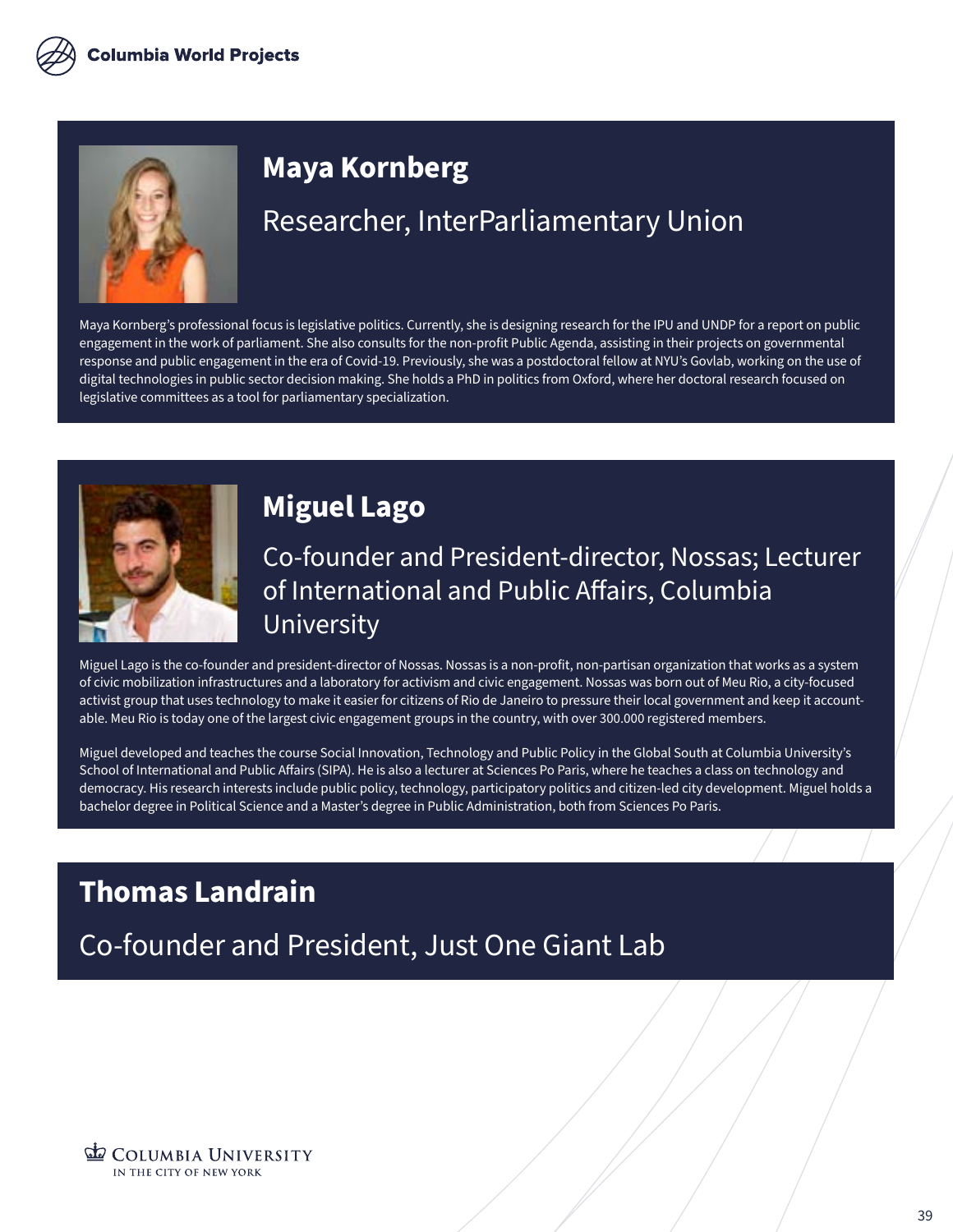## Maya Kornberg

### Researcher, InterParliamentary Union

Maya Kornberg's professional focus is legislative politics. Currently, she is designing research for the IPU and UNDP for a report on public engagement in the work of parliament. She also consults for the non-profit Public Agenda, assisting in their projects on governmental response and public engagement in the era of Covid-19. Previously, she was a postdoctoral fellow at NYU's Govlab, working on the use of digital technologies in public sector decision making. She holds a PhD in politics from Oxford, where her doctoral research focused on legislative committees as a tool for parliamentary specialization.

## Miguel Lago

### Co-founder and President-director, Nossas; Lecturer of International and Public Affairs, Columbia University

Miguel Lago is the co-founder and president-director of Nossas. Nossas is a non-profit, non-partisan organization that works as a system of civic mobilization infrastructures and a laboratory for activism and civic engagement. Nossas was born out of Meu Rio, a city-focused activist group that uses technology to make it easier for citizens of Rio de Janeiro to pressure their local government and keep it accountable. Meu Rio is today one of the largest civic engagement groups in the country, with over 300.000 registered members.

Miguel developed and teaches the course Social Innovation, Technology and Public Policy in the Global South at Columbia University's School of International and Public Affairs (SIPA). He is also a lecturer at Sciences Po Paris, where he teaches a class on technology and democracy. His research interests include public policy, technology, participatory politics and citizen-led city development. Miguel holds a bachelor degree in Political Science and a Master's degree in Public Administration, both from Sciences Po Paris.

## Thomas Landrain

### Co-founder and President, Just One Giant Lab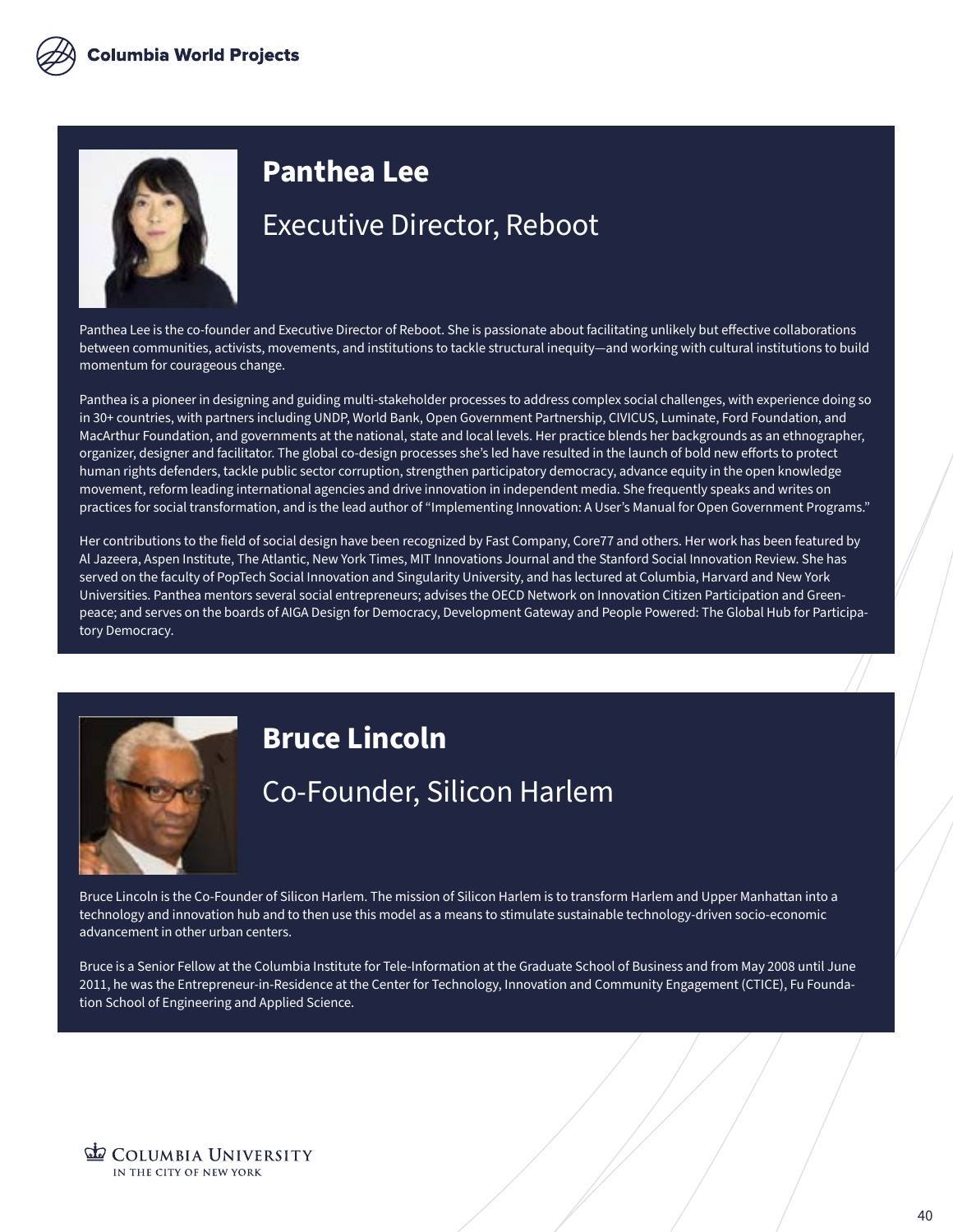## Panthea Lee

### Executive Director, Reboot

Panthea Lee is the co-founder and Executive Director of Reboot. She is passionate about facilitating unlikely but effective collaborations between communities, activists, movements, and institutions to tackle structural inequity—and working with cultural institutions to build momentum for courageous change.

Panthea is a pioneer in designing and guiding multi-stakeholder processes to address complex social challenges, with experience doing so in 30+ countries, with partners including UNDP, World Bank, Open Government Partnership, CIVICUS, Luminate, Ford Foundation, and MacArthur Foundation, and governments at the national, state and local levels. Her practice blends her backgrounds as an ethnographer, organizer, designer and facilitator. The global co-design processes she's led have resulted in the launch of bold new efforts to protect human rights defenders, tackle public sector corruption, strengthen participatory democracy, advance equity in the open knowledge movement, reform leading international agencies and drive innovation in independent media. She frequently speaks and writes on practices for social transformation, and is the lead author of "Implementing Innovation: A User's Manual for Open Government Programs."

Her contributions to the field of social design have been recognized by Fast Company, Core77 and others. Her work has been featured by Al Jazeera, Aspen Institute, The Atlantic, New York Times, MIT Innovations Journal and the Stanford Social Innovation Review. She has served on the faculty of PopTech Social Innovation and Singularity University, and has lectured at Columbia, Harvard and New York Universities. Panthea mentors several social entrepreneurs; advises the OECD Network on Innovation Citizen Participation and Greenpeace; and serves on the boards of AIGA Design for Democracy, Development Gateway and People Powered: The Global Hub for Participatory Democracy.

## Bruce Lincoln

### Co-Founder, Silicon Harlem

Bruce Lincoln is the Co-Founder of Silicon Harlem. The mission of Silicon Harlem is to transform Harlem and Upper Manhattan into a technology and innovation hub and to then use this model as a means to stimulate sustainable technology-driven socio-economic advancement in other urban centers.

Bruce is a Senior Fellow at the Columbia Institute for Tele-Information at the Graduate School of Business and from May 2008 until June 2011, he was the Entrepreneur-in-Residence at the Center for Technology, Innovation and Community Engagement (CTICE), Fu Foundation School of Engineering and Applied Science.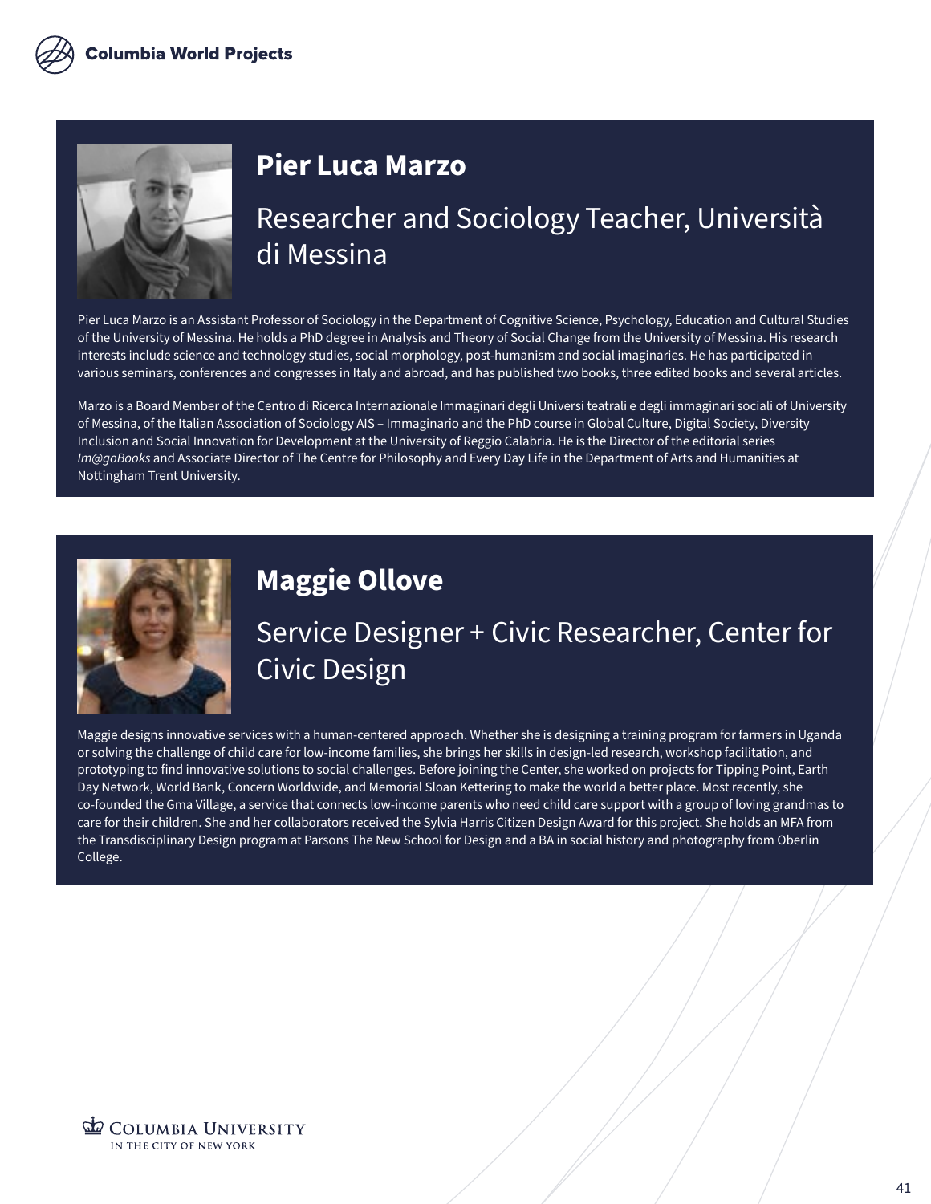## Pier Luca Marzo

### Researcher and Sociology Teacher, Università di Messina

Pier Luca Marzo is an Assistant Professor of Sociology in the Department of Cognitive Science, Psychology, Education and Cultural Studies of the University of Messina. He holds a PhD degree in Analysis and Theory of Social Change from the University of Messina. His research interests include science and technology studies, social morphology, post-humanism and social imaginaries. He has participated in various seminars, conferences and congresses in Italy and abroad, and has published two books, three edited books and several articles.

Marzo is a Board Member of the Centro di Ricerca Internazionale Immaginari degli Universi teatrali e degli immaginari sociali of University of Messina, of the Italian Association of Sociology AIS – Immaginario and the PhD course in Global Culture, Digital Society, Diversity Inclusion and Social Innovation for Development at the University of Reggio Calabria. He is the Director of the editorial series *Im@goBooks* and Associate Director of The Centre for Philosophy and Every Day Life in the Department of Arts and Humanities at Nottingham Trent University.

## Maggie Ollove

### Service Designer + Civic Researcher, Center for Civic Design

Maggie designs innovative services with a human-centered approach. Whether she is designing a training program for farmers in Uganda or solving the challenge of child care for low-income families, she brings her skills in design-led research, workshop facilitation, and prototyping to find innovative solutions to social challenges. Before joining the Center, she worked on projects for Tipping Point, Earth Day Network, World Bank, Concern Worldwide, and Memorial Sloan Kettering to make the world a better place. Most recently, she co-founded the Gma Village, a service that connects low-income parents who need child care support with a group of loving grandmas to care for their children. She and her collaborators received the Sylvia Harris Citizen Design Award for this project. She holds an MFA from the Transdisciplinary Design program at Parsons The New School for Design and a BA in social history and photography from Oberlin College.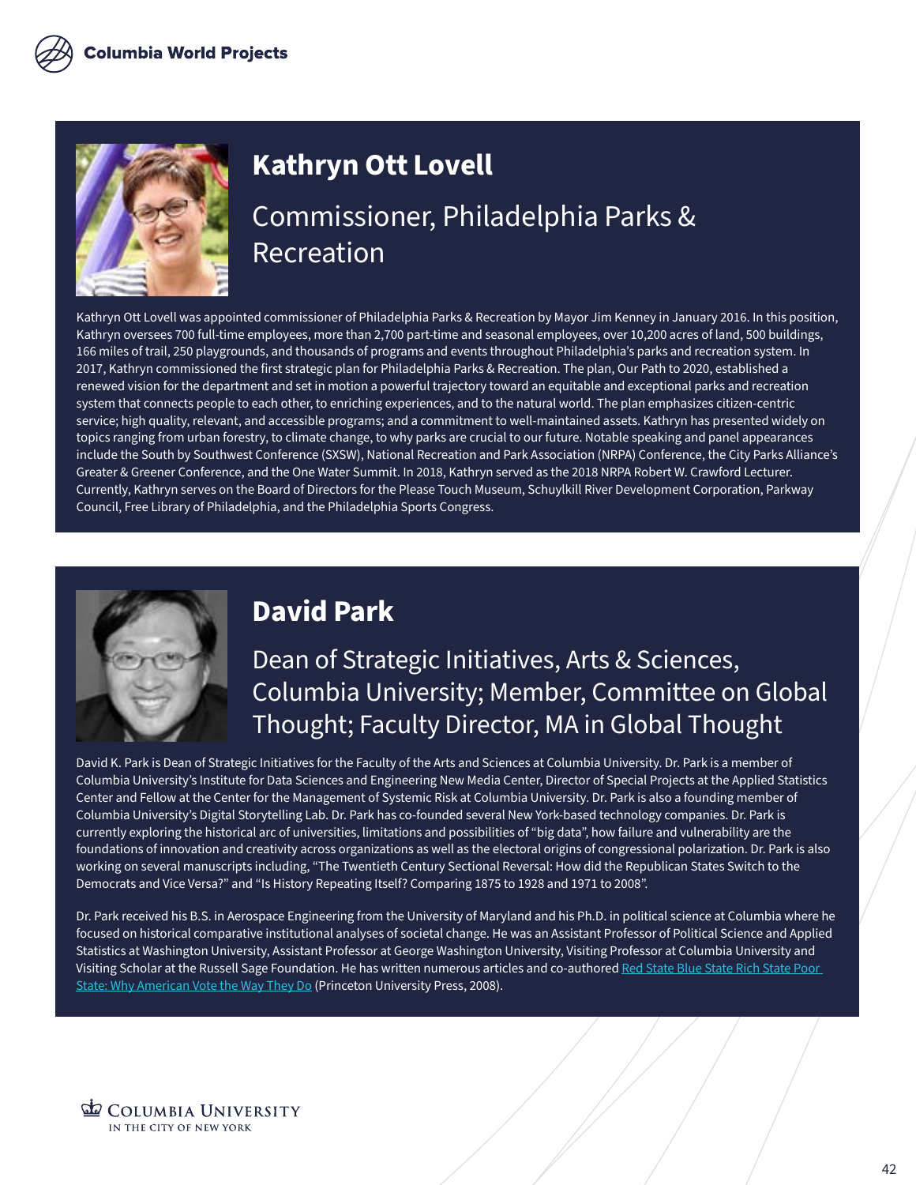## Kathryn Ott Lovell

### Commissioner, Philadelphia Parks & Recreation

Kathryn Ott Lovell was appointed commissioner of Philadelphia Parks & Recreation by Mayor Jim Kenney in January 2016. In this position, Kathryn oversees 700 full-time employees, more than 2,700 part-time and seasonal employees, over 10,200 acres of land, 500 buildings, 166 miles of trail, 250 playgrounds, and thousands of programs and events throughout Philadelphia's parks and recreation system. In 2017, Kathryn commissioned the first strategic plan for Philadelphia Parks & Recreation. The plan, Our Path to 2020, established a renewed vision for the department and set in motion a powerful trajectory toward an equitable and exceptional parks and recreation system that connects people to each other, to enriching experiences, and to the natural world. The plan emphasizes citizen-centric service; high quality, relevant, and accessible programs; and a commitment to well-maintained assets. Kathryn has presented widely on topics ranging from urban forestry, to climate change, to why parks are crucial to our future. Notable speaking and panel appearances include the South by Southwest Conference (SXSW), National Recreation and Park Association (NRPA) Conference, the City Parks Alliance's Greater & Greener Conference, and the One Water Summit. In 2018, Kathryn served as the 2018 NRPA Robert W. Crawford Lecturer. Currently, Kathryn serves on the Board of Directors for the Please Touch Museum, Schuylkill River Development Corporation, Parkway Council, Free Library of Philadelphia, and the Philadelphia Sports Congress.

## David Park

### Dean of Strategic Initiatives, Arts & Sciences, Columbia University; Member, Committee on Global Thought; Faculty Director, MA in Global Thought

David K. Park is Dean of Strategic Initiatives for the Faculty of the Arts and Sciences at Columbia University. Dr. Park is a member of Columbia University's Institute for Data Sciences and Engineering New Media Center, Director of Special Projects at the Applied Statistics Center and Fellow at the Center for the Management of Systemic Risk at Columbia University. Dr. Park is also a founding member of Columbia University's Digital Storytelling Lab. Dr. Park has co-founded several New York-based technology companies. Dr. Park is currently exploring the historical arc of universities, limitations and possibilities of "big data", how failure and vulnerability are the foundations of innovation and creativity across organizations as well as the electoral origins of congressional polarization. Dr. Park is also working on several manuscripts including, "The Twentieth Century Sectional Reversal: How did the Republican States Switch to the Democrats and Vice Versa?" and "Is History Repeating Itself? Comparing 1875 to 1928 and 1971 to 2008".

Dr. Park received his B.S. in Aerospace Engineering from the University of Maryland and his Ph.D. in political science at Columbia where he focused on historical comparative institutional analyses of societal change. He was an Assistant Professor of Political Science and Applied Statistics at Washington University, Assistant Professor at George Washington University, Visiting Professor at Columbia University and Visiting Scholar at the Russell Sage Foundation. He has written numerous articles and co-authored Red State Blue State Rich State Poor State: Why American Vote the Way They Do (Princeton University Press, 2008).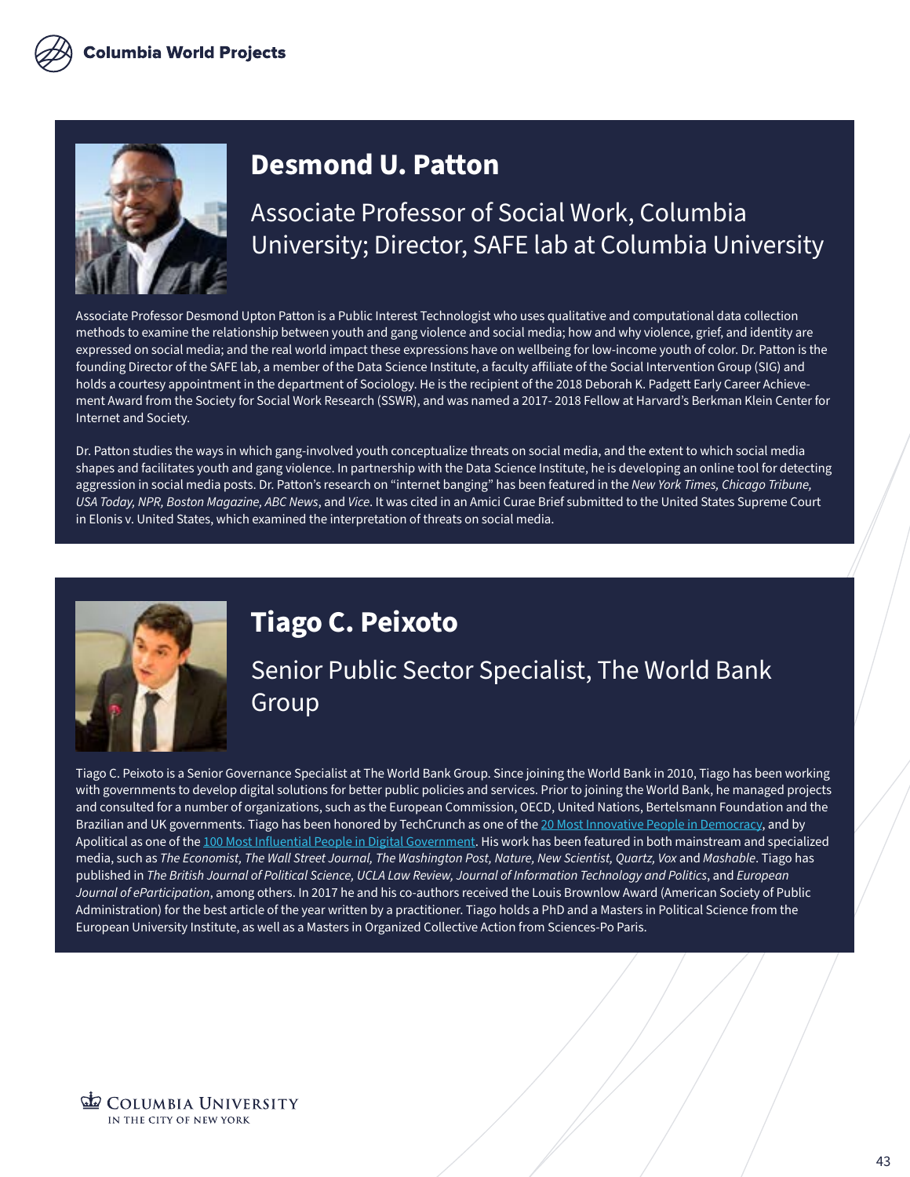## Desmond U. Patton

### Associate Professor of Social Work, Columbia University; Director, SAFE lab at Columbia University

Associate Professor Desmond Upton Patton is a Public Interest Technologist who uses qualitative and computational data collection methods to examine the relationship between youth and gang violence and social media; how and why violence, grief, and identity are expressed on social media; and the real world impact these expressions have on wellbeing for low-income youth of color. Dr. Patton is the founding Director of the SAFE lab, a member of the Data Science Institute, a faculty affiliate of the Social Intervention Group (SIG) and holds a courtesy appointment in the department of Sociology. He is the recipient of the 2018 Deborah K. Padgett Early Career Achievement Award from the Society for Social Work Research (SSWR), and was named a 2017- 2018 Fellow at Harvard's Berkman Klein Center for Internet and Society.

Dr. Patton studies the ways in which gang-involved youth conceptualize threats on social media, and the extent to which social media shapes and facilitates youth and gang violence. In partnership with the Data Science Institute, he is developing an online tool for detecting aggression in social media posts. Dr. Patton's research on "internet banging" has been featured in the *New York Times, Chicago Tribune, USA Today, NPR, Boston Magazine, ABC News*, and *Vice*. It was cited in an Amici Curae Brief submitted to the United States Supreme Court in Elonis v. United States, which examined the interpretation of threats on social media.

## Tiago C. Peixoto

### Senior Public Sector Specialist, The World Bank Group

Tiago C. Peixoto is a Senior Governance Specialist at The World Bank Group. Since joining the World Bank in 2010, Tiago has been working with governments to develop digital solutions for better public policies and services. Prior to joining the World Bank, he managed projects and consulted for a number of organizations, such as the European Commission, OECD, United Nations, Bertelsmann Foundation and the Brazilian and UK governments. Tiago has been honored by TechCrunch as one of the 20 Most Innovative People in Democracy, and by Apolitical as one of the 100 Most Influential People in Digital Government. His work has been featured in both mainstream and specialized media, such as *The Economist, The Wall Street Journal, The Washington Post, Nature, New Scientist, Quartz, Vox* and *Mashable*. Tiago has published in *The British Journal of Political Science, UCLA Law Review, Journal of Information Technology and Politics*, and *European Journal of eParticipation*, among others. In 2017 he and his co-authors received the Louis Brownlow Award (American Society of Public Administration) for the best article of the year written by a practitioner. Tiago holds a PhD and a Masters in Political Science from the European University Institute, as well as a Masters in Organized Collective Action from Sciences-Po Paris.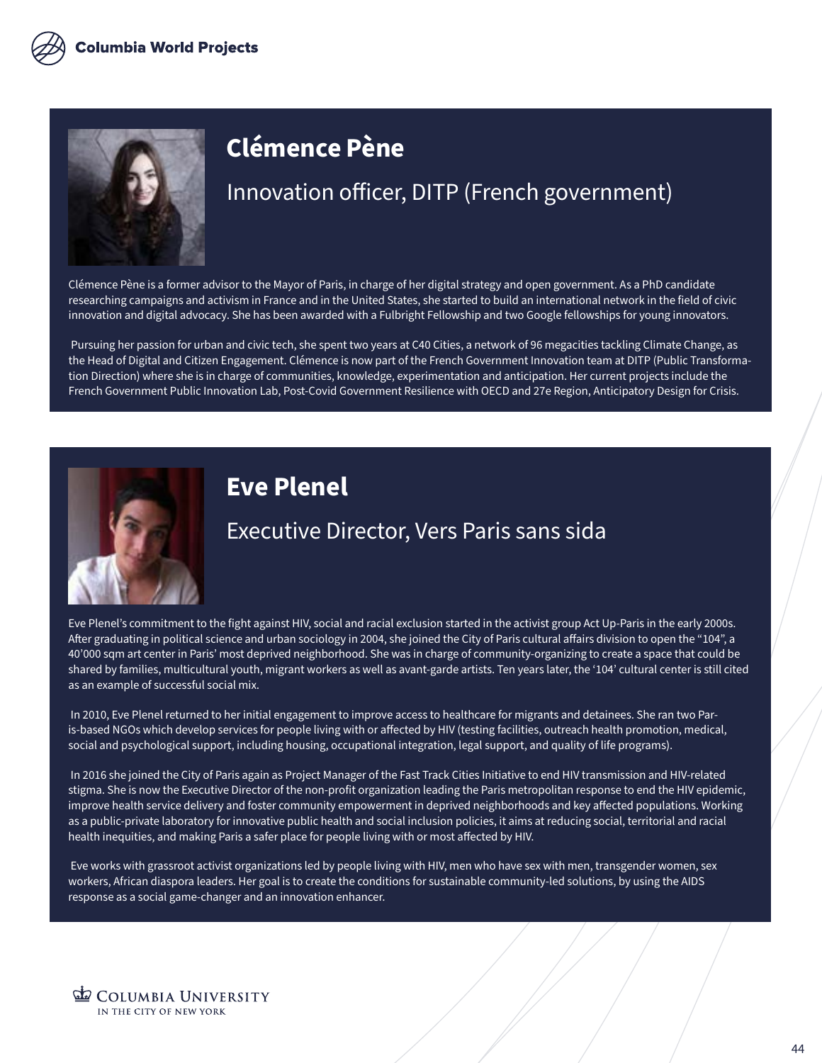## Clémence Pène

### Innovation officer, DITP (French government)

Clémence Pène is a former advisor to the Mayor of Paris, in charge of her digital strategy and open government. As a PhD candidate researching campaigns and activism in France and in the United States, she started to build an international network in the field of civic innovation and digital advocacy. She has been awarded with a Fulbright Fellowship and two Google fellowships for young innovators.

Pursuing her passion for urban and civic tech, she spent two years at C40 Cities, a network of 96 megacities tackling Climate Change, as the Head of Digital and Citizen Engagement. Clémence is now part of the French Government Innovation team at DITP (Public Transformation Direction) where she is in charge of communities, knowledge, experimentation and anticipation. Her current projects include the French Government Public Innovation Lab, Post-Covid Government Resilience with OECD and 27e Region, Anticipatory Design for Crisis.

## Eve Plenel

### Executive Director, Vers Paris sans sida

Eve Plenel's commitment to the fight against HIV, social and racial exclusion started in the activist group Act Up-Paris in the early 2000s. After graduating in political science and urban sociology in 2004, she joined the City of Paris cultural affairs division to open the "104", a 40'000 sqm art center in Paris' most deprived neighborhood. She was in charge of community-organizing to create a space that could be shared by families, multicultural youth, migrant workers as well as avant-garde artists. Ten years later, the '104' cultural center is still cited as an example of successful social mix.

In 2010, Eve Plenel returned to her initial engagement to improve access to healthcare for migrants and detainees. She ran two Paris-based NGOs which develop services for people living with or affected by HIV (testing facilities, outreach health promotion, medical, social and psychological support, including housing, occupational integration, legal support, and quality of life programs).

In 2016 she joined the City of Paris again as Project Manager of the Fast Track Cities Initiative to end HIV transmission and HIV-related stigma. She is now the Executive Director of the non-profit organization leading the Paris metropolitan response to end the HIV epidemic, improve health service delivery and foster community empowerment in deprived neighborhoods and key affected populations. Working as a public-private laboratory for innovative public health and social inclusion policies, it aims at reducing social, territorial and racial health inequities, and making Paris a safer place for people living with or most affected by HIV.

Eve works with grassroot activist organizations led by people living with HIV, men who have sex with men, transgender women, sex workers, African diaspora leaders. Her goal is to create the conditions for sustainable community-led solutions, by using the AIDS response as a social game-changer and an innovation enhancer.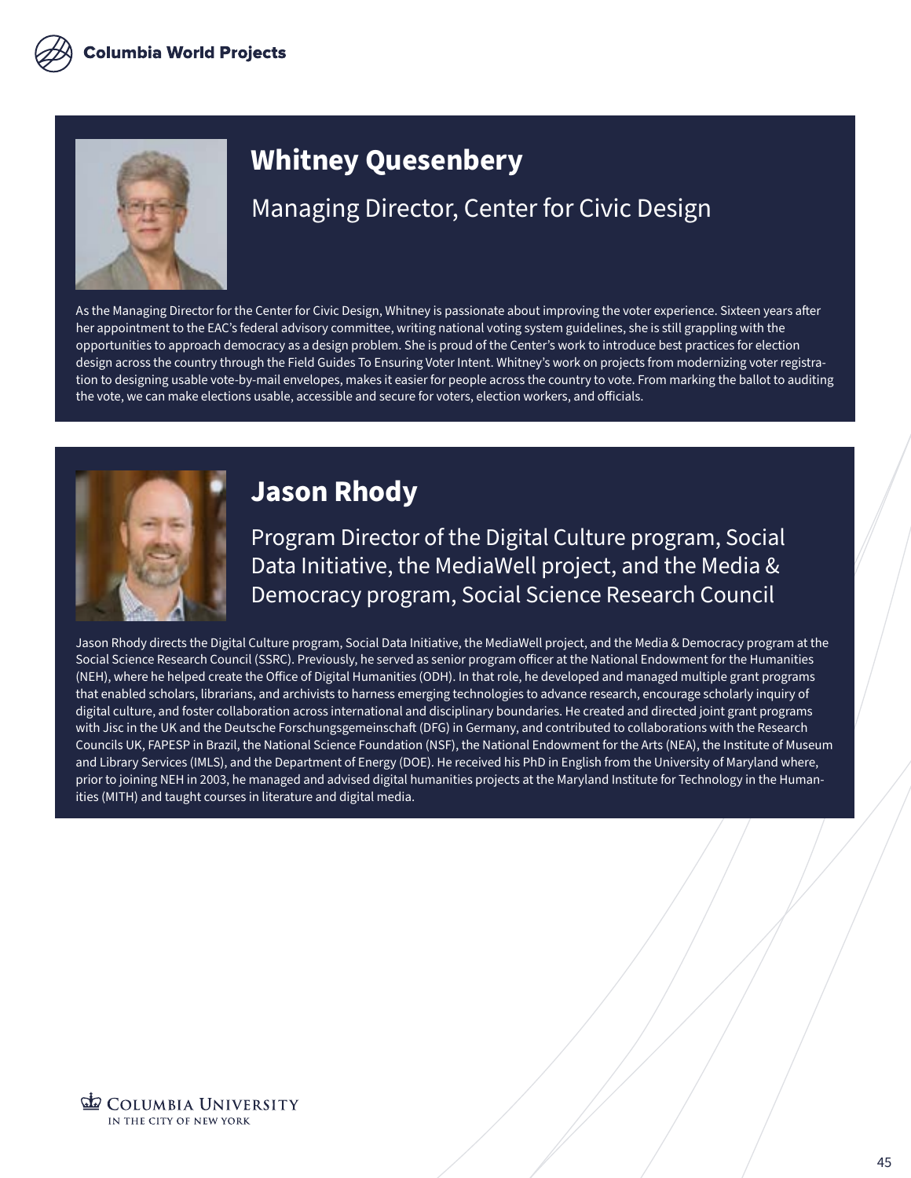## Whitney Quesenbery

### Managing Director, Center for Civic Design

As the Managing Director for the Center for Civic Design, Whitney is passionate about improving the voter experience. Sixteen years after her appointment to the EAC's federal advisory committee, writing national voting system guidelines, she is still grappling with the opportunities to approach democracy as a design problem. She is proud of the Center's work to introduce best practices for election design across the country through the Field Guides To Ensuring Voter Intent. Whitney's work on projects from modernizing voter registration to designing usable vote-by-mail envelopes, makes it easier for people across the country to vote. From marking the ballot to auditing the vote, we can make elections usable, accessible and secure for voters, election workers, and officials.

## Jason Rhody

### Program Director of the Digital Culture program, Social Data Initiative, the MediaWell project, and the Media & Democracy program, Social Science Research Council

Jason Rhody directs the Digital Culture program, Social Data Initiative, the MediaWell project, and the Media & Democracy program at the Social Science Research Council (SSRC). Previously, he served as senior program officer at the National Endowment for the Humanities (NEH), where he helped create the Office of Digital Humanities (ODH). In that role, he developed and managed multiple grant programs that enabled scholars, librarians, and archivists to harness emerging technologies to advance research, encourage scholarly inquiry of digital culture, and foster collaboration across international and disciplinary boundaries. He created and directed joint grant programs with Jisc in the UK and the Deutsche Forschungsgemeinschaft (DFG) in Germany, and contributed to collaborations with the Research Councils UK, FAPESP in Brazil, the National Science Foundation (NSF), the National Endowment for the Arts (NEA), the Institute of Museum and Library Services (IMLS), and the Department of Energy (DOE). He received his PhD in English from the University of Maryland where, prior to joining NEH in 2003, he managed and advised digital humanities projects at the Maryland Institute for Technology in the Humanities (MITH) and taught courses in literature and digital media.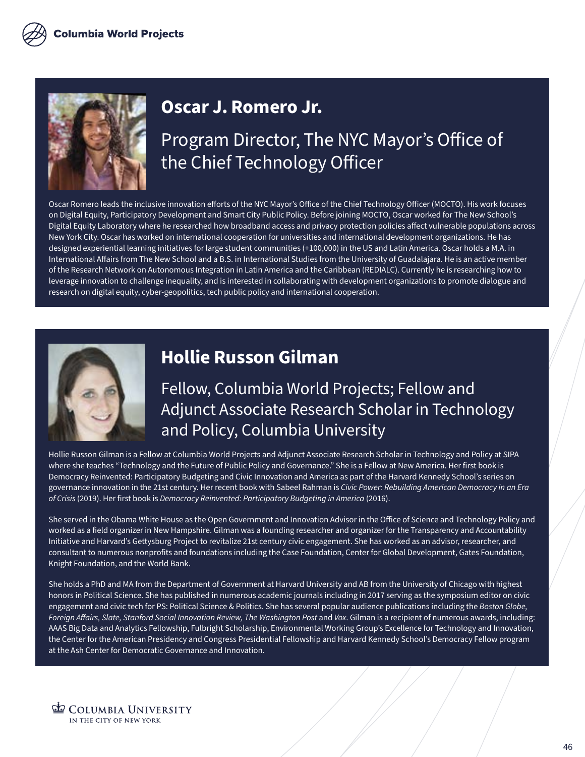## Oscar J. Romero Jr.

### Program Director, The NYC Mayor's Office of the Chief Technology Officer

Oscar Romero leads the inclusive innovation efforts of the NYC Mayor's Office of the Chief Technology Officer (MOCTO). His work focuses on Digital Equity, Participatory Development and Smart City Public Policy. Before joining MOCTO, Oscar worked for The New School's Digital Equity Laboratory where he researched how broadband access and privacy protection policies affect vulnerable populations across New York City. Oscar has worked on international cooperation for universities and international development organizations. He has designed experiential learning initiatives for large student communities (+100,000) in the US and Latin America. Oscar holds a M.A. in International Affairs from The New School and a B.S. in International Studies from the University of Guadalajara. He is an active member of the Research Network on Autonomous Integration in Latin America and the Caribbean (REDIALC). Currently he is researching how to leverage innovation to challenge inequality, and is interested in collaborating with development organizations to promote dialogue and research on digital equity, cyber-geopolitics, tech public policy and international cooperation.

## Hollie Russon Gilman

### Fellow, Columbia World Projects; Fellow and Adjunct Associate Research Scholar in Technology and Policy, Columbia University

Hollie Russon Gilman is a Fellow at Columbia World Projects and Adjunct Associate Research Scholar in Technology and Policy at SIPA where she teaches "Technology and the Future of Public Policy and Governance." She is a Fellow at New America. Her first book is Democracy Reinvented: Participatory Budgeting and Civic Innovation and America as part of the Harvard Kennedy School's series on governance innovation in the 21st century. Her recent book with Sabeel Rahman is *Civic Power: Rebuilding American Democracy in an Era of Crisis* (2019). Her first book is *Democracy Reinvented: Participatory Budgeting in America* (2016).

She served in the Obama White House as the Open Government and Innovation Advisor in the Office of Science and Technology Policy and worked as a field organizer in New Hampshire. Gilman was a founding researcher and organizer for the Transparency and Accountability Initiative and Harvard's Gettysburg Project to revitalize 21st century civic engagement. She has worked as an advisor, researcher, and consultant to numerous nonprofits and foundations including the Case Foundation, Center for Global Development, Gates Foundation, Knight Foundation, and the World Bank.

She holds a PhD and MA from the Department of Government at Harvard University and AB from the University of Chicago with highest honors in Political Science. She has published in numerous academic journals including in 2017 serving as the symposium editor on civic engagement and civic tech for PS: Political Science & Politics. She has several popular audience publications including the *Boston Globe, Foreign Affairs, Slate, Stanford Social Innovation Review, The Washington Post* and *Vox*. Gilman is a recipient of numerous awards, including: AAAS Big Data and Analytics Fellowship, Fulbright Scholarship, Environmental Working Group's Excellence for Technology and Innovation, the Center for the American Presidency and Congress Presidential Fellowship and Harvard Kennedy School's Democracy Fellow program at the Ash Center for Democratic Governance and Innovation.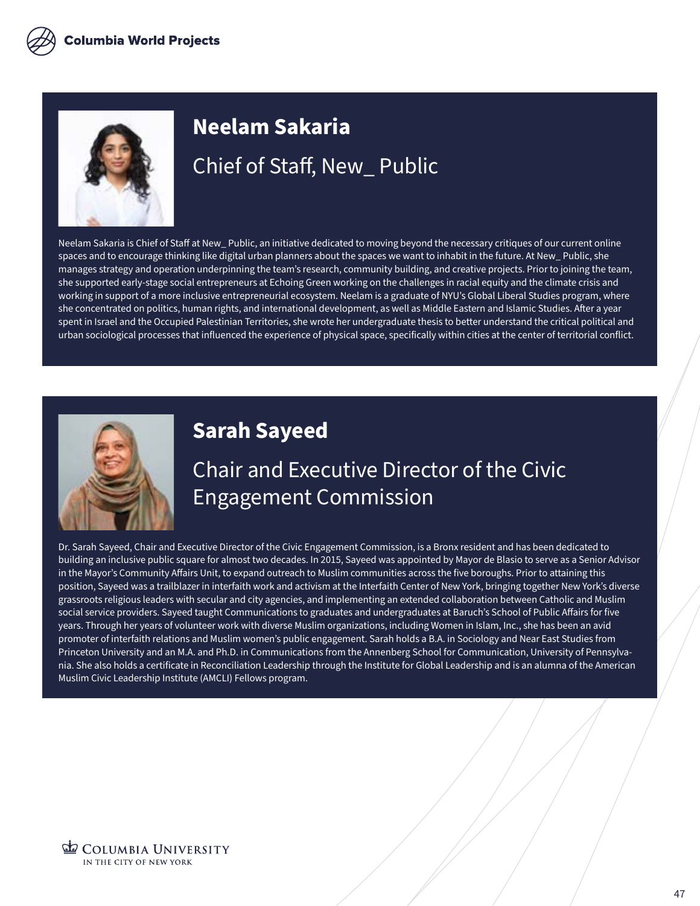## Neelam Sakaria

### Chief of Staff, New_ Public

Neelam Sakaria is Chief of Staff at New_ Public, an initiative dedicated to moving beyond the necessary critiques of our current online spaces and to encourage thinking like digital urban planners about the spaces we want to inhabit in the future. At New_ Public, she manages strategy and operation underpinning the team's research, community building, and creative projects. Prior to joining the team, she supported early-stage social entrepreneurs at Echoing Green working on the challenges in racial equity and the climate crisis and working in support of a more inclusive entrepreneurial ecosystem. Neelam is a graduate of NYU's Global Liberal Studies program, where she concentrated on politics, human rights, and international development, as well as Middle Eastern and Islamic Studies. After a year spent in Israel and the Occupied Palestinian Territories, she wrote her undergraduate thesis to better understand the critical political and urban sociological processes that influenced the experience of physical space, specifically within cities at the center of territorial conflict.

## Sarah Sayeed

### Chair and Executive Director of the Civic Engagement Commission

Dr. Sarah Sayeed, Chair and Executive Director of the Civic Engagement Commission, is a Bronx resident and has been dedicated to building an inclusive public square for almost two decades. In 2015, Sayeed was appointed by Mayor de Blasio to serve as a Senior Advisor in the Mayor's Community Affairs Unit, to expand outreach to Muslim communities across the five boroughs. Prior to attaining this position, Sayeed was a trailblazer in interfaith work and activism at the Interfaith Center of New York, bringing together New York's diverse grassroots religious leaders with secular and city agencies, and implementing an extended collaboration between Catholic and Muslim social service providers. Sayeed taught Communications to graduates and undergraduates at Baruch's School of Public Affairs for five years. Through her years of volunteer work with diverse Muslim organizations, including Women in Islam, Inc., she has been an avid promoter of interfaith relations and Muslim women's public engagement. Sarah holds a B.A. in Sociology and Near East Studies from Princeton University and an M.A. and Ph.D. in Communications from the Annenberg School for Communication, University of Pennsylvania. She also holds a certificate in Reconciliation Leadership through the Institute for Global Leadership and is an alumna of the American Muslim Civic Leadership Institute (AMCLI) Fellows program.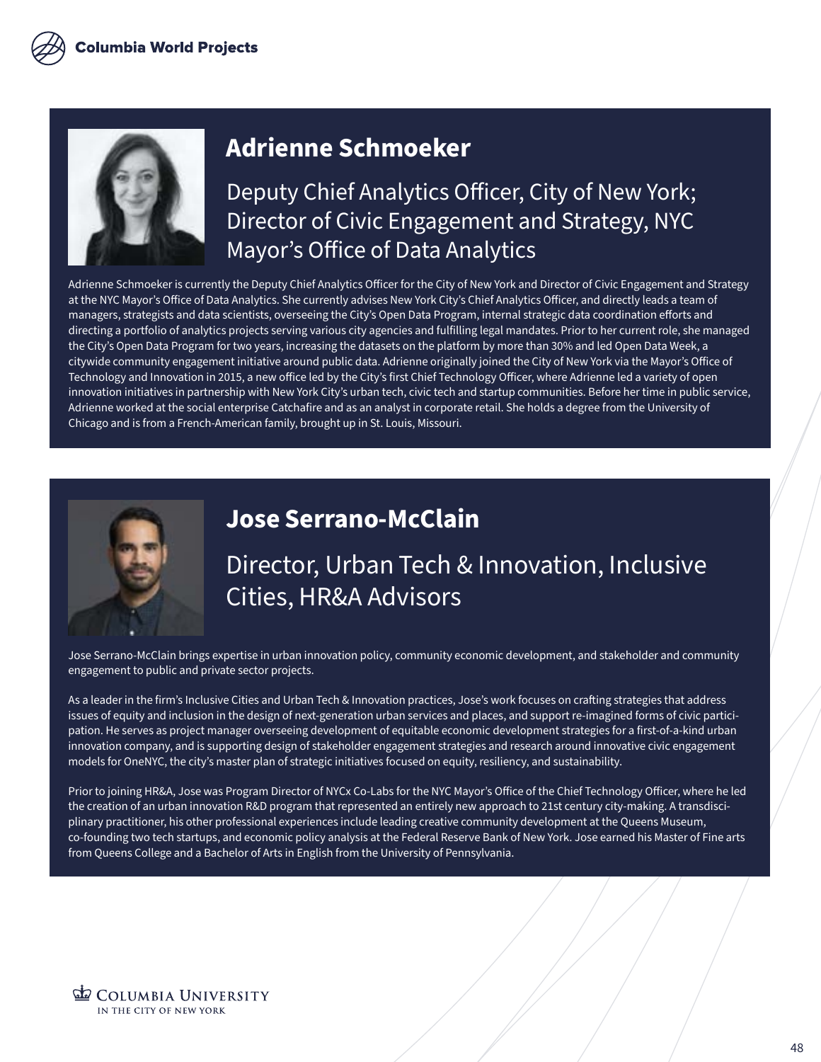## Adrienne Schmoeker

### Deputy Chief Analytics Officer, City of New York; Director of Civic Engagement and Strategy, NYC Mayor's Office of Data Analytics

Adrienne Schmoeker is currently the Deputy Chief Analytics Officer for the City of New York and Director of Civic Engagement and Strategy at the NYC Mayor's Office of Data Analytics. She currently advises New York City's Chief Analytics Officer, and directly leads a team of managers, strategists and data scientists, overseeing the City's Open Data Program, internal strategic data coordination efforts and directing a portfolio of analytics projects serving various city agencies and fulfilling legal mandates. Prior to her current role, she managed the City's Open Data Program for two years, increasing the datasets on the platform by more than 30% and led Open Data Week, a citywide community engagement initiative around public data. Adrienne originally joined the City of New York via the Mayor's Office of Technology and Innovation in 2015, a new office led by the City's first Chief Technology Officer, where Adrienne led a variety of open innovation initiatives in partnership with New York City's urban tech, civic tech and startup communities. Before her time in public service, Adrienne worked at the social enterprise Catchafire and as an analyst in corporate retail. She holds a degree from the University of Chicago and is from a French-American family, brought up in St. Louis, Missouri.

## Jose Serrano-McClain

### Director, Urban Tech & Innovation, Inclusive Cities, HR&A Advisors

Jose Serrano-McClain brings expertise in urban innovation policy, community economic development, and stakeholder and community engagement to public and private sector projects.

As a leader in the firm's Inclusive Cities and Urban Tech & Innovation practices, Jose's work focuses on crafting strategies that address issues of equity and inclusion in the design of next-generation urban services and places, and support re-imagined forms of civic participation. He serves as project manager overseeing development of equitable economic development strategies for a first-of-a-kind urban innovation company, and is supporting design of stakeholder engagement strategies and research around innovative civic engagement models for OneNYC, the city's master plan of strategic initiatives focused on equity, resiliency, and sustainability.

Prior to joining HR&A, Jose was Program Director of NYCx Co-Labs for the NYC Mayor's Office of the Chief Technology Officer, where he led the creation of an urban innovation R&D program that represented an entirely new approach to 21st century city-making. A transdisciplinary practitioner, his other professional experiences include leading creative community development at the Queens Museum, co-founding two tech startups, and economic policy analysis at the Federal Reserve Bank of New York. Jose earned his Master of Fine arts from Queens College and a Bachelor of Arts in English from the University of Pennsylvania.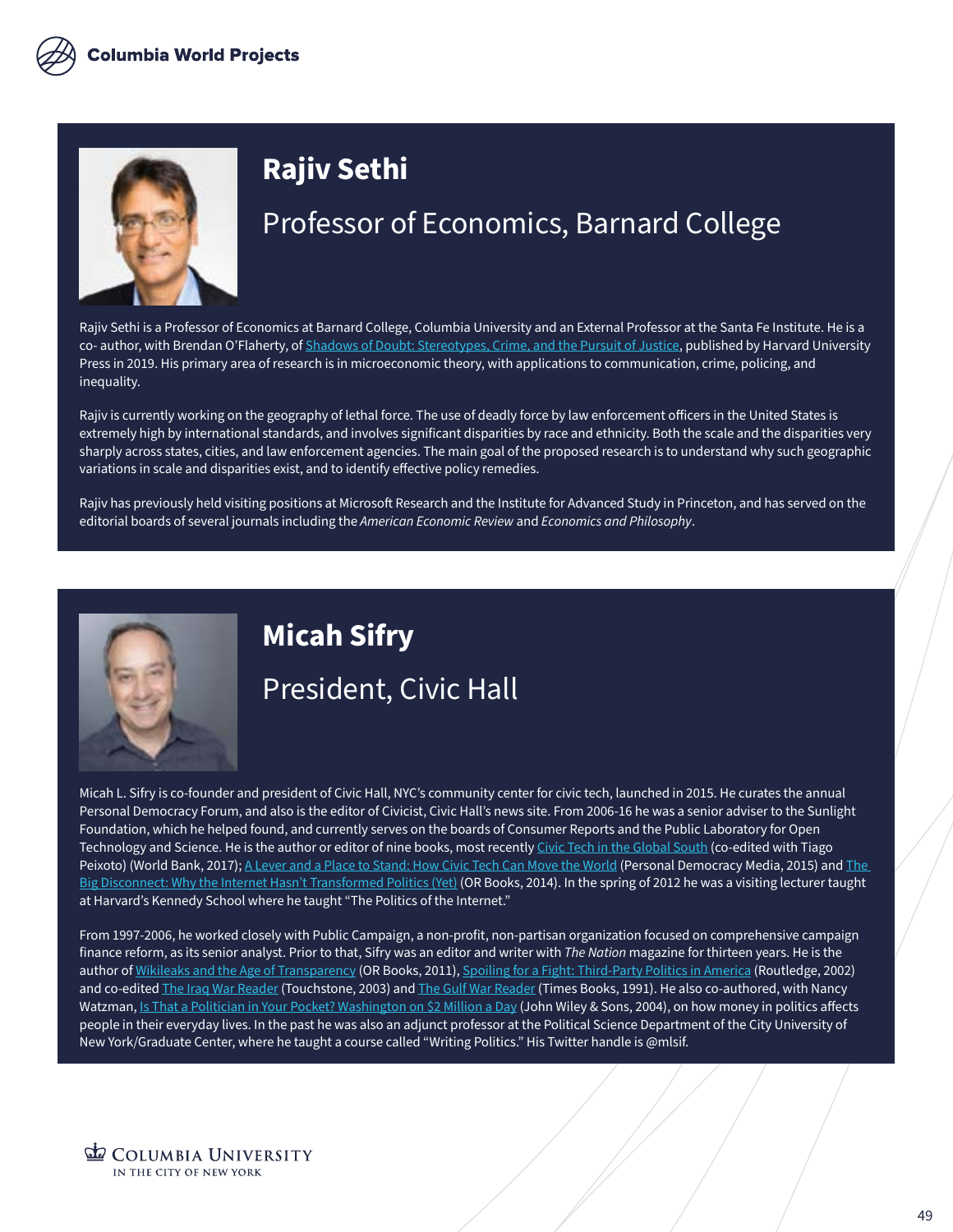## Rajiv Sethi

### Professor of Economics, Barnard College

Rajiv Sethi is a Professor of Economics at Barnard College, Columbia University and an External Professor at the Santa Fe Institute. He is a co- author, with Brendan O'Flaherty, of Shadows of Doubt: Stereotypes, Crime, and the Pursuit of Justice, published by Harvard University Press in 2019. His primary area of research is in microeconomic theory, with applications to communication, crime, policing, and inequality.

Rajiv is currently working on the geography of lethal force. The use of deadly force by law enforcement officers in the United States is extremely high by international standards, and involves significant disparities by race and ethnicity. Both the scale and the disparities very sharply across states, cities, and law enforcement agencies. The main goal of the proposed research is to understand why such geographic variations in scale and disparities exist, and to identify effective policy remedies.

Rajiv has previously held visiting positions at Microsoft Research and the Institute for Advanced Study in Princeton, and has served on the editorial boards of several journals including the *American Economic Review* and *Economics and Philosophy*.

## Micah Sifry

### President, Civic Hall

Micah L. Sifry is co-founder and president of Civic Hall, NYC's community center for civic tech, launched in 2015. He curates the annual Personal Democracy Forum, and also is the editor of Civicist, Civic Hall's news site. From 2006-16 he was a senior adviser to the Sunlight Foundation, which he helped found, and currently serves on the boards of Consumer Reports and the Public Laboratory for Open Technology and Science. He is the author or editor of nine books, most recently Civic Tech in the Global South (co-edited with Tiago Peixoto) (World Bank, 2017); A Lever and a Place to Stand: How Civic Tech Can Move the World (Personal Democracy Media, 2015) and The Big Disconnect: Why the Internet Hasn't Transformed Politics (Yet) (OR Books, 2014). In the spring of 2012 he was a visiting lecturer taught at Harvard's Kennedy School where he taught "The Politics of the Internet."

From 1997-2006, he worked closely with Public Campaign, a non-profit, non-partisan organization focused on comprehensive campaign finance reform, as its senior analyst. Prior to that, Sifry was an editor and writer with *The Nation* magazine for thirteen years. He is the author of Wikileaks and the Age of Transparency (OR Books, 2011), Spoiling for a Fight: Third-Party Politics in America (Routledge, 2002) and co-edited The Iraq War Reader (Touchstone, 2003) and The Gulf War Reader (Times Books, 1991). He also co-authored, with Nancy Watzman, Is That a Politician in Your Pocket? Washington on $2 Million a Day (John Wiley & Sons, 2004), on how money in politics affects people in their everyday lives. In the past he was also an adjunct professor at the Political Science Department of the City University of New York/Graduate Center, where he taught a course called "Writing Politics." His Twitter handle is @mlsif.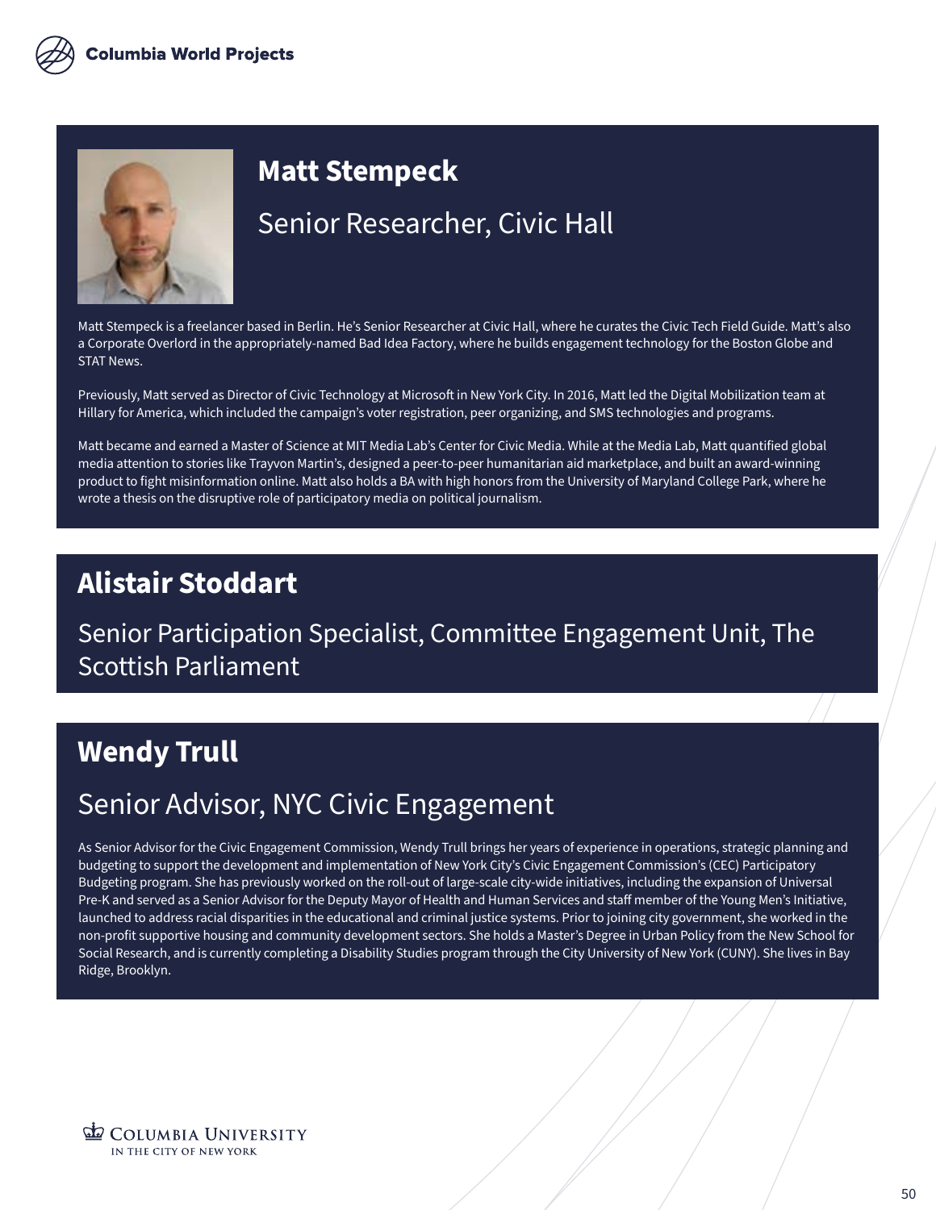## Matt Stempeck

### Senior Researcher, Civic Hall

Matt Stempeck is a freelancer based in Berlin. He's Senior Researcher at Civic Hall, where he curates the Civic Tech Field Guide. Matt's also a Corporate Overlord in the appropriately-named Bad Idea Factory, where he builds engagement technology for the Boston Globe and STAT News.

Previously, Matt served as Director of Civic Technology at Microsoft in New York City. In 2016, Matt led the Digital Mobilization team at Hillary for America, which included the campaign's voter registration, peer organizing, and SMS technologies and programs.

Matt became and earned a Master of Science at MIT Media Lab's Center for Civic Media. While at the Media Lab, Matt quantified global media attention to stories like Trayvon Martin's, designed a peer-to-peer humanitarian aid marketplace, and built an award-winning product to fight misinformation online. Matt also holds a BA with high honors from the University of Maryland College Park, where he wrote a thesis on the disruptive role of participatory media on political journalism.

## Alistair Stoddart

### Senior Participation Specialist, Committee Engagement Unit, The Scottish Parliament

## Wendy Trull

### Senior Advisor, NYC Civic Engagement

As Senior Advisor for the Civic Engagement Commission, Wendy Trull brings her years of experience in operations, strategic planning and budgeting to support the development and implementation of New York City's Civic Engagement Commission's (CEC) Participatory Budgeting program. She has previously worked on the roll-out of large-scale city-wide initiatives, including the expansion of Universal Pre-K and served as a Senior Advisor for the Deputy Mayor of Health and Human Services and staff member of the Young Men's Initiative, launched to address racial disparities in the educational and criminal justice systems. Prior to joining city government, she worked in the non-profit supportive housing and community development sectors. She holds a Master's Degree in Urban Policy from the New School for Social Research, and is currently completing a Disability Studies program through the City University of New York (CUNY). She lives in Bay Ridge, Brooklyn.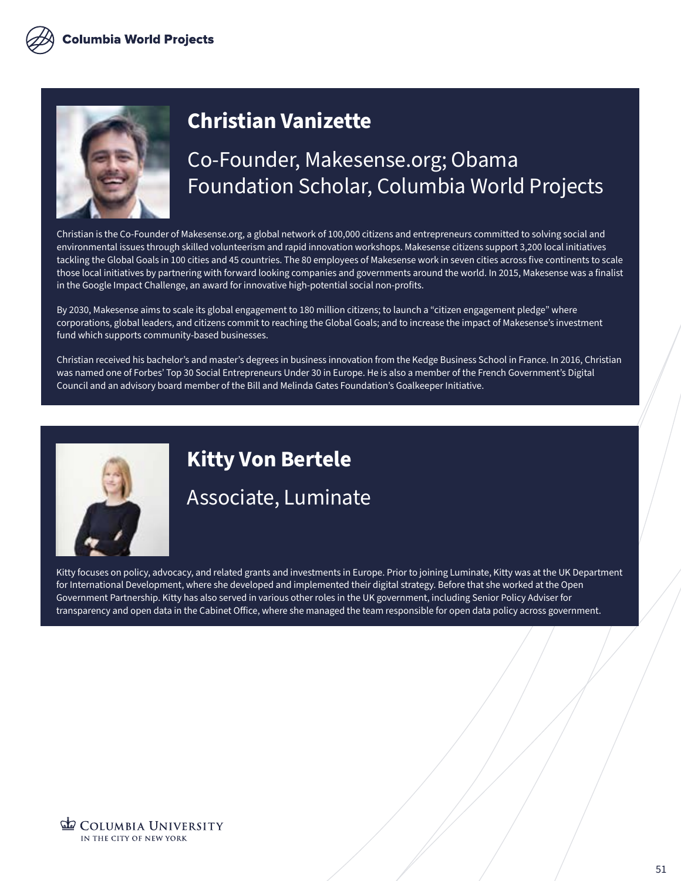## Christian Vanizette

### Co-Founder, Makesense.org; Obama Foundation Scholar, Columbia World Projects

Christian is the Co-Founder of Makesense.org, a global network of 100,000 citizens and entrepreneurs committed to solving social and environmental issues through skilled volunteerism and rapid innovation workshops. Makesense citizens support 3,200 local initiatives tackling the Global Goals in 100 cities and 45 countries. The 80 employees of Makesense work in seven cities across five continents to scale those local initiatives by partnering with forward looking companies and governments around the world. In 2015, Makesense was a finalist in the Google Impact Challenge, an award for innovative high-potential social non-profits.

By 2030, Makesense aims to scale its global engagement to 180 million citizens; to launch a "citizen engagement pledge" where corporations, global leaders, and citizens commit to reaching the Global Goals; and to increase the impact of Makesense's investment fund which supports community-based businesses.

Christian received his bachelor's and master's degrees in business innovation from the Kedge Business School in France. In 2016, Christian was named one of Forbes' Top 30 Social Entrepreneurs Under 30 in Europe. He is also a member of the French Government's Digital Council and an advisory board member of the Bill and Melinda Gates Foundation's Goalkeeper Initiative.

## Kitty Von Bertele

### Associate, Luminate

Kitty focuses on policy, advocacy, and related grants and investments in Europe. Prior to joining Luminate, Kitty was at the UK Department for International Development, where she developed and implemented their digital strategy. Before that she worked at the Open Government Partnership. Kitty has also served in various other roles in the UK government, including Senior Policy Adviser for transparency and open data in the Cabinet Office, where she managed the team responsible for open data policy across government.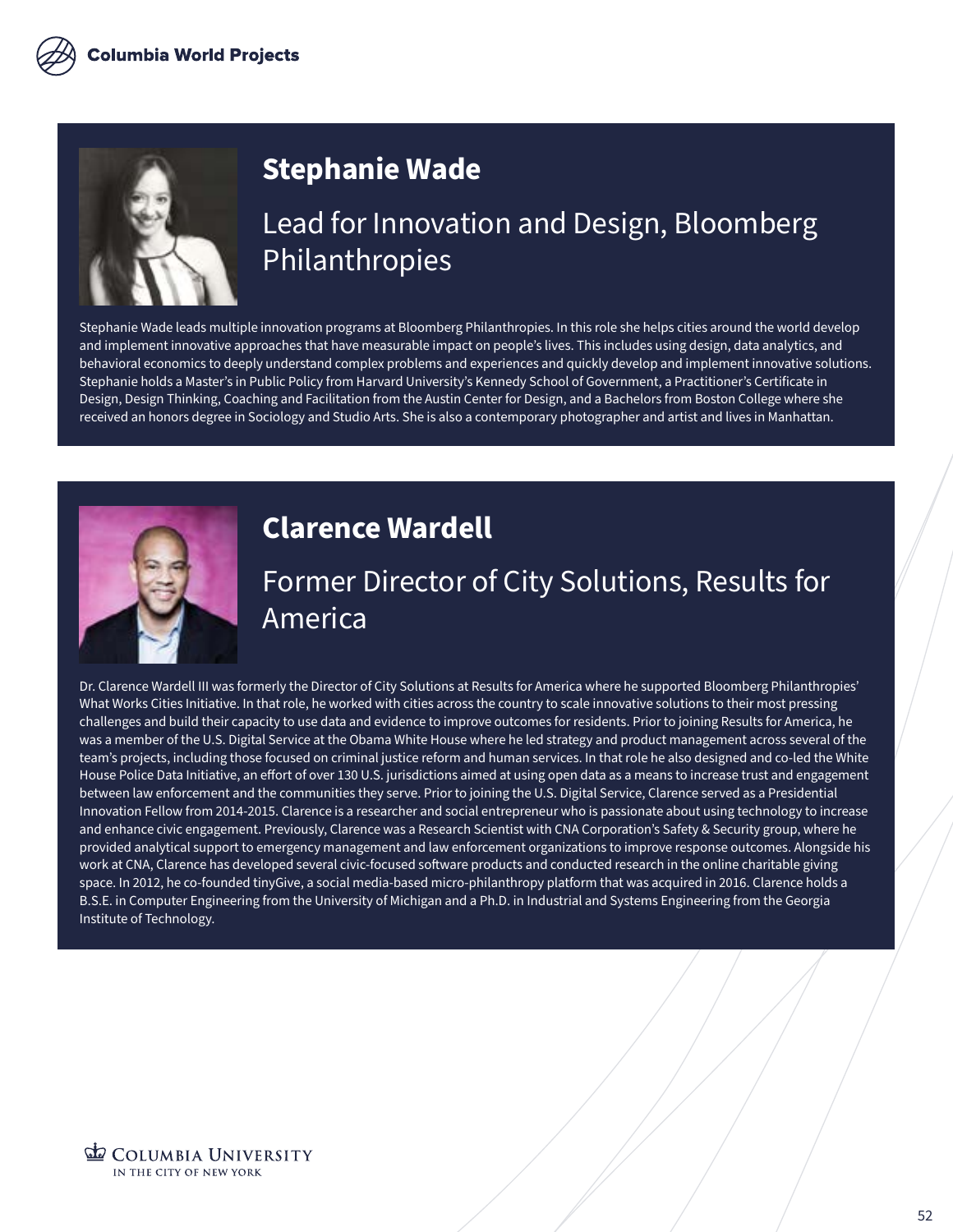## Stephanie Wade

### Lead for Innovation and Design, Bloomberg Philanthropies

Stephanie Wade leads multiple innovation programs at Bloomberg Philanthropies. In this role she helps cities around the world develop and implement innovative approaches that have measurable impact on people's lives. This includes using design, data analytics, and behavioral economics to deeply understand complex problems and experiences and quickly develop and implement innovative solutions. Stephanie holds a Master's in Public Policy from Harvard University's Kennedy School of Government, a Practitioner's Certificate in Design, Design Thinking, Coaching and Facilitation from the Austin Center for Design, and a Bachelors from Boston College where she received an honors degree in Sociology and Studio Arts. She is also a contemporary photographer and artist and lives in Manhattan.

## Clarence Wardell

### Former Director of City Solutions, Results for America

Dr. Clarence Wardell III was formerly the Director of City Solutions at Results for America where he supported Bloomberg Philanthropies' What Works Cities Initiative. In that role, he worked with cities across the country to scale innovative solutions to their most pressing challenges and build their capacity to use data and evidence to improve outcomes for residents. Prior to joining Results for America, he was a member of the U.S. Digital Service at the Obama White House where he led strategy and product management across several of the team's projects, including those focused on criminal justice reform and human services. In that role he also designed and co-led the White House Police Data Initiative, an effort of over 130 U.S. jurisdictions aimed at using open data as a means to increase trust and engagement between law enforcement and the communities they serve. Prior to joining the U.S. Digital Service, Clarence served as a Presidential Innovation Fellow from 2014-2015. Clarence is a researcher and social entrepreneur who is passionate about using technology to increase and enhance civic engagement. Previously, Clarence was a Research Scientist with CNA Corporation's Safety & Security group, where he provided analytical support to emergency management and law enforcement organizations to improve response outcomes. Alongside his work at CNA, Clarence has developed several civic-focused software products and conducted research in the online charitable giving space. In 2012, he co-founded tinyGive, a social media-based micro-philanthropy platform that was acquired in 2016. Clarence holds a B.S.E. in Computer Engineering from the University of Michigan and a Ph.D. in Industrial and Systems Engineering from the Georgia Institute of Technology.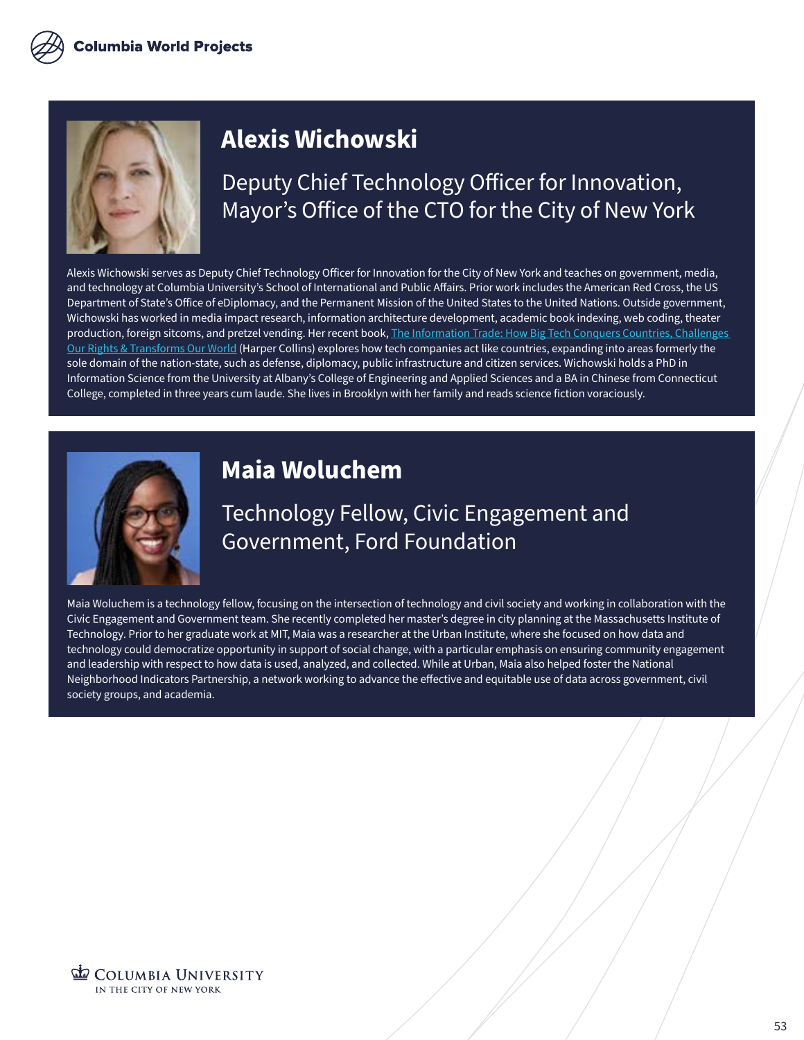## Alexis Wichowski

### Deputy Chief Technology Officer for Innovation, Mayor's Office of the CTO for the City of New York

Alexis Wichowski serves as Deputy Chief Technology Officer for Innovation for the City of New York and teaches on government, media, and technology at Columbia University's School of International and Public Affairs. Prior work includes the American Red Cross, the US Department of State's Office of eDiplomacy, and the Permanent Mission of the United States to the United Nations. Outside government, Wichowski has worked in media impact research, information architecture development, academic book indexing, web coding, theater production, foreign sitcoms, and pretzel vending. Her recent book, The Information Trade: How Big Tech Conquers Countries, Challenges Our Rights & Transforms Our World (Harper Collins) explores how tech companies act like countries, expanding into areas formerly the sole domain of the nation-state, such as defense, diplomacy, public infrastructure and citizen services. Wichowski holds a PhD in Information Science from the University at Albany's College of Engineering and Applied Sciences and a BA in Chinese from Connecticut College, completed in three years cum laude. She lives in Brooklyn with her family and reads science fiction voraciously.

## Maia Woluchem

### Technology Fellow, Civic Engagement and Government, Ford Foundation

Maia Woluchem is a technology fellow, focusing on the intersection of technology and civil society and working in collaboration with the Civic Engagement and Government team. She recently completed her master's degree in city planning at the Massachusetts Institute of Technology. Prior to her graduate work at MIT, Maia was a researcher at the Urban Institute, where she focused on how data and technology could democratize opportunity in support of social change, with a particular emphasis on ensuring community engagement and leadership with respect to how data is used, analyzed, and collected. While at Urban, Maia also helped foster the National Neighborhood Indicators Partnership, a network working to advance the effective and equitable use of data across government, civil society groups, and academia.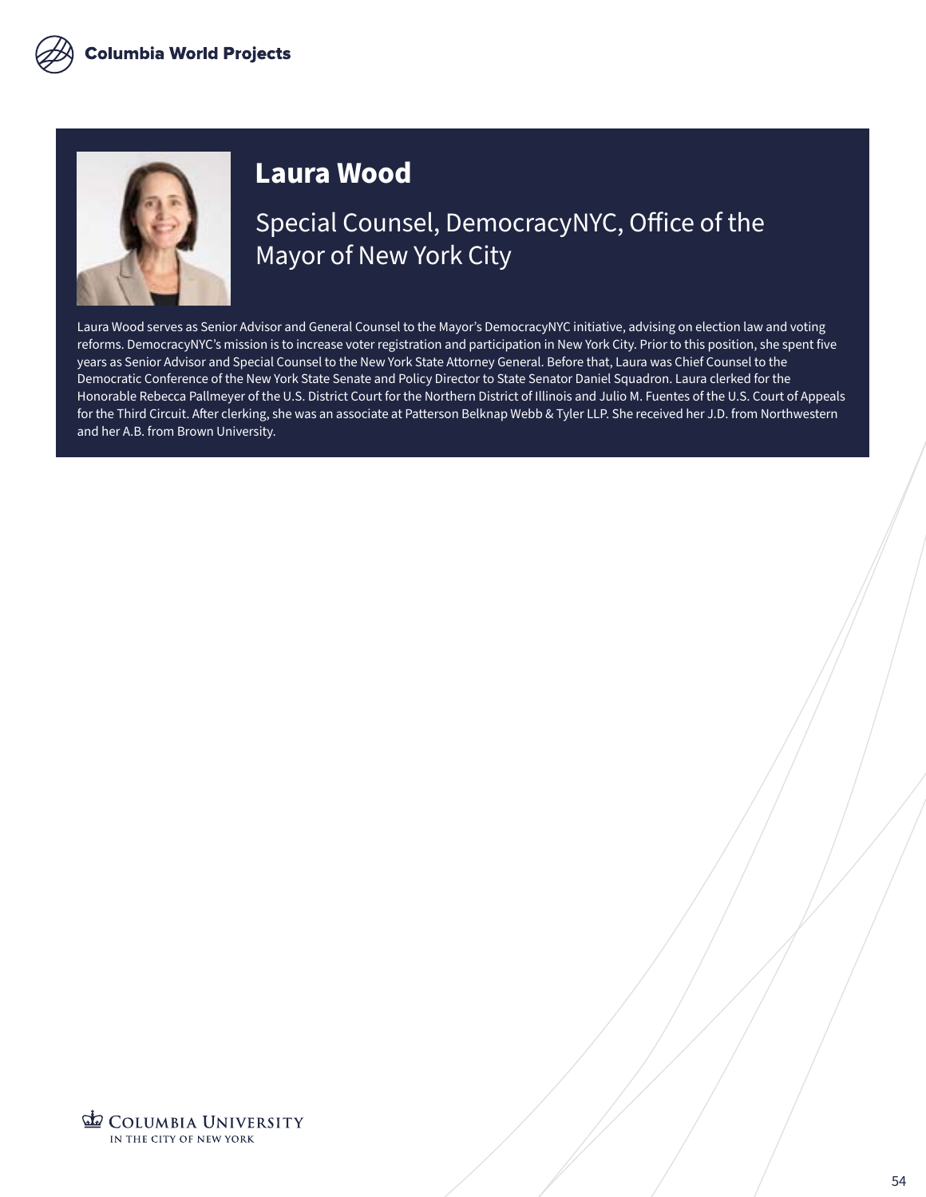## Laura Wood

### Special Counsel, DemocracyNYC, Office of the Mayor of New York City

Laura Wood serves as Senior Advisor and General Counsel to the Mayor's DemocracyNYC initiative, advising on election law and voting reforms. DemocracyNYC's mission is to increase voter registration and participation in New York City. Prior to this position, she spent five years as Senior Advisor and Special Counsel to the New York State Attorney General. Before that, Laura was Chief Counsel to the Democratic Conference of the New York State Senate and Policy Director to State Senator Daniel Squadron. Laura clerked for the Honorable Rebecca Pallmeyer of the U.S. District Court for the Northern District of Illinois and Julio M. Fuentes of the U.S. Court of Appeals for the Third Circuit. After clerking, she was an associate at Patterson Belknap Webb & Tyler LLP. She received her J.D. from Northwestern and her A.B. from Brown University.